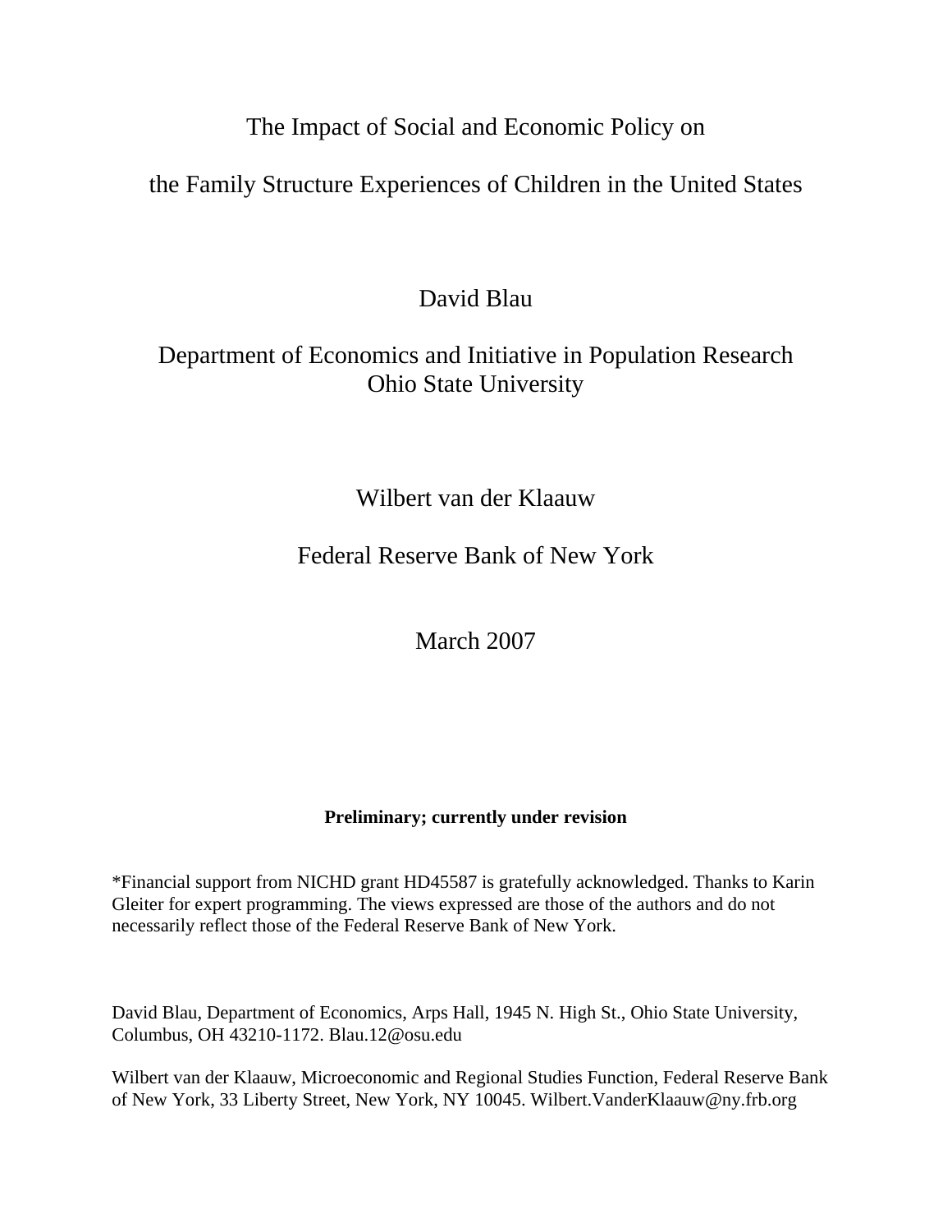# The Impact of Social and Economic Policy on the Family Structure Experiences of Children in the United States

David Blau

Department of Economics and Initiative in Population Research
Ohio State University

Wilbert van der Klaauw

Federal Reserve Bank of New York

March 2007

**Preliminary; currently under revision**

*Financial support from NICHD grant HD45587 is gratefully acknowledged. Thanks to Karin Gleiter for expert programming. The views expressed are those of the authors and do not necessarily reflect those of the Federal Reserve Bank of New York.

David Blau, Department of Economics, Arps Hall, 1945 N. High St., Ohio State University, Columbus, OH 43210-1172. Blau.12@osu.edu

Wilbert van der Klaauw, Microeconomic and Regional Studies Function, Federal Reserve Bank of New York, 33 Liberty Street, New York, NY 10045. Wilbert.VanderKlaauw@ny.frb.org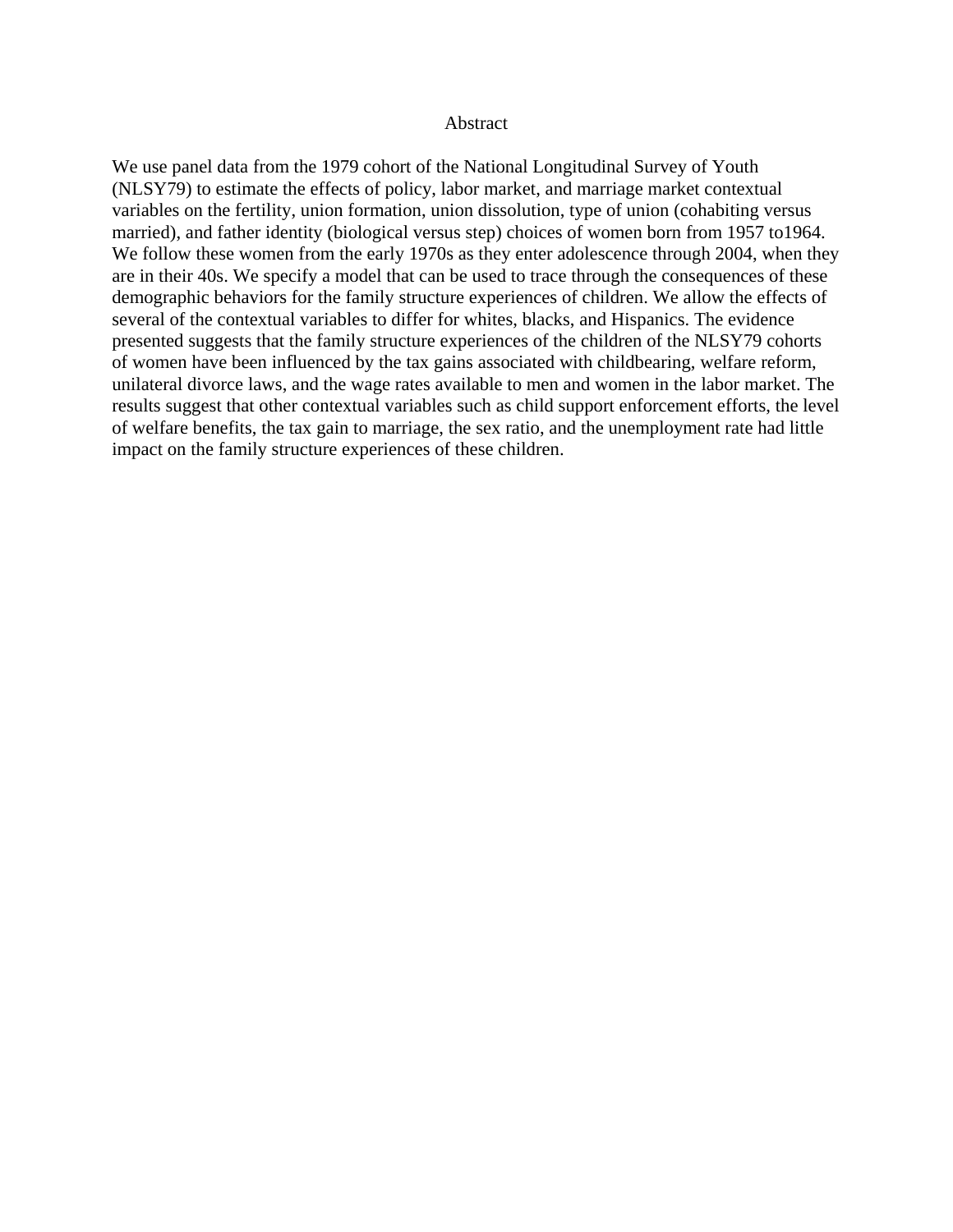## Abstract

We use panel data from the 1979 cohort of the National Longitudinal Survey of Youth (NLSY79) to estimate the effects of policy, labor market, and marriage market contextual variables on the fertility, union formation, union dissolution, type of union (cohabiting versus married), and father identity (biological versus step) choices of women born from 1957 to1964. We follow these women from the early 1970s as they enter adolescence through 2004, when they are in their 40s. We specify a model that can be used to trace through the consequences of these demographic behaviors for the family structure experiences of children. We allow the effects of several of the contextual variables to differ for whites, blacks, and Hispanics. The evidence presented suggests that the family structure experiences of the children of the NLSY79 cohorts of women have been influenced by the tax gains associated with childbearing, welfare reform, unilateral divorce laws, and the wage rates available to men and women in the labor market. The results suggest that other contextual variables such as child support enforcement efforts, the level of welfare benefits, the tax gain to marriage, the sex ratio, and the unemployment rate had little impact on the family structure experiences of these children.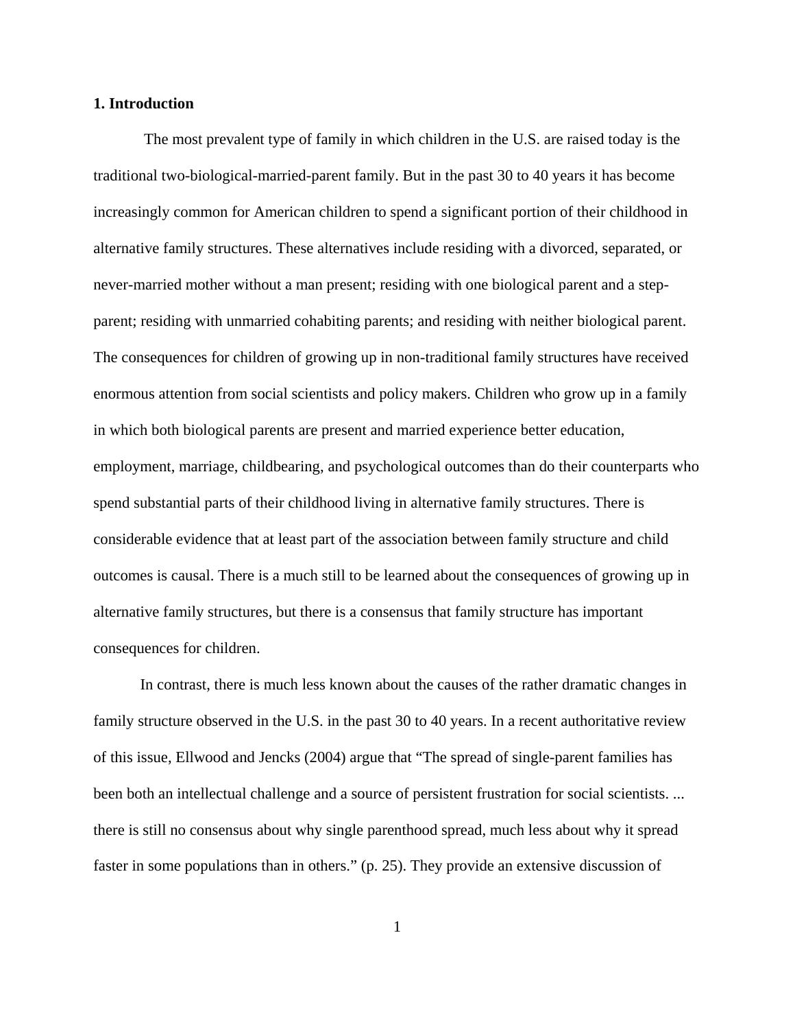## 1. Introduction

The most prevalent type of family in which children in the U.S. are raised today is the traditional two-biological-married-parent family. But in the past 30 to 40 years it has become increasingly common for American children to spend a significant portion of their childhood in alternative family structures. These alternatives include residing with a divorced, separated, or never-married mother without a man present; residing with one biological parent and a step-parent; residing with unmarried cohabiting parents; and residing with neither biological parent. The consequences for children of growing up in non-traditional family structures have received enormous attention from social scientists and policy makers. Children who grow up in a family in which both biological parents are present and married experience better education, employment, marriage, childbearing, and psychological outcomes than do their counterparts who spend substantial parts of their childhood living in alternative family structures. There is considerable evidence that at least part of the association between family structure and child outcomes is causal. There is a much still to be learned about the consequences of growing up in alternative family structures, but there is a consensus that family structure has important consequences for children.

In contrast, there is much less known about the causes of the rather dramatic changes in family structure observed in the U.S. in the past 30 to 40 years. In a recent authoritative review of this issue, Ellwood and Jencks (2004) argue that "The spread of single-parent families has been both an intellectual challenge and a source of persistent frustration for social scientists. ... there is still no consensus about why single parenthood spread, much less about why it spread faster in some populations than in others." (p. 25). They provide an extensive discussion of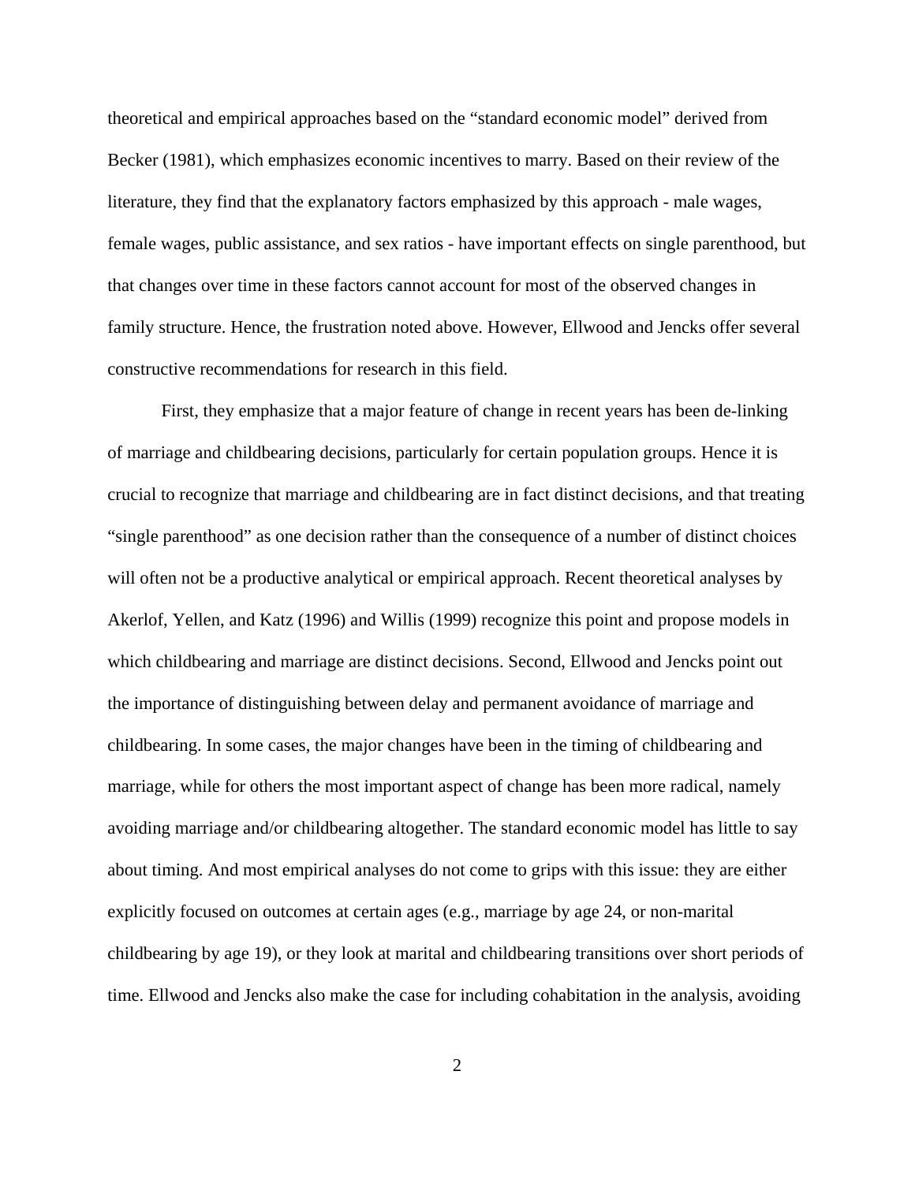theoretical and empirical approaches based on the "standard economic model" derived from Becker (1981), which emphasizes economic incentives to marry. Based on their review of the literature, they find that the explanatory factors emphasized by this approach - male wages, female wages, public assistance, and sex ratios - have important effects on single parenthood, but that changes over time in these factors cannot account for most of the observed changes in family structure. Hence, the frustration noted above. However, Ellwood and Jencks offer several constructive recommendations for research in this field.

First, they emphasize that a major feature of change in recent years has been de-linking of marriage and childbearing decisions, particularly for certain population groups. Hence it is crucial to recognize that marriage and childbearing are in fact distinct decisions, and that treating "single parenthood" as one decision rather than the consequence of a number of distinct choices will often not be a productive analytical or empirical approach. Recent theoretical analyses by Akerlof, Yellen, and Katz (1996) and Willis (1999) recognize this point and propose models in which childbearing and marriage are distinct decisions. Second, Ellwood and Jencks point out the importance of distinguishing between delay and permanent avoidance of marriage and childbearing. In some cases, the major changes have been in the timing of childbearing and marriage, while for others the most important aspect of change has been more radical, namely avoiding marriage and/or childbearing altogether. The standard economic model has little to say about timing. And most empirical analyses do not come to grips with this issue: they are either explicitly focused on outcomes at certain ages (e.g., marriage by age 24, or non-marital childbearing by age 19), or they look at marital and childbearing transitions over short periods of time. Ellwood and Jencks also make the case for including cohabitation in the analysis, avoiding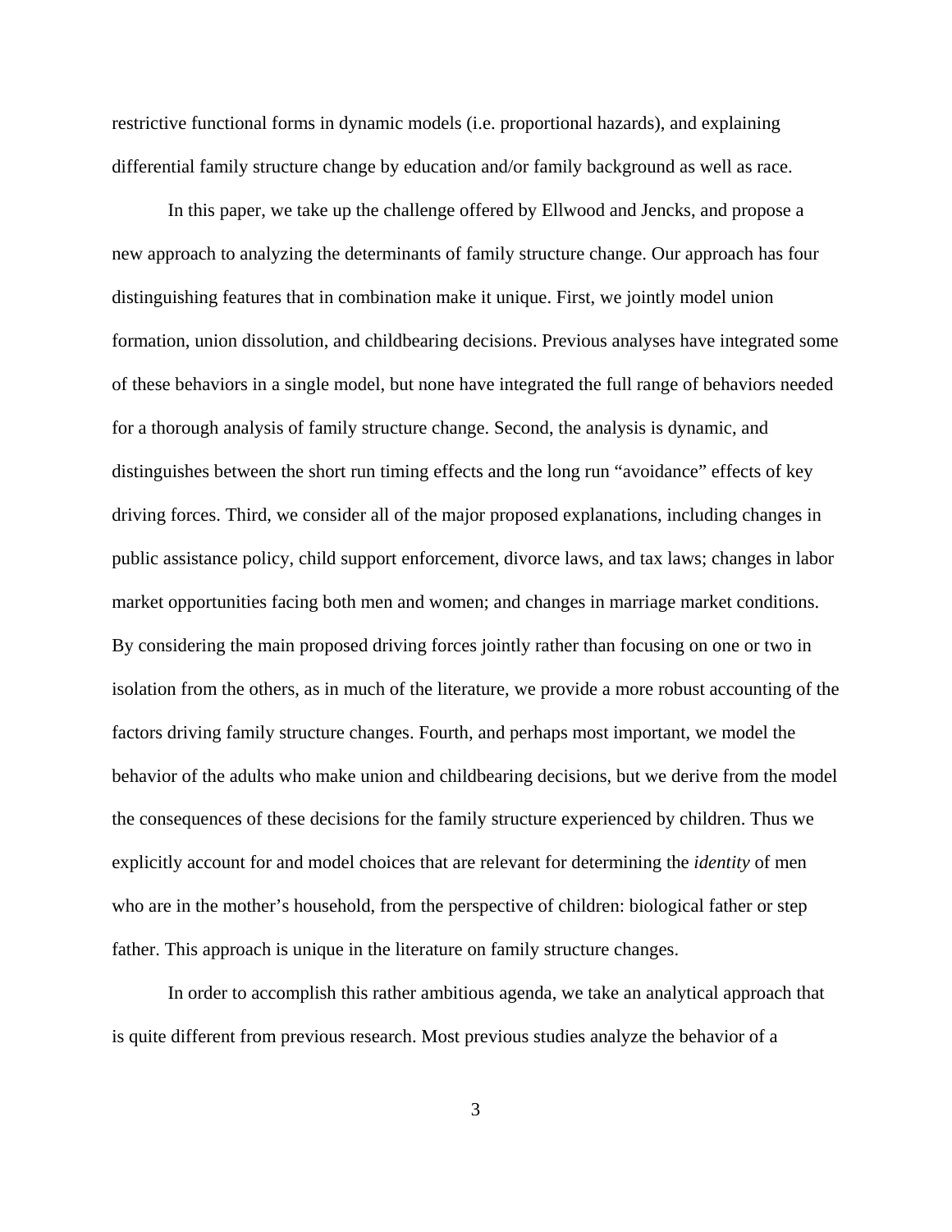restrictive functional forms in dynamic models (i.e. proportional hazards), and explaining differential family structure change by education and/or family background as well as race.

In this paper, we take up the challenge offered by Ellwood and Jencks, and propose a new approach to analyzing the determinants of family structure change. Our approach has four distinguishing features that in combination make it unique. First, we jointly model union formation, union dissolution, and childbearing decisions. Previous analyses have integrated some of these behaviors in a single model, but none have integrated the full range of behaviors needed for a thorough analysis of family structure change. Second, the analysis is dynamic, and distinguishes between the short run timing effects and the long run "avoidance" effects of key driving forces. Third, we consider all of the major proposed explanations, including changes in public assistance policy, child support enforcement, divorce laws, and tax laws; changes in labor market opportunities facing both men and women; and changes in marriage market conditions. By considering the main proposed driving forces jointly rather than focusing on one or two in isolation from the others, as in much of the literature, we provide a more robust accounting of the factors driving family structure changes. Fourth, and perhaps most important, we model the behavior of the adults who make union and childbearing decisions, but we derive from the model the consequences of these decisions for the family structure experienced by children. Thus we explicitly account for and model choices that are relevant for determining the *identity* of men who are in the mother's household, from the perspective of children: biological father or step father. This approach is unique in the literature on family structure changes.

In order to accomplish this rather ambitious agenda, we take an analytical approach that is quite different from previous research. Most previous studies analyze the behavior of a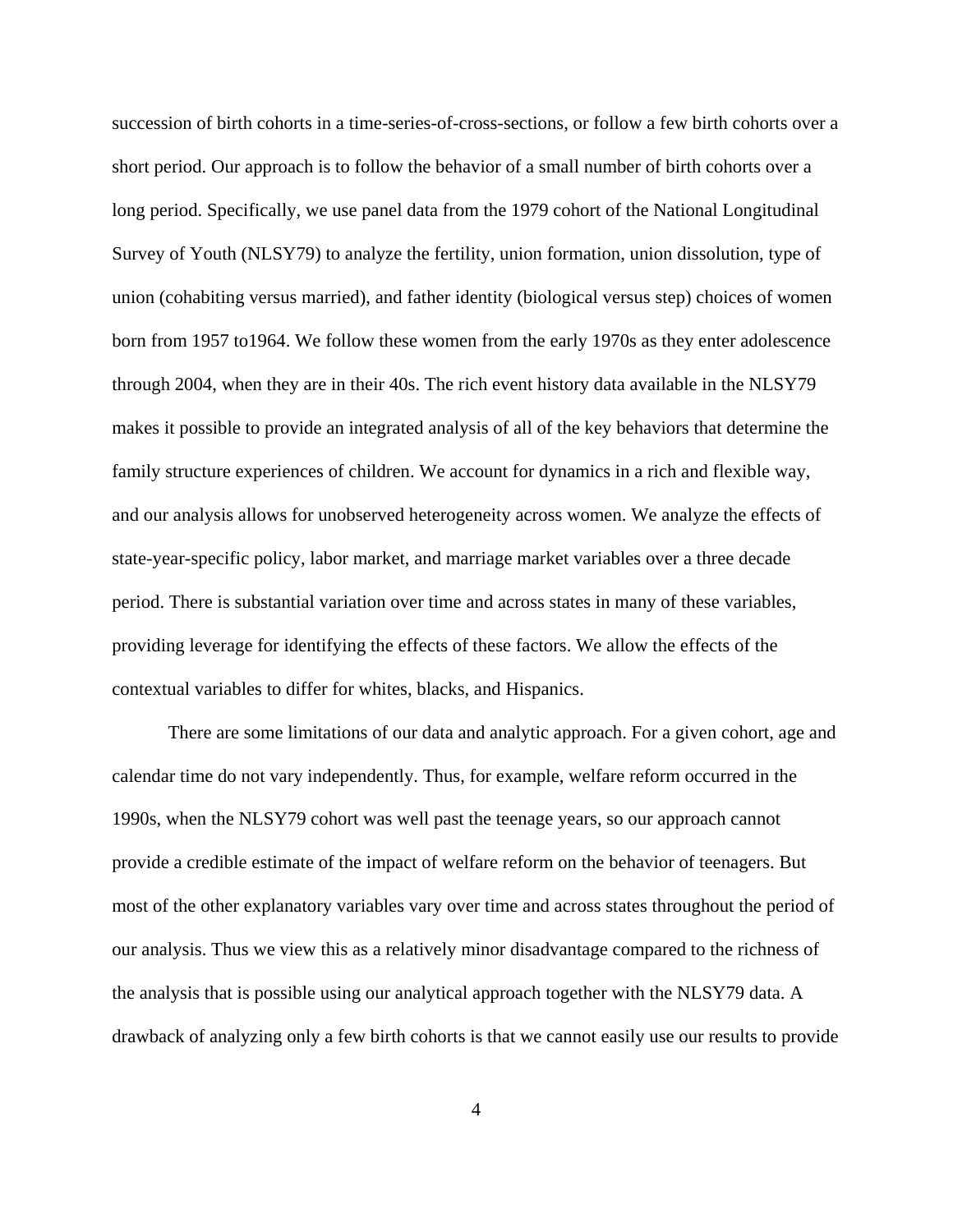succession of birth cohorts in a time-series-of-cross-sections, or follow a few birth cohorts over a short period. Our approach is to follow the behavior of a small number of birth cohorts over a long period. Specifically, we use panel data from the 1979 cohort of the National Longitudinal Survey of Youth (NLSY79) to analyze the fertility, union formation, union dissolution, type of union (cohabiting versus married), and father identity (biological versus step) choices of women born from 1957 to1964. We follow these women from the early 1970s as they enter adolescence through 2004, when they are in their 40s. The rich event history data available in the NLSY79 makes it possible to provide an integrated analysis of all of the key behaviors that determine the family structure experiences of children. We account for dynamics in a rich and flexible way, and our analysis allows for unobserved heterogeneity across women. We analyze the effects of state-year-specific policy, labor market, and marriage market variables over a three decade period. There is substantial variation over time and across states in many of these variables, providing leverage for identifying the effects of these factors. We allow the effects of the contextual variables to differ for whites, blacks, and Hispanics.

There are some limitations of our data and analytic approach. For a given cohort, age and calendar time do not vary independently. Thus, for example, welfare reform occurred in the 1990s, when the NLSY79 cohort was well past the teenage years, so our approach cannot provide a credible estimate of the impact of welfare reform on the behavior of teenagers. But most of the other explanatory variables vary over time and across states throughout the period of our analysis. Thus we view this as a relatively minor disadvantage compared to the richness of the analysis that is possible using our analytical approach together with the NLSY79 data. A drawback of analyzing only a few birth cohorts is that we cannot easily use our results to provide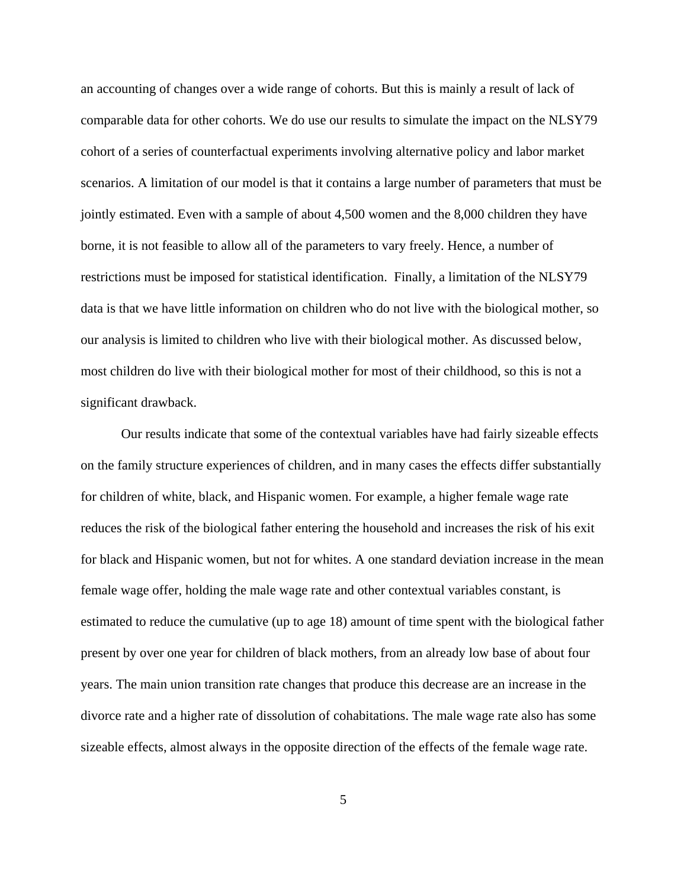an accounting of changes over a wide range of cohorts. But this is mainly a result of lack of comparable data for other cohorts. We do use our results to simulate the impact on the NLSY79 cohort of a series of counterfactual experiments involving alternative policy and labor market scenarios. A limitation of our model is that it contains a large number of parameters that must be jointly estimated. Even with a sample of about 4,500 women and the 8,000 children they have borne, it is not feasible to allow all of the parameters to vary freely. Hence, a number of restrictions must be imposed for statistical identification. Finally, a limitation of the NLSY79 data is that we have little information on children who do not live with the biological mother, so our analysis is limited to children who live with their biological mother. As discussed below, most children do live with their biological mother for most of their childhood, so this is not a significant drawback.

Our results indicate that some of the contextual variables have had fairly sizeable effects on the family structure experiences of children, and in many cases the effects differ substantially for children of white, black, and Hispanic women. For example, a higher female wage rate reduces the risk of the biological father entering the household and increases the risk of his exit for black and Hispanic women, but not for whites. A one standard deviation increase in the mean female wage offer, holding the male wage rate and other contextual variables constant, is estimated to reduce the cumulative (up to age 18) amount of time spent with the biological father present by over one year for children of black mothers, from an already low base of about four years. The main union transition rate changes that produce this decrease are an increase in the divorce rate and a higher rate of dissolution of cohabitations. The male wage rate also has some sizeable effects, almost always in the opposite direction of the effects of the female wage rate.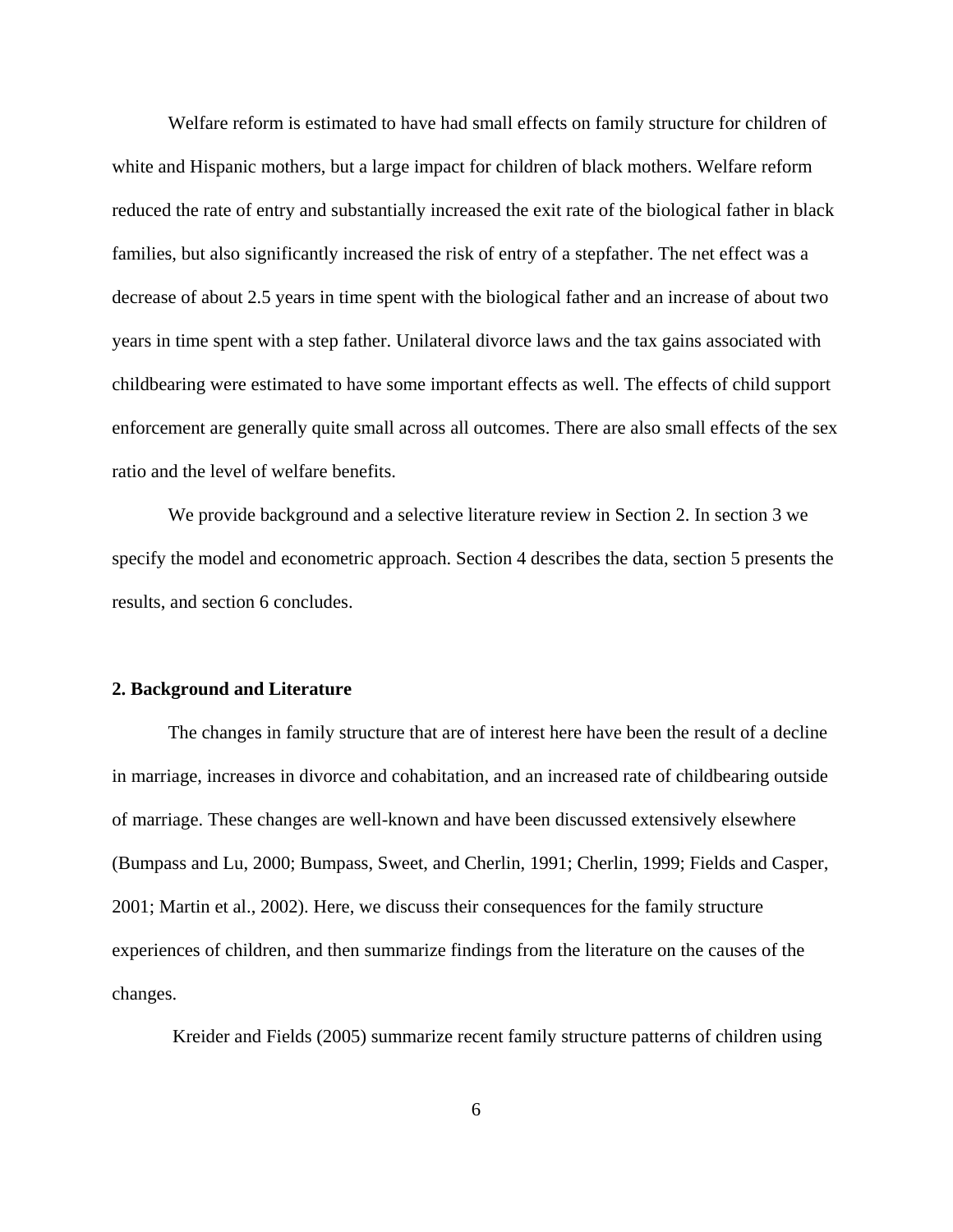Welfare reform is estimated to have had small effects on family structure for children of white and Hispanic mothers, but a large impact for children of black mothers. Welfare reform reduced the rate of entry and substantially increased the exit rate of the biological father in black families, but also significantly increased the risk of entry of a stepfather. The net effect was a decrease of about 2.5 years in time spent with the biological father and an increase of about two years in time spent with a step father. Unilateral divorce laws and the tax gains associated with childbearing were estimated to have some important effects as well. The effects of child support enforcement are generally quite small across all outcomes. There are also small effects of the sex ratio and the level of welfare benefits.

We provide background and a selective literature review in Section 2. In section 3 we specify the model and econometric approach. Section 4 describes the data, section 5 presents the results, and section 6 concludes.

## 2. Background and Literature

The changes in family structure that are of interest here have been the result of a decline in marriage, increases in divorce and cohabitation, and an increased rate of childbearing outside of marriage. These changes are well-known and have been discussed extensively elsewhere (Bumpass and Lu, 2000; Bumpass, Sweet, and Cherlin, 1991; Cherlin, 1999; Fields and Casper, 2001; Martin et al., 2002). Here, we discuss their consequences for the family structure experiences of children, and then summarize findings from the literature on the causes of the changes.

Kreider and Fields (2005) summarize recent family structure patterns of children using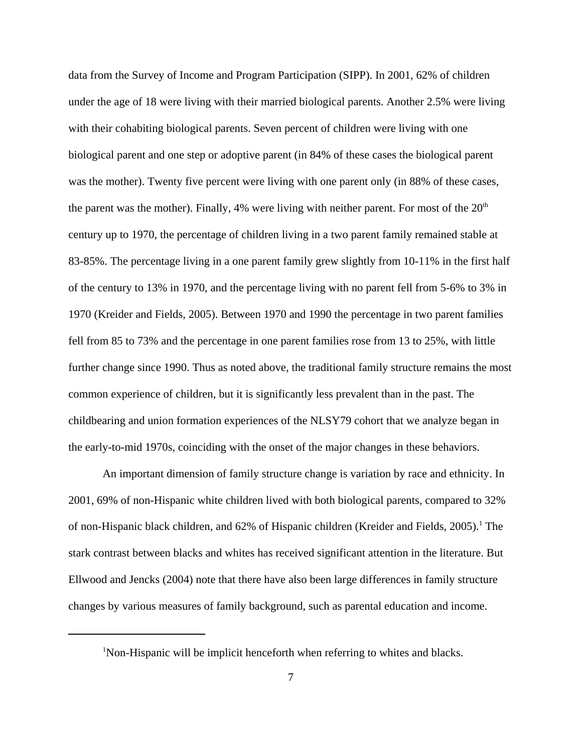data from the Survey of Income and Program Participation (SIPP). In 2001, 62% of children under the age of 18 were living with their married biological parents. Another 2.5% were living with their cohabiting biological parents. Seven percent of children were living with one biological parent and one step or adoptive parent (in 84% of these cases the biological parent was the mother). Twenty five percent were living with one parent only (in 88% of these cases, the parent was the mother). Finally, 4% were living with neither parent. For most of the 20th century up to 1970, the percentage of children living in a two parent family remained stable at 83-85%. The percentage living in a one parent family grew slightly from 10-11% in the first half of the century to 13% in 1970, and the percentage living with no parent fell from 5-6% to 3% in 1970 (Kreider and Fields, 2005). Between 1970 and 1990 the percentage in two parent families fell from 85 to 73% and the percentage in one parent families rose from 13 to 25%, with little further change since 1990. Thus as noted above, the traditional family structure remains the most common experience of children, but it is significantly less prevalent than in the past. The childbearing and union formation experiences of the NLSY79 cohort that we analyze began in the early-to-mid 1970s, coinciding with the onset of the major changes in these behaviors.

An important dimension of family structure change is variation by race and ethnicity. In 2001, 69% of non-Hispanic white children lived with both biological parents, compared to 32% of non-Hispanic black children, and 62% of Hispanic children (Kreider and Fields, 2005).[1] The stark contrast between blacks and whites has received significant attention in the literature. But Ellwood and Jencks (2004) note that there have also been large differences in family structure changes by various measures of family background, such as parental education and income.

[1] Non-Hispanic will be implicit henceforth when referring to whites and blacks.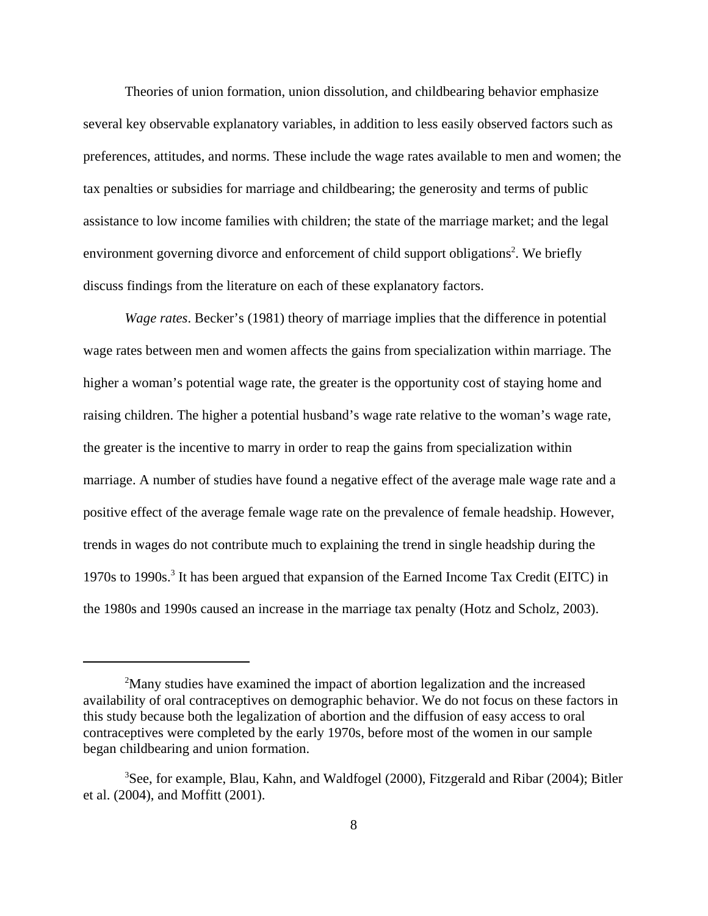Theories of union formation, union dissolution, and childbearing behavior emphasize several key observable explanatory variables, in addition to less easily observed factors such as preferences, attitudes, and norms. These include the wage rates available to men and women; the tax penalties or subsidies for marriage and childbearing; the generosity and terms of public assistance to low income families with children; the state of the marriage market; and the legal environment governing divorce and enforcement of child support obligations[2]. We briefly discuss findings from the literature on each of these explanatory factors.

*Wage rates*. Becker's (1981) theory of marriage implies that the difference in potential wage rates between men and women affects the gains from specialization within marriage. The higher a woman's potential wage rate, the greater is the opportunity cost of staying home and raising children. The higher a potential husband's wage rate relative to the woman's wage rate, the greater is the incentive to marry in order to reap the gains from specialization within marriage. A number of studies have found a negative effect of the average male wage rate and a positive effect of the average female wage rate on the prevalence of female headship. However, trends in wages do not contribute much to explaining the trend in single headship during the 1970s to 1990s.[3] It has been argued that expansion of the Earned Income Tax Credit (EITC) in the 1980s and 1990s caused an increase in the marriage tax penalty (Hotz and Scholz, 2003).

---

[2]Many studies have examined the impact of abortion legalization and the increased availability of oral contraceptives on demographic behavior. We do not focus on these factors in this study because both the legalization of abortion and the diffusion of easy access to oral contraceptives were completed by the early 1970s, before most of the women in our sample began childbearing and union formation.

[3]See, for example, Blau, Kahn, and Waldfogel (2000), Fitzgerald and Ribar (2004); Bitler et al. (2004), and Moffitt (2001).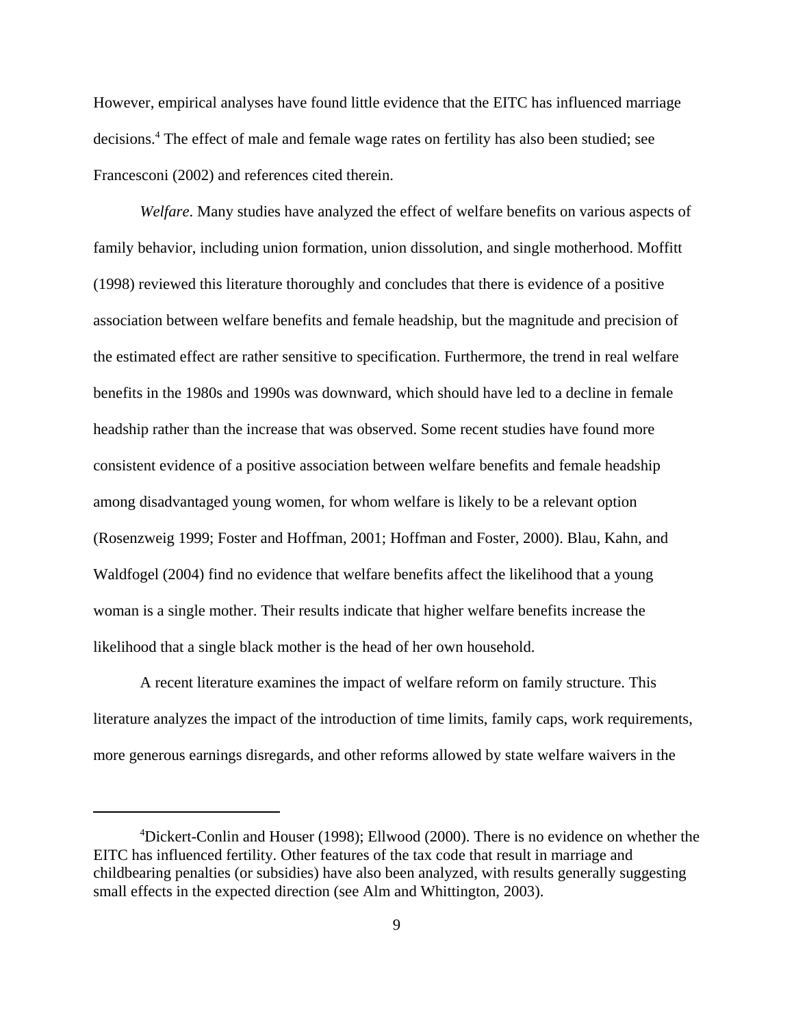However, empirical analyses have found little evidence that the EITC has influenced marriage decisions.[4] The effect of male and female wage rates on fertility has also been studied; see Francesconi (2002) and references cited therein.

*Welfare*. Many studies have analyzed the effect of welfare benefits on various aspects of family behavior, including union formation, union dissolution, and single motherhood. Moffitt (1998) reviewed this literature thoroughly and concludes that there is evidence of a positive association between welfare benefits and female headship, but the magnitude and precision of the estimated effect are rather sensitive to specification. Furthermore, the trend in real welfare benefits in the 1980s and 1990s was downward, which should have led to a decline in female headship rather than the increase that was observed. Some recent studies have found more consistent evidence of a positive association between welfare benefits and female headship among disadvantaged young women, for whom welfare is likely to be a relevant option (Rosenzweig 1999; Foster and Hoffman, 2001; Hoffman and Foster, 2000). Blau, Kahn, and Waldfogel (2004) find no evidence that welfare benefits affect the likelihood that a young woman is a single mother. Their results indicate that higher welfare benefits increase the likelihood that a single black mother is the head of her own household.

A recent literature examines the impact of welfare reform on family structure. This literature analyzes the impact of the introduction of time limits, family caps, work requirements, more generous earnings disregards, and other reforms allowed by state welfare waivers in the

---

[4]Dickert-Conlin and Houser (1998); Ellwood (2000). There is no evidence on whether the EITC has influenced fertility. Other features of the tax code that result in marriage and childbearing penalties (or subsidies) have also been analyzed, with results generally suggesting small effects in the expected direction (see Alm and Whittington, 2003).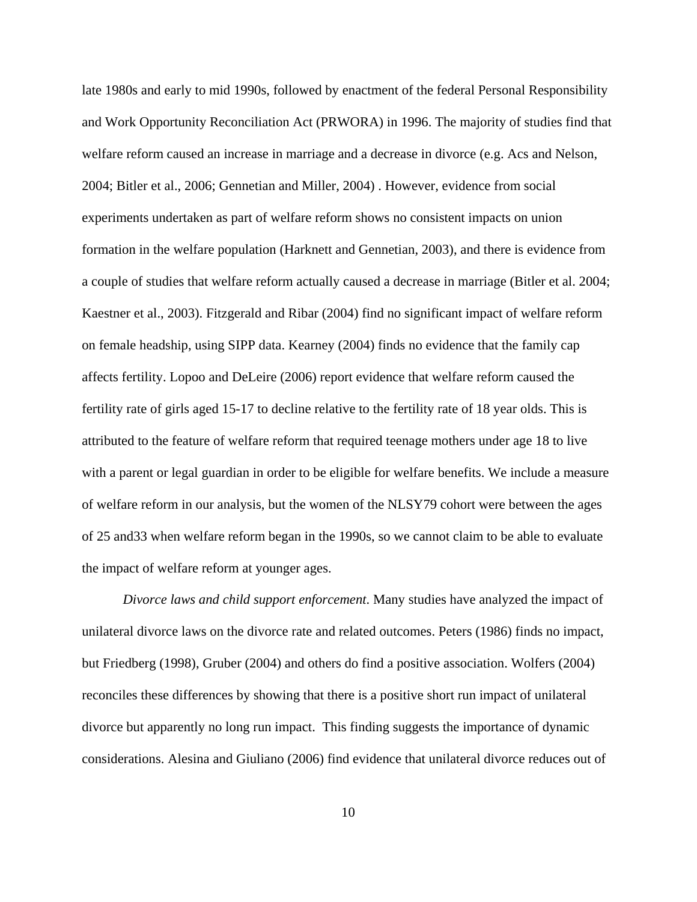late 1980s and early to mid 1990s, followed by enactment of the federal Personal Responsibility and Work Opportunity Reconciliation Act (PRWORA) in 1996. The majority of studies find that welfare reform caused an increase in marriage and a decrease in divorce (e.g. Acs and Nelson, 2004; Bitler et al., 2006; Gennetian and Miller, 2004) . However, evidence from social experiments undertaken as part of welfare reform shows no consistent impacts on union formation in the welfare population (Harknett and Gennetian, 2003), and there is evidence from a couple of studies that welfare reform actually caused a decrease in marriage (Bitler et al. 2004; Kaestner et al., 2003). Fitzgerald and Ribar (2004) find no significant impact of welfare reform on female headship, using SIPP data. Kearney (2004) finds no evidence that the family cap affects fertility. Lopoo and DeLeire (2006) report evidence that welfare reform caused the fertility rate of girls aged 15-17 to decline relative to the fertility rate of 18 year olds. This is attributed to the feature of welfare reform that required teenage mothers under age 18 to live with a parent or legal guardian in order to be eligible for welfare benefits. We include a measure of welfare reform in our analysis, but the women of the NLSY79 cohort were between the ages of 25 and33 when welfare reform began in the 1990s, so we cannot claim to be able to evaluate the impact of welfare reform at younger ages.

*Divorce laws and child support enforcement*. Many studies have analyzed the impact of unilateral divorce laws on the divorce rate and related outcomes. Peters (1986) finds no impact, but Friedberg (1998), Gruber (2004) and others do find a positive association. Wolfers (2004) reconciles these differences by showing that there is a positive short run impact of unilateral divorce but apparently no long run impact. This finding suggests the importance of dynamic considerations. Alesina and Giuliano (2006) find evidence that unilateral divorce reduces out of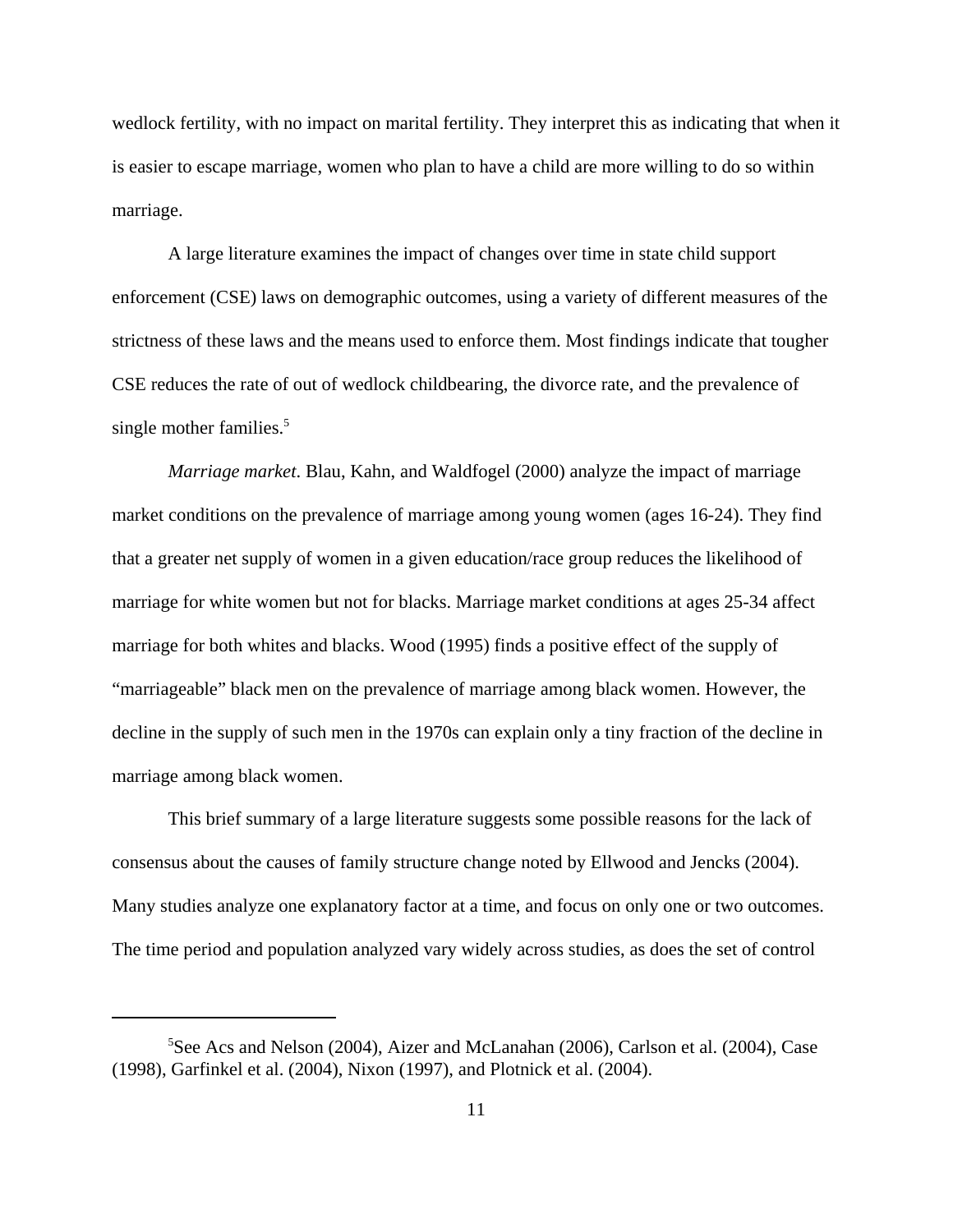wedlock fertility, with no impact on marital fertility. They interpret this as indicating that when it is easier to escape marriage, women who plan to have a child are more willing to do so within marriage.

A large literature examines the impact of changes over time in state child support enforcement (CSE) laws on demographic outcomes, using a variety of different measures of the strictness of these laws and the means used to enforce them. Most findings indicate that tougher CSE reduces the rate of out of wedlock childbearing, the divorce rate, and the prevalence of single mother families.[5]

*Marriage market*. Blau, Kahn, and Waldfogel (2000) analyze the impact of marriage market conditions on the prevalence of marriage among young women (ages 16-24). They find that a greater net supply of women in a given education/race group reduces the likelihood of marriage for white women but not for blacks. Marriage market conditions at ages 25-34 affect marriage for both whites and blacks. Wood (1995) finds a positive effect of the supply of "marriageable" black men on the prevalence of marriage among black women. However, the decline in the supply of such men in the 1970s can explain only a tiny fraction of the decline in marriage among black women.

This brief summary of a large literature suggests some possible reasons for the lack of consensus about the causes of family structure change noted by Ellwood and Jencks (2004). Many studies analyze one explanatory factor at a time, and focus on only one or two outcomes. The time period and population analyzed vary widely across studies, as does the set of control

---

[5]See Acs and Nelson (2004), Aizer and McLanahan (2006), Carlson et al. (2004), Case (1998), Garfinkel et al. (2004), Nixon (1997), and Plotnick et al. (2004).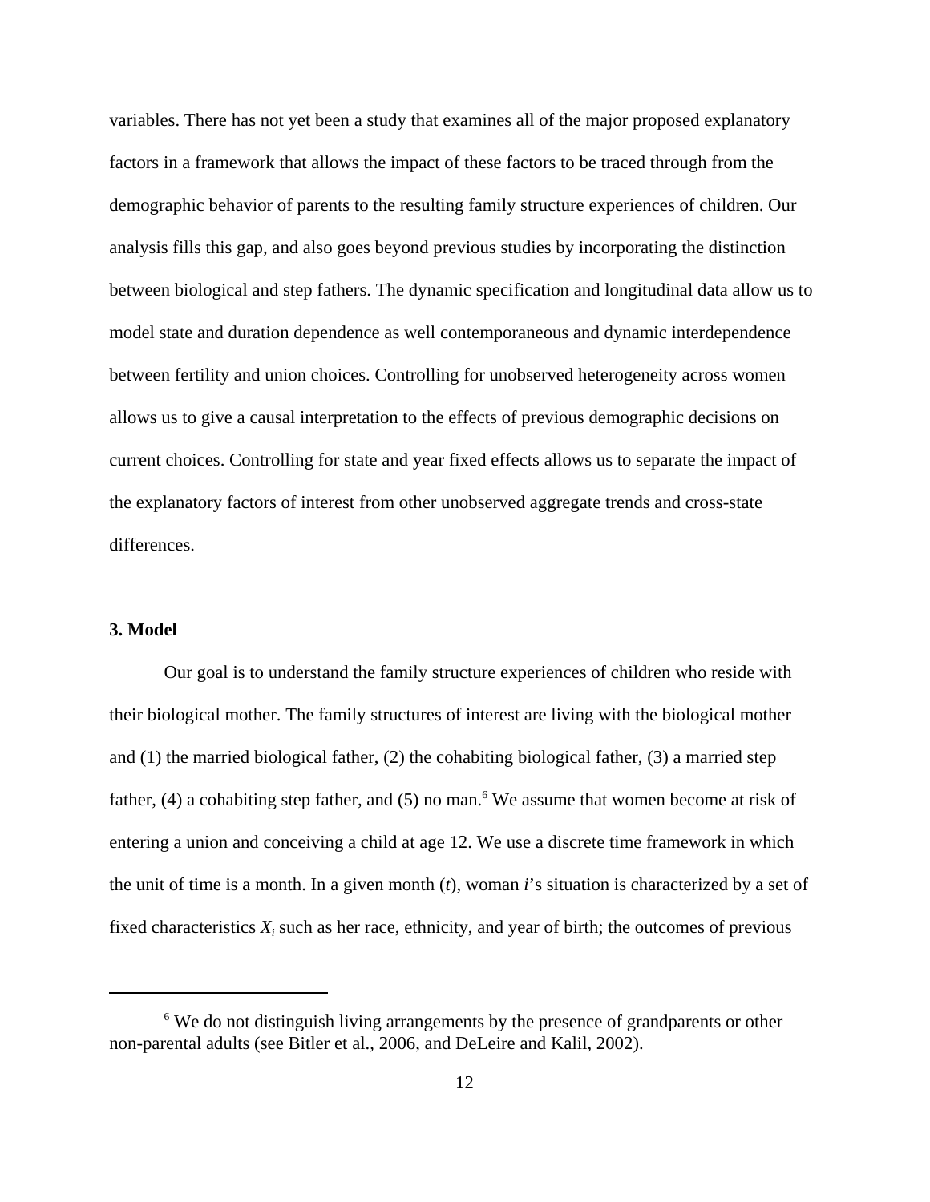variables. There has not yet been a study that examines all of the major proposed explanatory factors in a framework that allows the impact of these factors to be traced through from the demographic behavior of parents to the resulting family structure experiences of children. Our analysis fills this gap, and also goes beyond previous studies by incorporating the distinction between biological and step fathers. The dynamic specification and longitudinal data allow us to model state and duration dependence as well contemporaneous and dynamic interdependence between fertility and union choices. Controlling for unobserved heterogeneity across women allows us to give a causal interpretation to the effects of previous demographic decisions on current choices. Controlling for state and year fixed effects allows us to separate the impact of the explanatory factors of interest from other unobserved aggregate trends and cross-state differences.

### 3. Model

Our goal is to understand the family structure experiences of children who reside with their biological mother. The family structures of interest are living with the biological mother and (1) the married biological father, (2) the cohabiting biological father, (3) a married step father, (4) a cohabiting step father, and (5) no man.[6] We assume that women become at risk of entering a union and conceiving a child at age 12. We use a discrete time framework in which the unit of time is a month. In a given month ($t$), woman $i$'s situation is characterized by a set of fixed characteristics $X_i$ such as her race, ethnicity, and year of birth; the outcomes of previous

[6] We do not distinguish living arrangements by the presence of grandparents or other non-parental adults (see Bitler et al., 2006, and DeLeire and Kalil, 2002).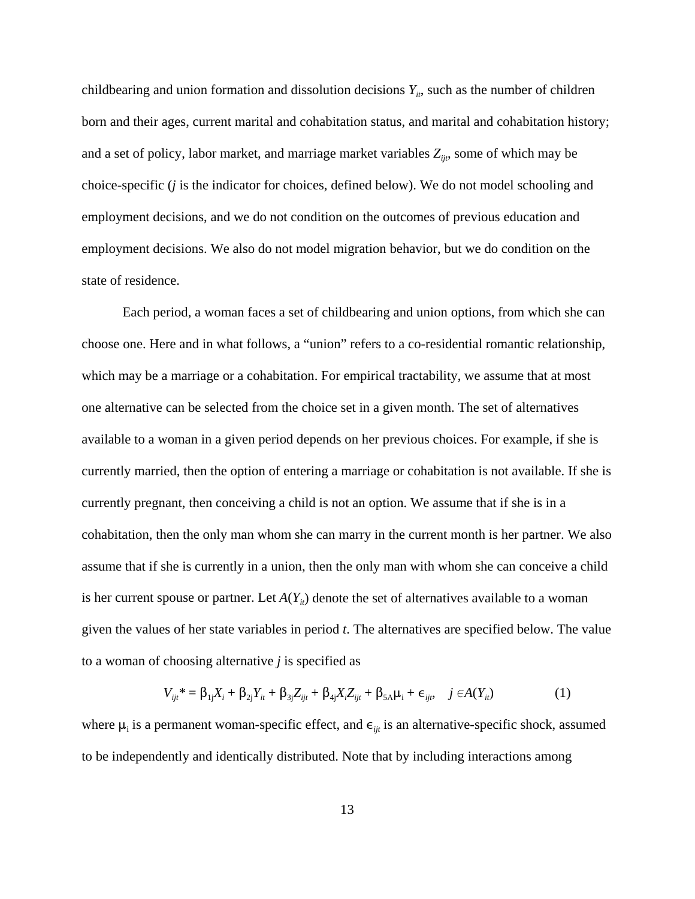childbearing and union formation and dissolution decisions $Y_{it}$, such as the number of children born and their ages, current marital and cohabitation status, and marital and cohabitation history; and a set of policy, labor market, and marriage market variables $Z_{ijt}$, some of which may be choice-specific ($j$ is the indicator for choices, defined below). We do not model schooling and employment decisions, and we do not condition on the outcomes of previous education and employment decisions. We also do not model migration behavior, but we do condition on the state of residence.

Each period, a woman faces a set of childbearing and union options, from which she can choose one. Here and in what follows, a "union" refers to a co-residential romantic relationship, which may be a marriage or a cohabitation. For empirical tractability, we assume that at most one alternative can be selected from the choice set in a given month. The set of alternatives available to a woman in a given period depends on her previous choices. For example, if she is currently married, then the option of entering a marriage or cohabitation is not available. If she is currently pregnant, then conceiving a child is not an option. We assume that if she is in a cohabitation, then the only man whom she can marry in the current month is her partner. We also assume that if she is currently in a union, then the only man with whom she can conceive a child is her current spouse or partner. Let $A(Y_{it})$ denote the set of alternatives available to a woman given the values of her state variables in period $t$. The alternatives are specified below. The value to a woman of choosing alternative $j$ is specified as

$$V_{ijt}^* = \beta_{1j}X_i + \beta_{2j}Y_{it} + \beta_{3j}Z_{ijt} + \beta_{4j}X_iZ_{ijt} + \beta_{5A}\mu_i + \epsilon_{ijt}, \quad j \in A(Y_{it}) \tag{1}$$

where $\mu_i$ is a permanent woman-specific effect, and $\epsilon_{ijt}$ is an alternative-specific shock, assumed to be independently and identically distributed. Note that by including interactions among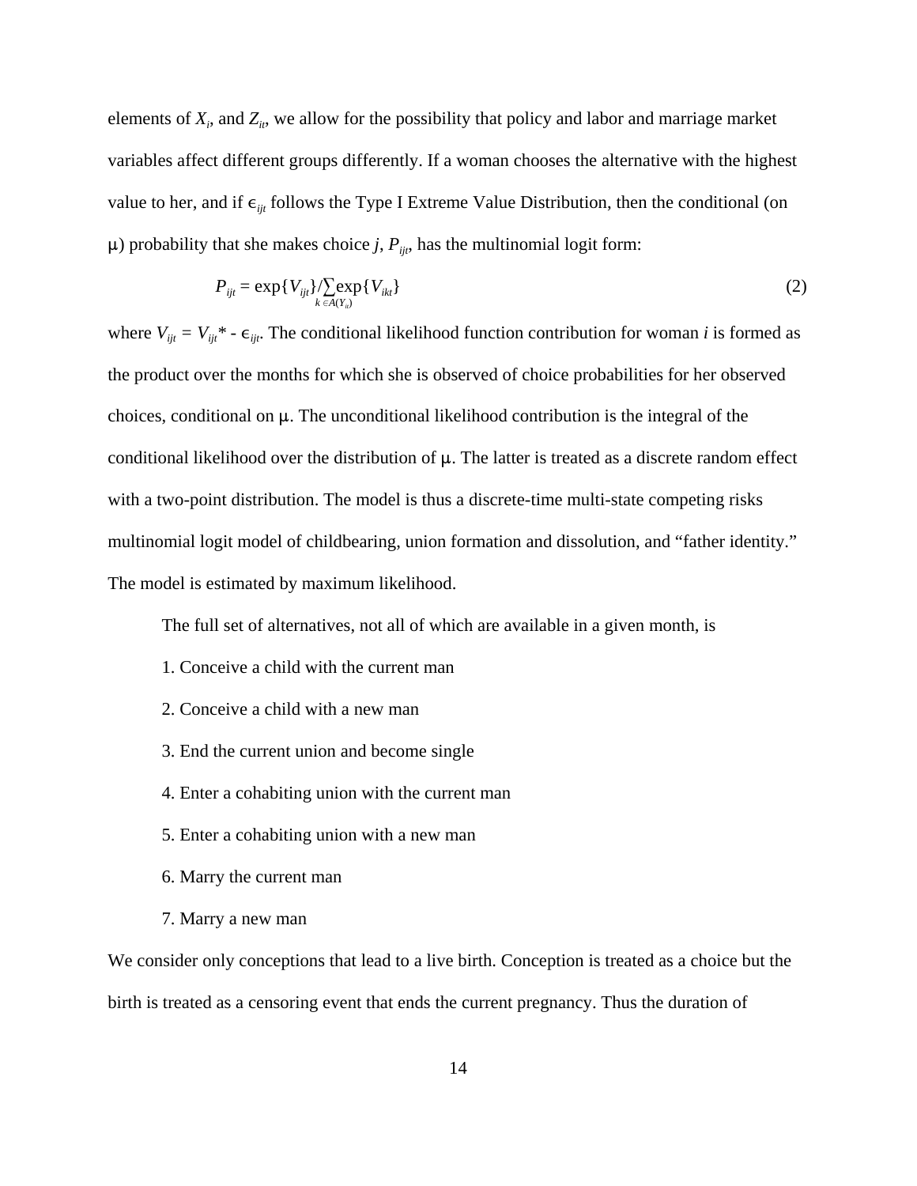elements of $X_i$, and $Z_{it}$, we allow for the possibility that policy and labor and marriage market variables affect different groups differently. If a woman chooses the alternative with the highest value to her, and if $\epsilon_{ijt}$ follows the Type I Extreme Value Distribution, then the conditional (on $\mu$) probability that she makes choice $j$, $P_{ijt}$, has the multinomial logit form:

$$P_{ijt} = \exp\{V_{ijt}\}/\sum_{k \in A(Y_{it})} \exp\{V_{ikt}\} \tag{2}$$

where $V_{ijt} = V_{ijt}^* - \epsilon_{ijt}$. The conditional likelihood function contribution for woman $i$ is formed as the product over the months for which she is observed of choice probabilities for her observed choices, conditional on $\mu$. The unconditional likelihood contribution is the integral of the conditional likelihood over the distribution of $\mu$. The latter is treated as a discrete random effect with a two-point distribution. The model is thus a discrete-time multi-state competing risks multinomial logit model of childbearing, union formation and dissolution, and "father identity." The model is estimated by maximum likelihood.

The full set of alternatives, not all of which are available in a given month, is

1. Conceive a child with the current man
2. Conceive a child with a new man
3. End the current union and become single
4. Enter a cohabiting union with the current man
5. Enter a cohabiting union with a new man
6. Marry the current man
7. Marry a new man

We consider only conceptions that lead to a live birth. Conception is treated as a choice but the birth is treated as a censoring event that ends the current pregnancy. Thus the duration of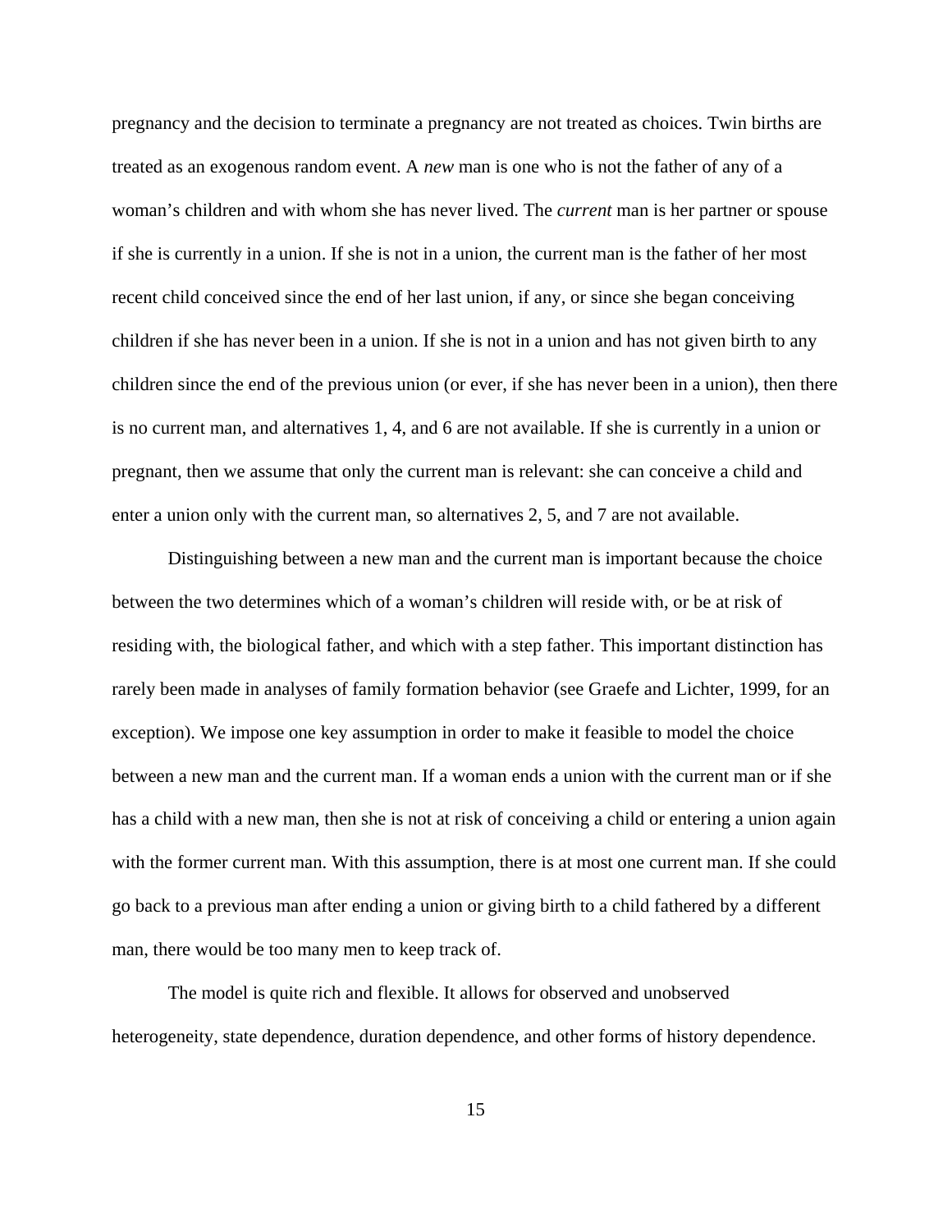pregnancy and the decision to terminate a pregnancy are not treated as choices. Twin births are treated as an exogenous random event. A *new* man is one who is not the father of any of a woman's children and with whom she has never lived. The *current* man is her partner or spouse if she is currently in a union. If she is not in a union, the current man is the father of her most recent child conceived since the end of her last union, if any, or since she began conceiving children if she has never been in a union. If she is not in a union and has not given birth to any children since the end of the previous union (or ever, if she has never been in a union), then there is no current man, and alternatives 1, 4, and 6 are not available. If she is currently in a union or pregnant, then we assume that only the current man is relevant: she can conceive a child and enter a union only with the current man, so alternatives 2, 5, and 7 are not available.

Distinguishing between a new man and the current man is important because the choice between the two determines which of a woman's children will reside with, or be at risk of residing with, the biological father, and which with a step father. This important distinction has rarely been made in analyses of family formation behavior (see Graefe and Lichter, 1999, for an exception). We impose one key assumption in order to make it feasible to model the choice between a new man and the current man. If a woman ends a union with the current man or if she has a child with a new man, then she is not at risk of conceiving a child or entering a union again with the former current man. With this assumption, there is at most one current man. If she could go back to a previous man after ending a union or giving birth to a child fathered by a different man, there would be too many men to keep track of.

The model is quite rich and flexible. It allows for observed and unobserved heterogeneity, state dependence, duration dependence, and other forms of history dependence.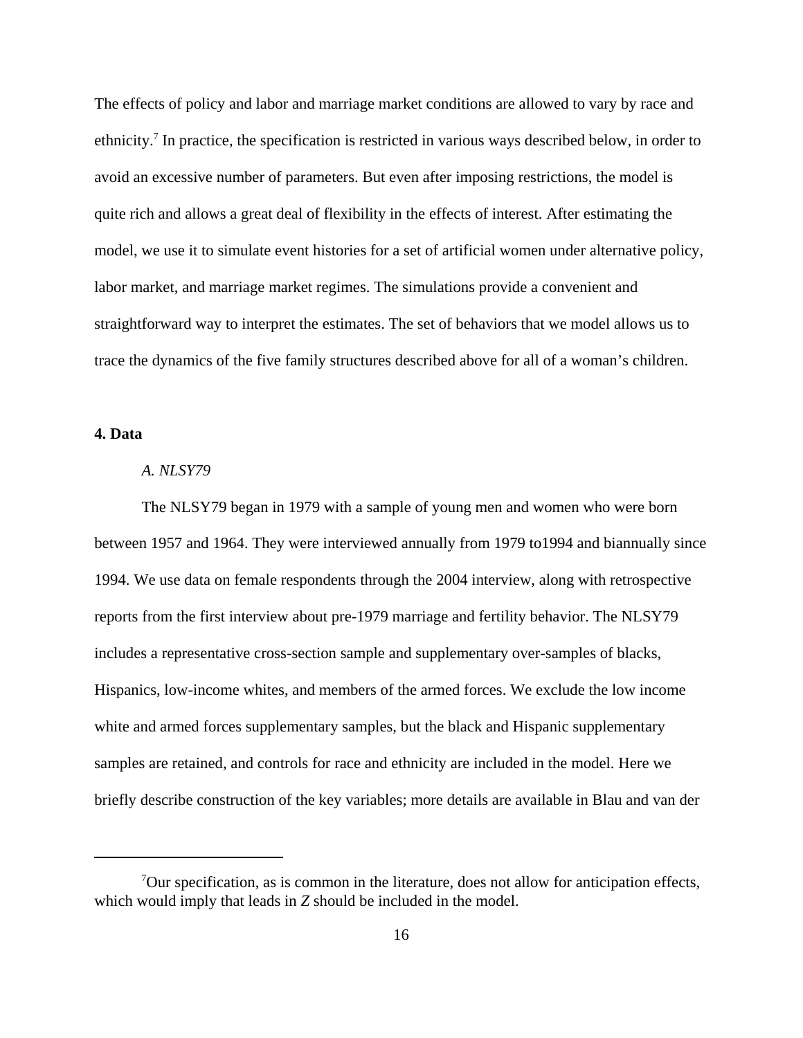The effects of policy and labor and marriage market conditions are allowed to vary by race and ethnicity.[7] In practice, the specification is restricted in various ways described below, in order to avoid an excessive number of parameters. But even after imposing restrictions, the model is quite rich and allows a great deal of flexibility in the effects of interest. After estimating the model, we use it to simulate event histories for a set of artificial women under alternative policy, labor market, and marriage market regimes. The simulations provide a convenient and straightforward way to interpret the estimates. The set of behaviors that we model allows us to trace the dynamics of the five family structures described above for all of a woman's children.

## 4. Data

### *A. NLSY79*

The NLSY79 began in 1979 with a sample of young men and women who were born between 1957 and 1964. They were interviewed annually from 1979 to1994 and biannually since 1994. We use data on female respondents through the 2004 interview, along with retrospective reports from the first interview about pre-1979 marriage and fertility behavior. The NLSY79 includes a representative cross-section sample and supplementary over-samples of blacks, Hispanics, low-income whites, and members of the armed forces. We exclude the low income white and armed forces supplementary samples, but the black and Hispanic supplementary samples are retained, and controls for race and ethnicity are included in the model. Here we briefly describe construction of the key variables; more details are available in Blau and van der

[7]Our specification, as is common in the literature, does not allow for anticipation effects, which would imply that leads in $Z$ should be included in the model.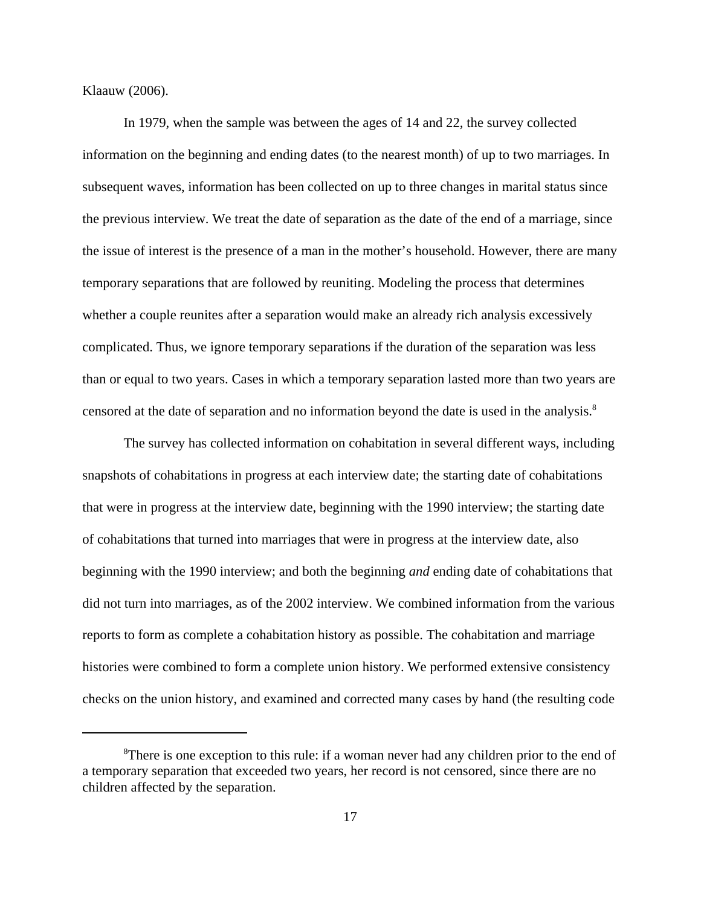Klaauw (2006).

In 1979, when the sample was between the ages of 14 and 22, the survey collected information on the beginning and ending dates (to the nearest month) of up to two marriages. In subsequent waves, information has been collected on up to three changes in marital status since the previous interview. We treat the date of separation as the date of the end of a marriage, since the issue of interest is the presence of a man in the mother's household. However, there are many temporary separations that are followed by reuniting. Modeling the process that determines whether a couple reunites after a separation would make an already rich analysis excessively complicated. Thus, we ignore temporary separations if the duration of the separation was less than or equal to two years. Cases in which a temporary separation lasted more than two years are censored at the date of separation and no information beyond the date is used in the analysis.[8]

The survey has collected information on cohabitation in several different ways, including snapshots of cohabitations in progress at each interview date; the starting date of cohabitations that were in progress at the interview date, beginning with the 1990 interview; the starting date of cohabitations that turned into marriages that were in progress at the interview date, also beginning with the 1990 interview; and both the beginning *and* ending date of cohabitations that did not turn into marriages, as of the 2002 interview. We combined information from the various reports to form as complete a cohabitation history as possible. The cohabitation and marriage histories were combined to form a complete union history. We performed extensive consistency checks on the union history, and examined and corrected many cases by hand (the resulting code

---

[8]There is one exception to this rule: if a woman never had any children prior to the end of a temporary separation that exceeded two years, her record is not censored, since there are no children affected by the separation.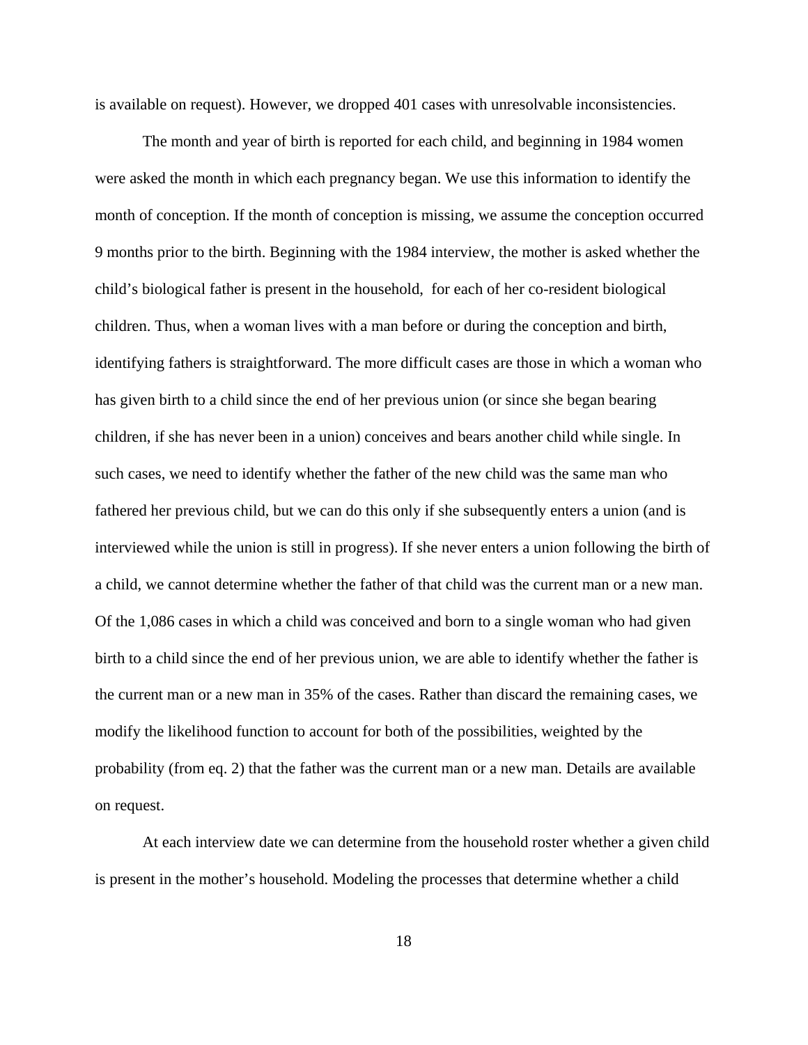is available on request). However, we dropped 401 cases with unresolvable inconsistencies.

The month and year of birth is reported for each child, and beginning in 1984 women were asked the month in which each pregnancy began. We use this information to identify the month of conception. If the month of conception is missing, we assume the conception occurred 9 months prior to the birth. Beginning with the 1984 interview, the mother is asked whether the child's biological father is present in the household, for each of her co-resident biological children. Thus, when a woman lives with a man before or during the conception and birth, identifying fathers is straightforward. The more difficult cases are those in which a woman who has given birth to a child since the end of her previous union (or since she began bearing children, if she has never been in a union) conceives and bears another child while single. In such cases, we need to identify whether the father of the new child was the same man who fathered her previous child, but we can do this only if she subsequently enters a union (and is interviewed while the union is still in progress). If she never enters a union following the birth of a child, we cannot determine whether the father of that child was the current man or a new man. Of the 1,086 cases in which a child was conceived and born to a single woman who had given birth to a child since the end of her previous union, we are able to identify whether the father is the current man or a new man in 35% of the cases. Rather than discard the remaining cases, we modify the likelihood function to account for both of the possibilities, weighted by the probability (from eq. 2) that the father was the current man or a new man. Details are available on request.

At each interview date we can determine from the household roster whether a given child is present in the mother's household. Modeling the processes that determine whether a child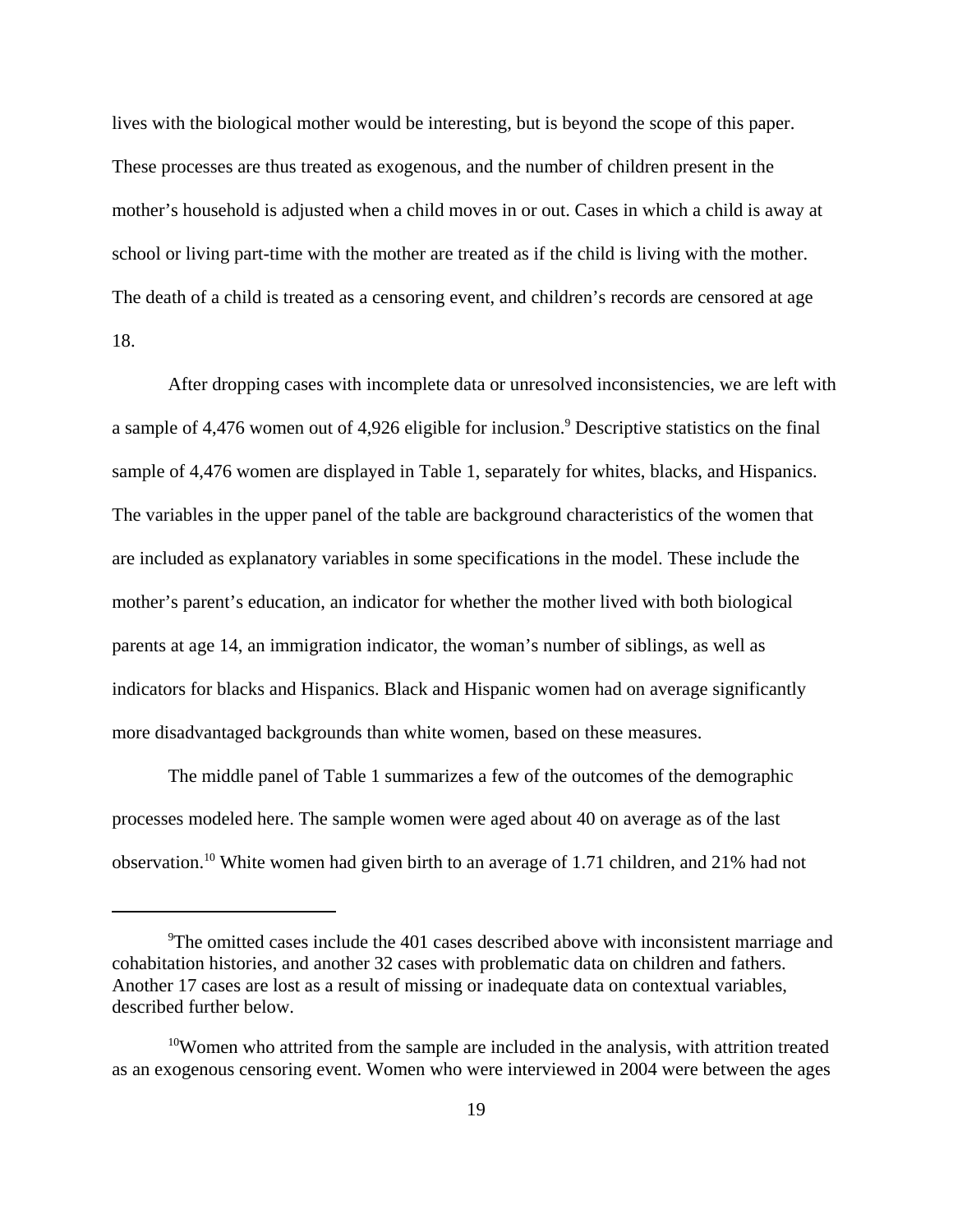lives with the biological mother would be interesting, but is beyond the scope of this paper. These processes are thus treated as exogenous, and the number of children present in the mother's household is adjusted when a child moves in or out. Cases in which a child is away at school or living part-time with the mother are treated as if the child is living with the mother. The death of a child is treated as a censoring event, and children's records are censored at age 18.

After dropping cases with incomplete data or unresolved inconsistencies, we are left with a sample of 4,476 women out of 4,926 eligible for inclusion.[9] Descriptive statistics on the final sample of 4,476 women are displayed in Table 1, separately for whites, blacks, and Hispanics. The variables in the upper panel of the table are background characteristics of the women that are included as explanatory variables in some specifications in the model. These include the mother's parent's education, an indicator for whether the mother lived with both biological parents at age 14, an immigration indicator, the woman's number of siblings, as well as indicators for blacks and Hispanics. Black and Hispanic women had on average significantly more disadvantaged backgrounds than white women, based on these measures.

The middle panel of Table 1 summarizes a few of the outcomes of the demographic processes modeled here. The sample women were aged about 40 on average as of the last observation.[10] White women had given birth to an average of 1.71 children, and 21% had not

---

[9]The omitted cases include the 401 cases described above with inconsistent marriage and cohabitation histories, and another 32 cases with problematic data on children and fathers. Another 17 cases are lost as a result of missing or inadequate data on contextual variables, described further below.

[10]Women who attrited from the sample are included in the analysis, with attrition treated as an exogenous censoring event. Women who were interviewed in 2004 were between the ages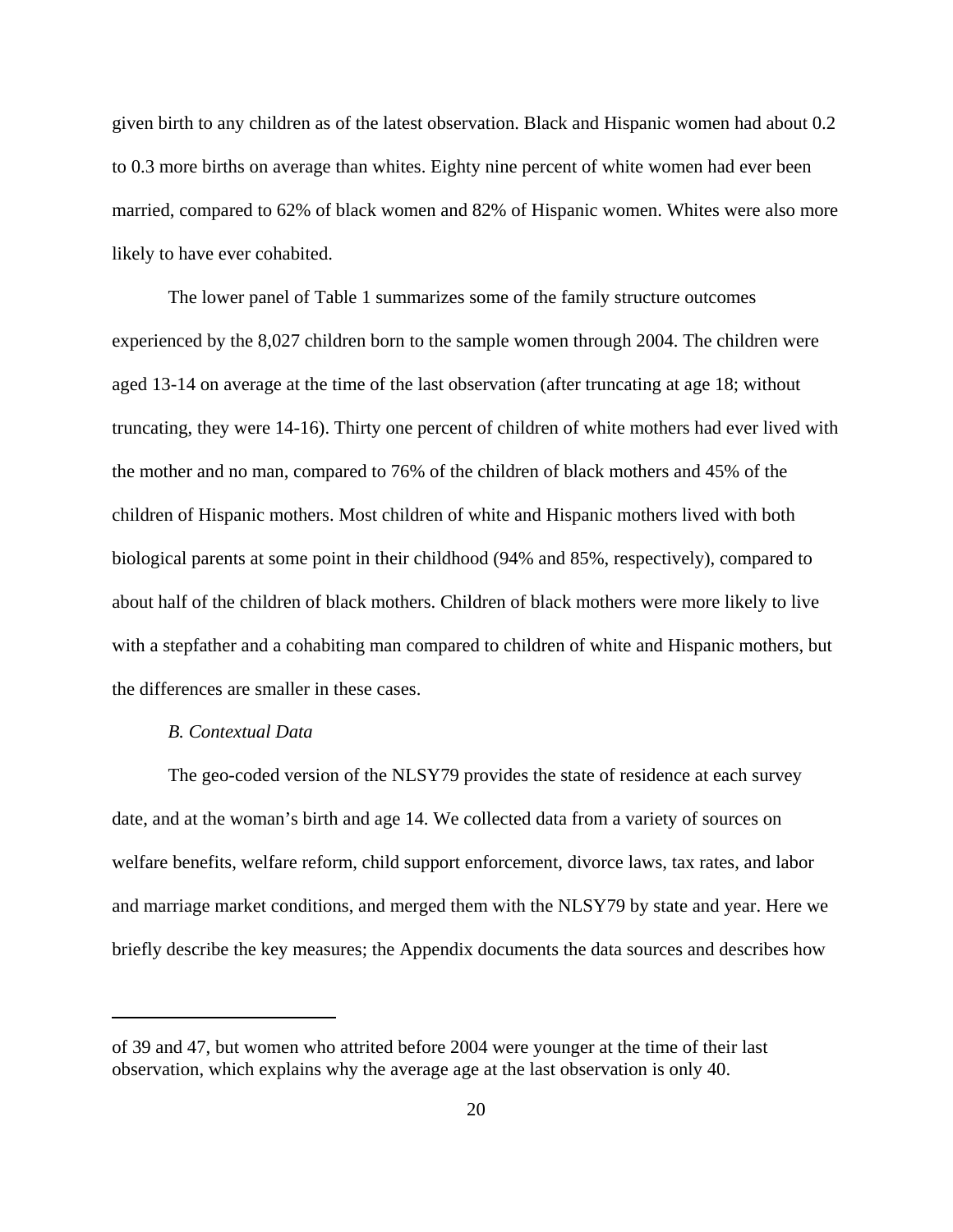given birth to any children as of the latest observation. Black and Hispanic women had about 0.2 to 0.3 more births on average than whites. Eighty nine percent of white women had ever been married, compared to 62% of black women and 82% of Hispanic women. Whites were also more likely to have ever cohabited.

The lower panel of Table 1 summarizes some of the family structure outcomes experienced by the 8,027 children born to the sample women through 2004. The children were aged 13-14 on average at the time of the last observation (after truncating at age 18; without truncating, they were 14-16). Thirty one percent of children of white mothers had ever lived with the mother and no man, compared to 76% of the children of black mothers and 45% of the children of Hispanic mothers. Most children of white and Hispanic mothers lived with both biological parents at some point in their childhood (94% and 85%, respectively), compared to about half of the children of black mothers. Children of black mothers were more likely to live with a stepfather and a cohabiting man compared to children of white and Hispanic mothers, but the differences are smaller in these cases.

*B. Contextual Data*

The geo-coded version of the NLSY79 provides the state of residence at each survey date, and at the woman's birth and age 14. We collected data from a variety of sources on welfare benefits, welfare reform, child support enforcement, divorce laws, tax rates, and labor and marriage market conditions, and merged them with the NLSY79 by state and year. Here we briefly describe the key measures; the Appendix documents the data sources and describes how

---

of 39 and 47, but women who attrited before 2004 were younger at the time of their last observation, which explains why the average age at the last observation is only 40.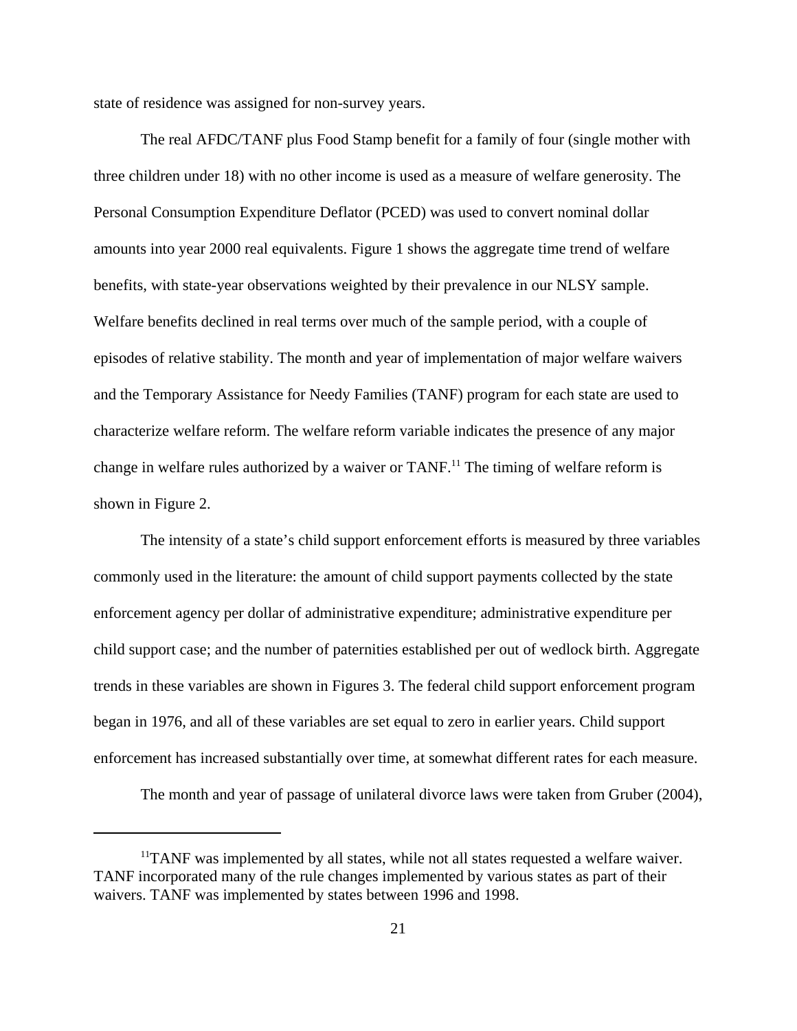state of residence was assigned for non-survey years.

The real AFDC/TANF plus Food Stamp benefit for a family of four (single mother with three children under 18) with no other income is used as a measure of welfare generosity. The Personal Consumption Expenditure Deflator (PCED) was used to convert nominal dollar amounts into year 2000 real equivalents. Figure 1 shows the aggregate time trend of welfare benefits, with state-year observations weighted by their prevalence in our NLSY sample. Welfare benefits declined in real terms over much of the sample period, with a couple of episodes of relative stability. The month and year of implementation of major welfare waivers and the Temporary Assistance for Needy Families (TANF) program for each state are used to characterize welfare reform. The welfare reform variable indicates the presence of any major change in welfare rules authorized by a waiver or TANF.[11] The timing of welfare reform is shown in Figure 2.

The intensity of a state's child support enforcement efforts is measured by three variables commonly used in the literature: the amount of child support payments collected by the state enforcement agency per dollar of administrative expenditure; administrative expenditure per child support case; and the number of paternities established per out of wedlock birth. Aggregate trends in these variables are shown in Figures 3. The federal child support enforcement program began in 1976, and all of these variables are set equal to zero in earlier years. Child support enforcement has increased substantially over time, at somewhat different rates for each measure.

The month and year of passage of unilateral divorce laws were taken from Gruber (2004),

---

[11]TANF was implemented by all states, while not all states requested a welfare waiver. TANF incorporated many of the rule changes implemented by various states as part of their waivers. TANF was implemented by states between 1996 and 1998.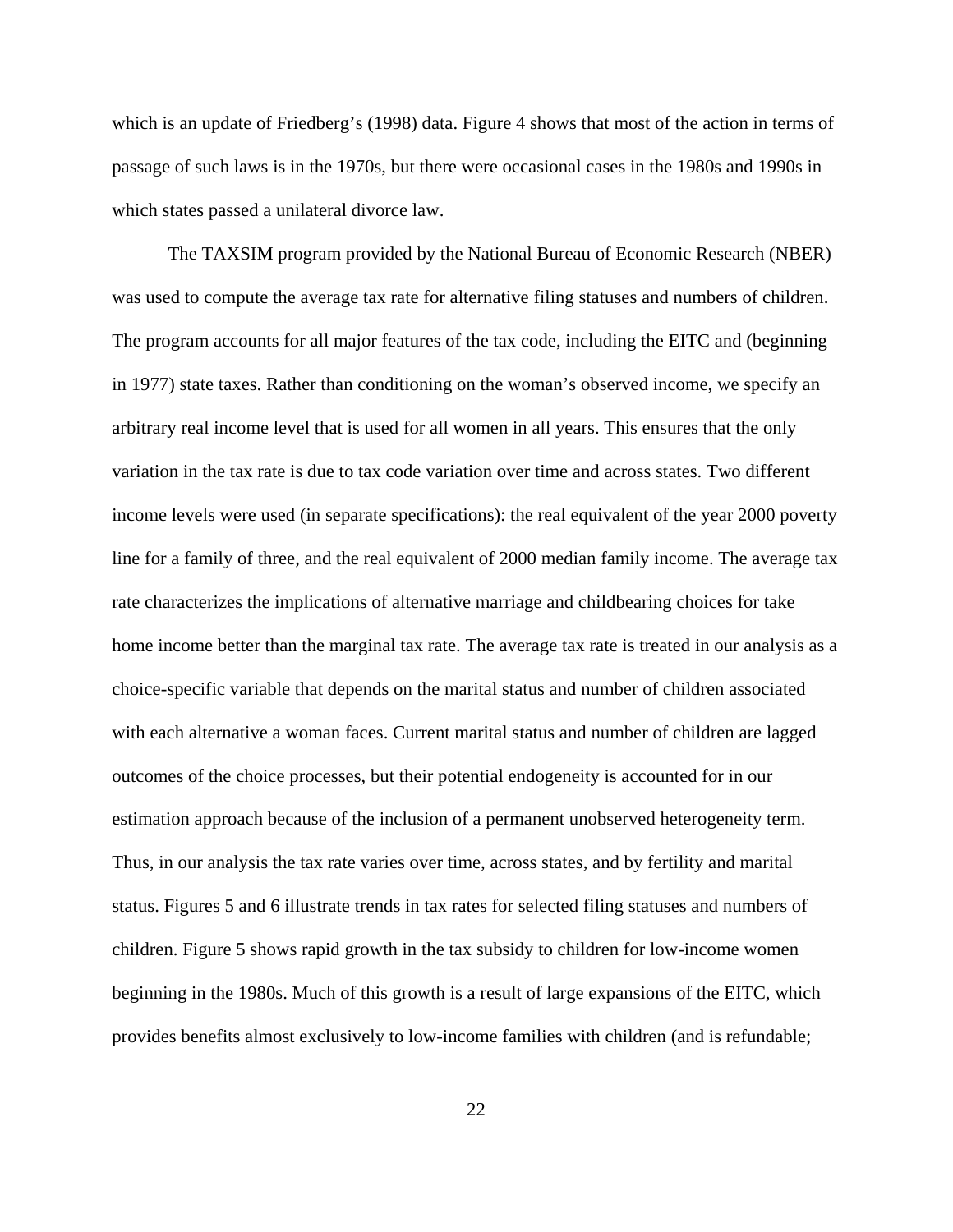which is an update of Friedberg's (1998) data. Figure 4 shows that most of the action in terms of passage of such laws is in the 1970s, but there were occasional cases in the 1980s and 1990s in which states passed a unilateral divorce law.

The TAXSIM program provided by the National Bureau of Economic Research (NBER) was used to compute the average tax rate for alternative filing statuses and numbers of children. The program accounts for all major features of the tax code, including the EITC and (beginning in 1977) state taxes. Rather than conditioning on the woman's observed income, we specify an arbitrary real income level that is used for all women in all years. This ensures that the only variation in the tax rate is due to tax code variation over time and across states. Two different income levels were used (in separate specifications): the real equivalent of the year 2000 poverty line for a family of three, and the real equivalent of 2000 median family income. The average tax rate characterizes the implications of alternative marriage and childbearing choices for take home income better than the marginal tax rate. The average tax rate is treated in our analysis as a choice-specific variable that depends on the marital status and number of children associated with each alternative a woman faces. Current marital status and number of children are lagged outcomes of the choice processes, but their potential endogeneity is accounted for in our estimation approach because of the inclusion of a permanent unobserved heterogeneity term. Thus, in our analysis the tax rate varies over time, across states, and by fertility and marital status. Figures 5 and 6 illustrate trends in tax rates for selected filing statuses and numbers of children. Figure 5 shows rapid growth in the tax subsidy to children for low-income women beginning in the 1980s. Much of this growth is a result of large expansions of the EITC, which provides benefits almost exclusively to low-income families with children (and is refundable;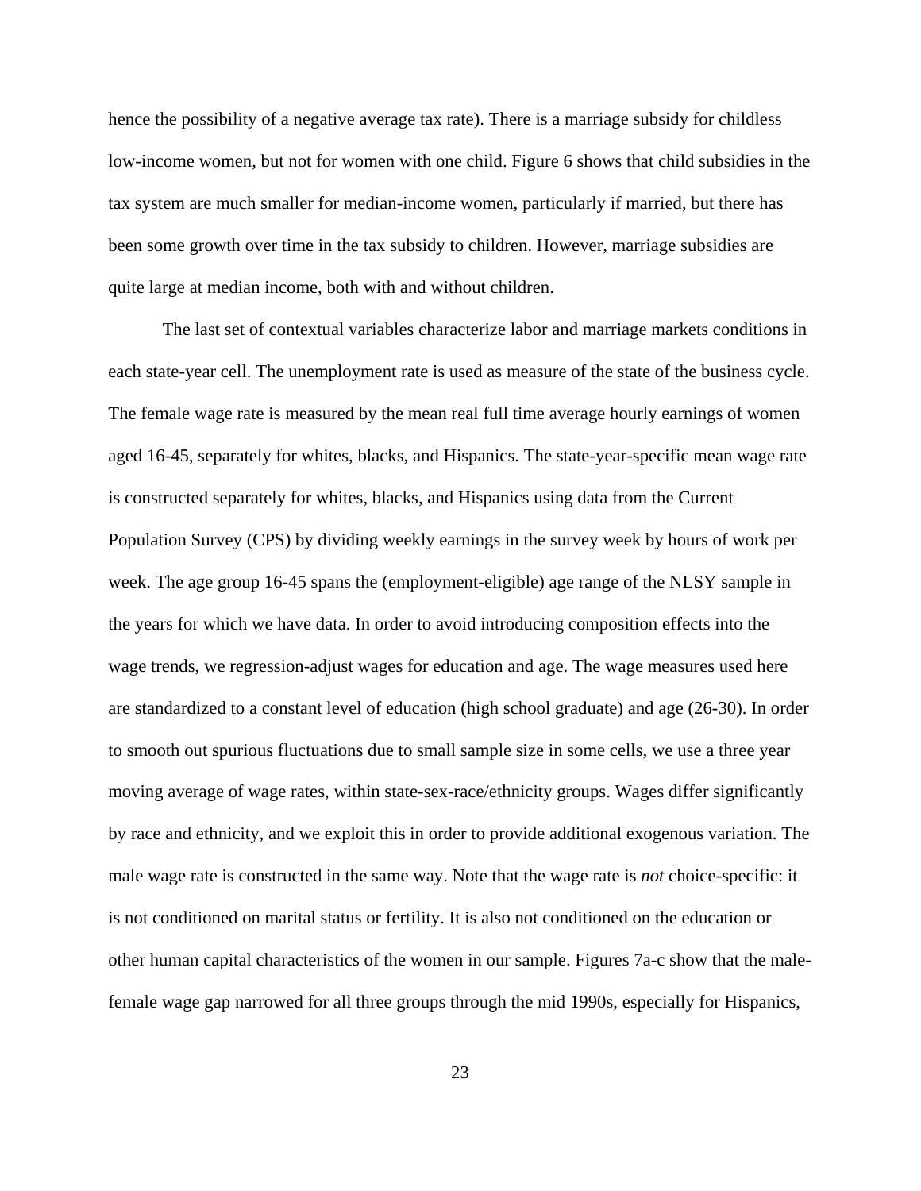hence the possibility of a negative average tax rate). There is a marriage subsidy for childless low-income women, but not for women with one child. Figure 6 shows that child subsidies in the tax system are much smaller for median-income women, particularly if married, but there has been some growth over time in the tax subsidy to children. However, marriage subsidies are quite large at median income, both with and without children.

The last set of contextual variables characterize labor and marriage markets conditions in each state-year cell. The unemployment rate is used as measure of the state of the business cycle. The female wage rate is measured by the mean real full time average hourly earnings of women aged 16-45, separately for whites, blacks, and Hispanics. The state-year-specific mean wage rate is constructed separately for whites, blacks, and Hispanics using data from the Current Population Survey (CPS) by dividing weekly earnings in the survey week by hours of work per week. The age group 16-45 spans the (employment-eligible) age range of the NLSY sample in the years for which we have data. In order to avoid introducing composition effects into the wage trends, we regression-adjust wages for education and age. The wage measures used here are standardized to a constant level of education (high school graduate) and age (26-30). In order to smooth out spurious fluctuations due to small sample size in some cells, we use a three year moving average of wage rates, within state-sex-race/ethnicity groups. Wages differ significantly by race and ethnicity, and we exploit this in order to provide additional exogenous variation. The male wage rate is constructed in the same way. Note that the wage rate is *not* choice-specific: it is not conditioned on marital status or fertility. It is also not conditioned on the education or other human capital characteristics of the women in our sample. Figures 7a-c show that the male-female wage gap narrowed for all three groups through the mid 1990s, especially for Hispanics,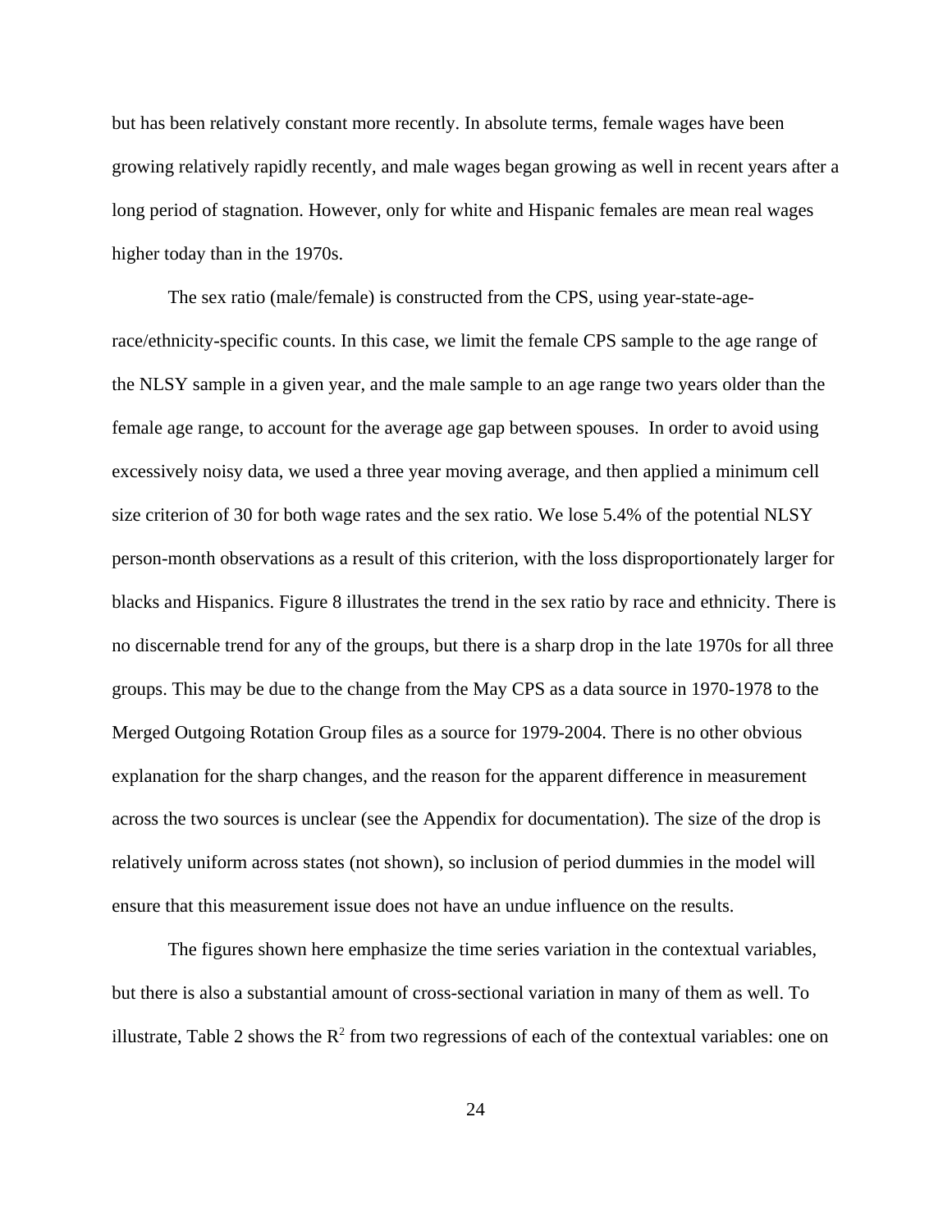but has been relatively constant more recently. In absolute terms, female wages have been growing relatively rapidly recently, and male wages began growing as well in recent years after a long period of stagnation. However, only for white and Hispanic females are mean real wages higher today than in the 1970s.

The sex ratio (male/female) is constructed from the CPS, using year-state-age-race/ethnicity-specific counts. In this case, we limit the female CPS sample to the age range of the NLSY sample in a given year, and the male sample to an age range two years older than the female age range, to account for the average age gap between spouses. In order to avoid using excessively noisy data, we used a three year moving average, and then applied a minimum cell size criterion of 30 for both wage rates and the sex ratio. We lose 5.4% of the potential NLSY person-month observations as a result of this criterion, with the loss disproportionately larger for blacks and Hispanics. Figure 8 illustrates the trend in the sex ratio by race and ethnicity. There is no discernable trend for any of the groups, but there is a sharp drop in the late 1970s for all three groups. This may be due to the change from the May CPS as a data source in 1970-1978 to the Merged Outgoing Rotation Group files as a source for 1979-2004. There is no other obvious explanation for the sharp changes, and the reason for the apparent difference in measurement across the two sources is unclear (see the Appendix for documentation). The size of the drop is relatively uniform across states (not shown), so inclusion of period dummies in the model will ensure that this measurement issue does not have an undue influence on the results.

The figures shown here emphasize the time series variation in the contextual variables, but there is also a substantial amount of cross-sectional variation in many of them as well. To illustrate, Table 2 shows the $R^2$ from two regressions of each of the contextual variables: one on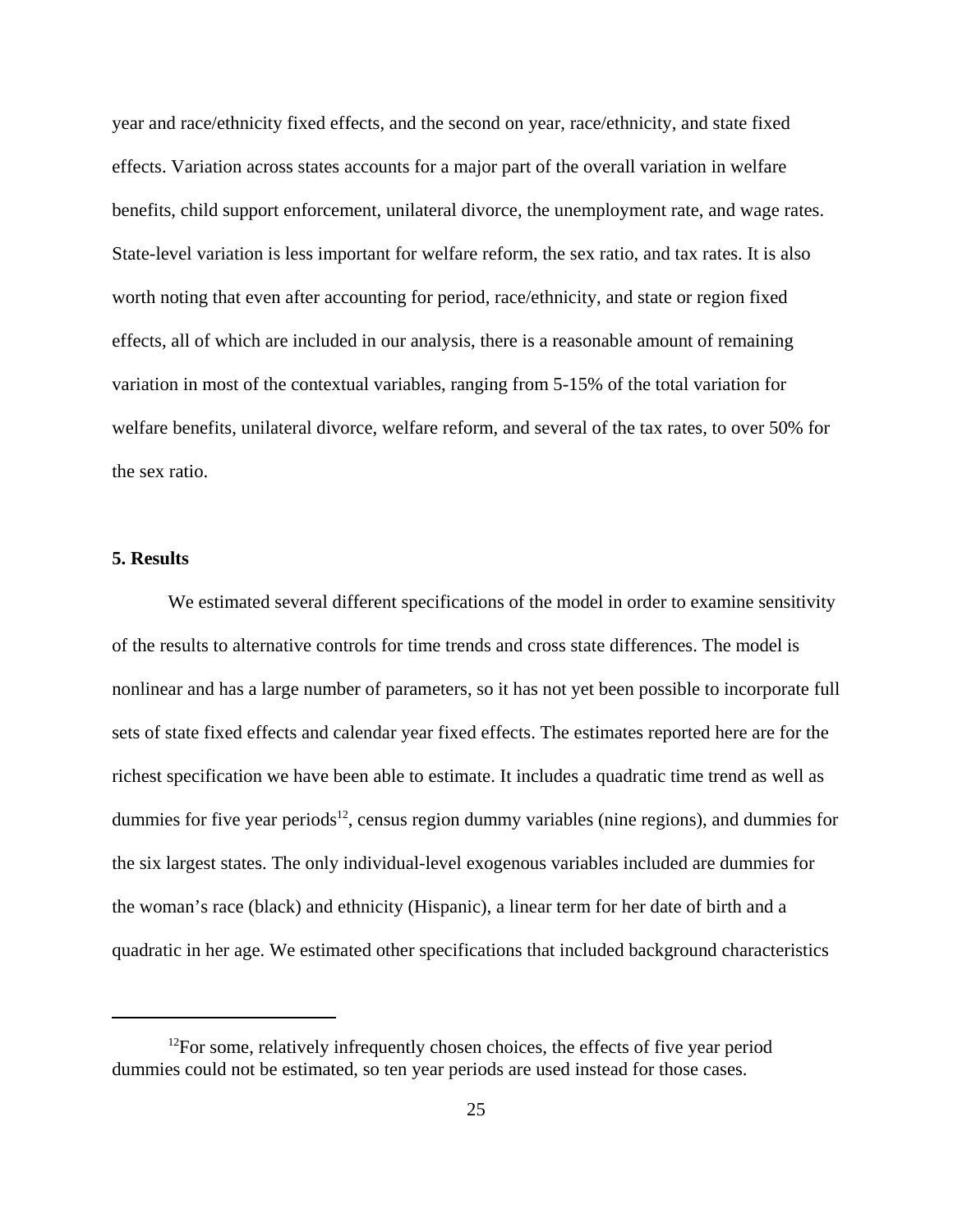year and race/ethnicity fixed effects, and the second on year, race/ethnicity, and state fixed effects. Variation across states accounts for a major part of the overall variation in welfare benefits, child support enforcement, unilateral divorce, the unemployment rate, and wage rates. State-level variation is less important for welfare reform, the sex ratio, and tax rates. It is also worth noting that even after accounting for period, race/ethnicity, and state or region fixed effects, all of which are included in our analysis, there is a reasonable amount of remaining variation in most of the contextual variables, ranging from 5-15% of the total variation for welfare benefits, unilateral divorce, welfare reform, and several of the tax rates, to over 50% for the sex ratio.

## 5. Results

We estimated several different specifications of the model in order to examine sensitivity of the results to alternative controls for time trends and cross state differences. The model is nonlinear and has a large number of parameters, so it has not yet been possible to incorporate full sets of state fixed effects and calendar year fixed effects. The estimates reported here are for the richest specification we have been able to estimate. It includes a quadratic time trend as well as dummies for five year periods[12], census region dummy variables (nine regions), and dummies for the six largest states. The only individual-level exogenous variables included are dummies for the woman's race (black) and ethnicity (Hispanic), a linear term for her date of birth and a quadratic in her age. We estimated other specifications that included background characteristics

[12] For some, relatively infrequently chosen choices, the effects of five year period dummies could not be estimated, so ten year periods are used instead for those cases.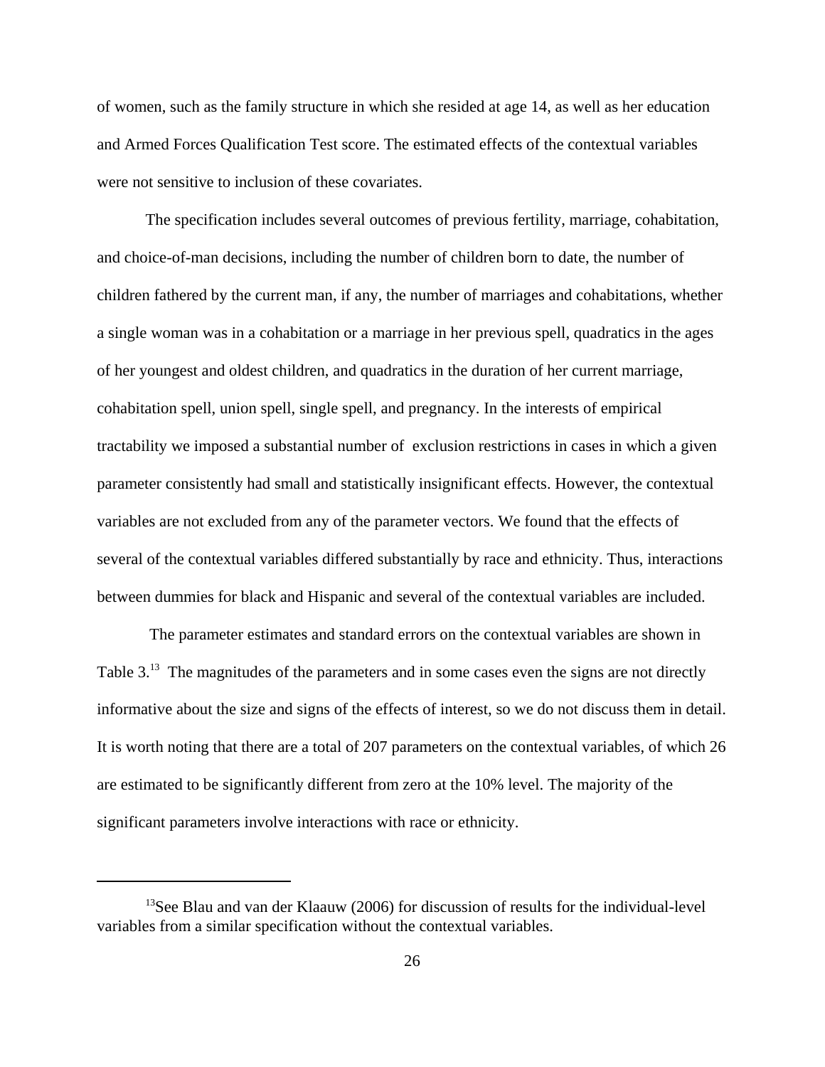of women, such as the family structure in which she resided at age 14, as well as her education and Armed Forces Qualification Test score. The estimated effects of the contextual variables were not sensitive to inclusion of these covariates.

The specification includes several outcomes of previous fertility, marriage, cohabitation, and choice-of-man decisions, including the number of children born to date, the number of children fathered by the current man, if any, the number of marriages and cohabitations, whether a single woman was in a cohabitation or a marriage in her previous spell, quadratics in the ages of her youngest and oldest children, and quadratics in the duration of her current marriage, cohabitation spell, union spell, single spell, and pregnancy. In the interests of empirical tractability we imposed a substantial number of exclusion restrictions in cases in which a given parameter consistently had small and statistically insignificant effects. However, the contextual variables are not excluded from any of the parameter vectors. We found that the effects of several of the contextual variables differed substantially by race and ethnicity. Thus, interactions between dummies for black and Hispanic and several of the contextual variables are included.

The parameter estimates and standard errors on the contextual variables are shown in Table 3.[13] The magnitudes of the parameters and in some cases even the signs are not directly informative about the size and signs of the effects of interest, so we do not discuss them in detail. It is worth noting that there are a total of 207 parameters on the contextual variables, of which 26 are estimated to be significantly different from zero at the 10% level. The majority of the significant parameters involve interactions with race or ethnicity.

---

[13] See Blau and van der Klaauw (2006) for discussion of results for the individual-level variables from a similar specification without the contextual variables.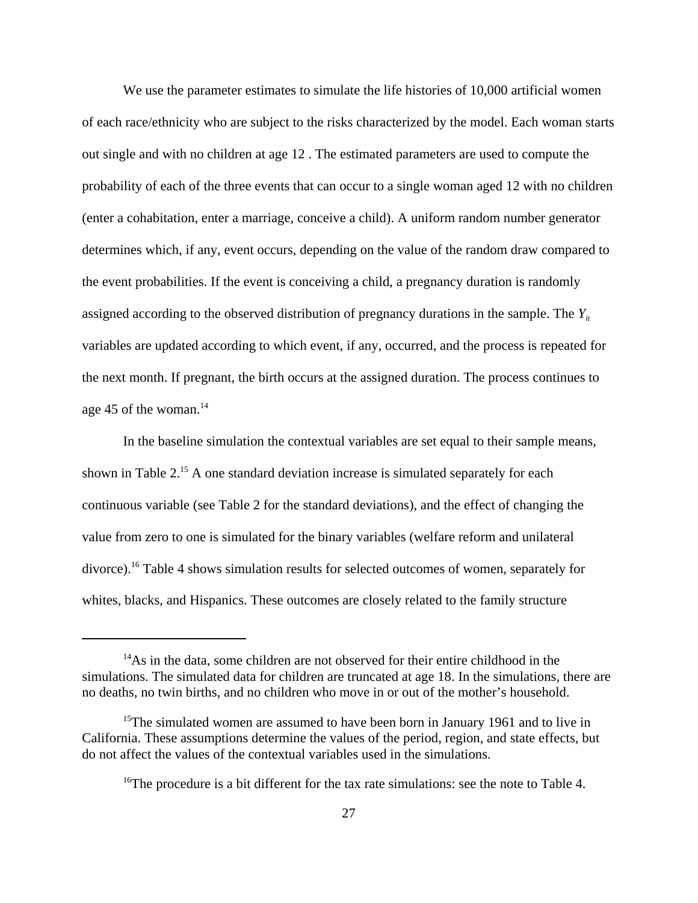We use the parameter estimates to simulate the life histories of 10,000 artificial women of each race/ethnicity who are subject to the risks characterized by the model. Each woman starts out single and with no children at age 12 . The estimated parameters are used to compute the probability of each of the three events that can occur to a single woman aged 12 with no children (enter a cohabitation, enter a marriage, conceive a child). A uniform random number generator determines which, if any, event occurs, depending on the value of the random draw compared to the event probabilities. If the event is conceiving a child, a pregnancy duration is randomly assigned according to the observed distribution of pregnancy durations in the sample. The $Y_{it}$ variables are updated according to which event, if any, occurred, and the process is repeated for the next month. If pregnant, the birth occurs at the assigned duration. The process continues to age 45 of the woman.[14]

In the baseline simulation the contextual variables are set equal to their sample means, shown in Table 2.[15] A one standard deviation increase is simulated separately for each continuous variable (see Table 2 for the standard deviations), and the effect of changing the value from zero to one is simulated for the binary variables (welfare reform and unilateral divorce).[16] Table 4 shows simulation results for selected outcomes of women, separately for whites, blacks, and Hispanics. These outcomes are closely related to the family structure

---

[14] As in the data, some children are not observed for their entire childhood in the simulations. The simulated data for children are truncated at age 18. In the simulations, there are no deaths, no twin births, and no children who move in or out of the mother's household.

[15] The simulated women are assumed to have been born in January 1961 and to live in California. These assumptions determine the values of the period, region, and state effects, but do not affect the values of the contextual variables used in the simulations.

[16] The procedure is a bit different for the tax rate simulations: see the note to Table 4.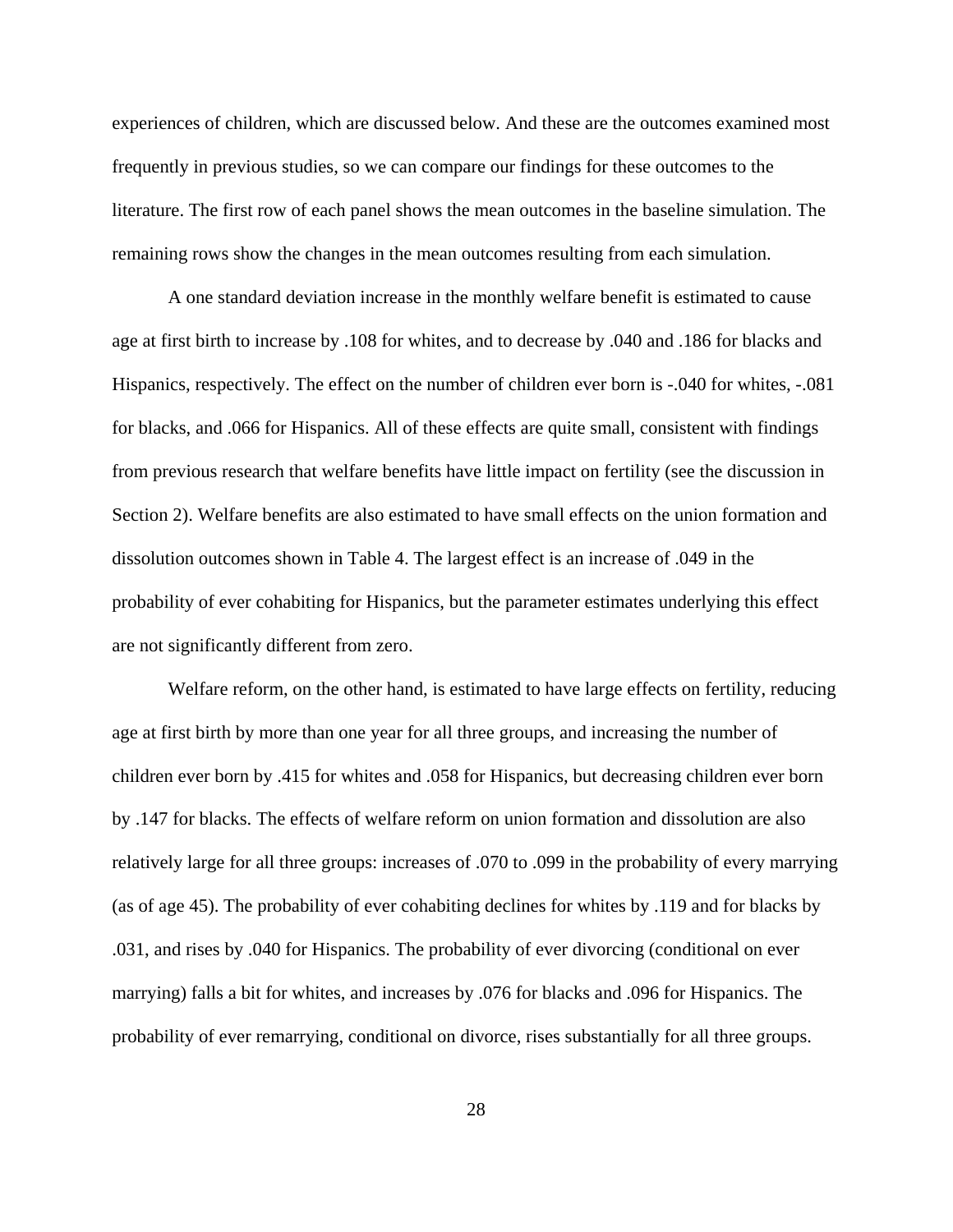experiences of children, which are discussed below. And these are the outcomes examined most frequently in previous studies, so we can compare our findings for these outcomes to the literature. The first row of each panel shows the mean outcomes in the baseline simulation. The remaining rows show the changes in the mean outcomes resulting from each simulation.

A one standard deviation increase in the monthly welfare benefit is estimated to cause age at first birth to increase by .108 for whites, and to decrease by .040 and .186 for blacks and Hispanics, respectively. The effect on the number of children ever born is -.040 for whites, -.081 for blacks, and .066 for Hispanics. All of these effects are quite small, consistent with findings from previous research that welfare benefits have little impact on fertility (see the discussion in Section 2). Welfare benefits are also estimated to have small effects on the union formation and dissolution outcomes shown in Table 4. The largest effect is an increase of .049 in the probability of ever cohabiting for Hispanics, but the parameter estimates underlying this effect are not significantly different from zero.

Welfare reform, on the other hand, is estimated to have large effects on fertility, reducing age at first birth by more than one year for all three groups, and increasing the number of children ever born by .415 for whites and .058 for Hispanics, but decreasing children ever born by .147 for blacks. The effects of welfare reform on union formation and dissolution are also relatively large for all three groups: increases of .070 to .099 in the probability of every marrying (as of age 45). The probability of ever cohabiting declines for whites by .119 and for blacks by .031, and rises by .040 for Hispanics. The probability of ever divorcing (conditional on ever marrying) falls a bit for whites, and increases by .076 for blacks and .096 for Hispanics. The probability of ever remarrying, conditional on divorce, rises substantially for all three groups.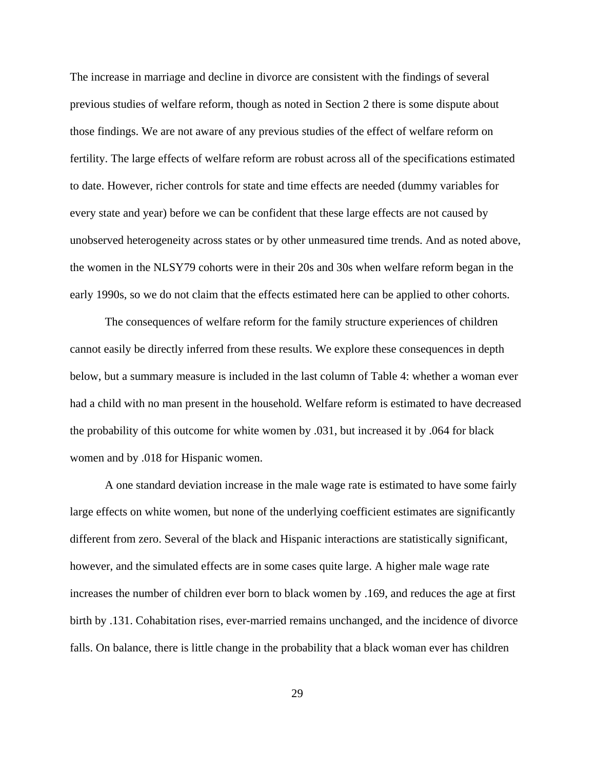The increase in marriage and decline in divorce are consistent with the findings of several previous studies of welfare reform, though as noted in Section 2 there is some dispute about those findings. We are not aware of any previous studies of the effect of welfare reform on fertility. The large effects of welfare reform are robust across all of the specifications estimated to date. However, richer controls for state and time effects are needed (dummy variables for every state and year) before we can be confident that these large effects are not caused by unobserved heterogeneity across states or by other unmeasured time trends. And as noted above, the women in the NLSY79 cohorts were in their 20s and 30s when welfare reform began in the early 1990s, so we do not claim that the effects estimated here can be applied to other cohorts.

The consequences of welfare reform for the family structure experiences of children cannot easily be directly inferred from these results. We explore these consequences in depth below, but a summary measure is included in the last column of Table 4: whether a woman ever had a child with no man present in the household. Welfare reform is estimated to have decreased the probability of this outcome for white women by .031, but increased it by .064 for black women and by .018 for Hispanic women.

A one standard deviation increase in the male wage rate is estimated to have some fairly large effects on white women, but none of the underlying coefficient estimates are significantly different from zero. Several of the black and Hispanic interactions are statistically significant, however, and the simulated effects are in some cases quite large. A higher male wage rate increases the number of children ever born to black women by .169, and reduces the age at first birth by .131. Cohabitation rises, ever-married remains unchanged, and the incidence of divorce falls. On balance, there is little change in the probability that a black woman ever has children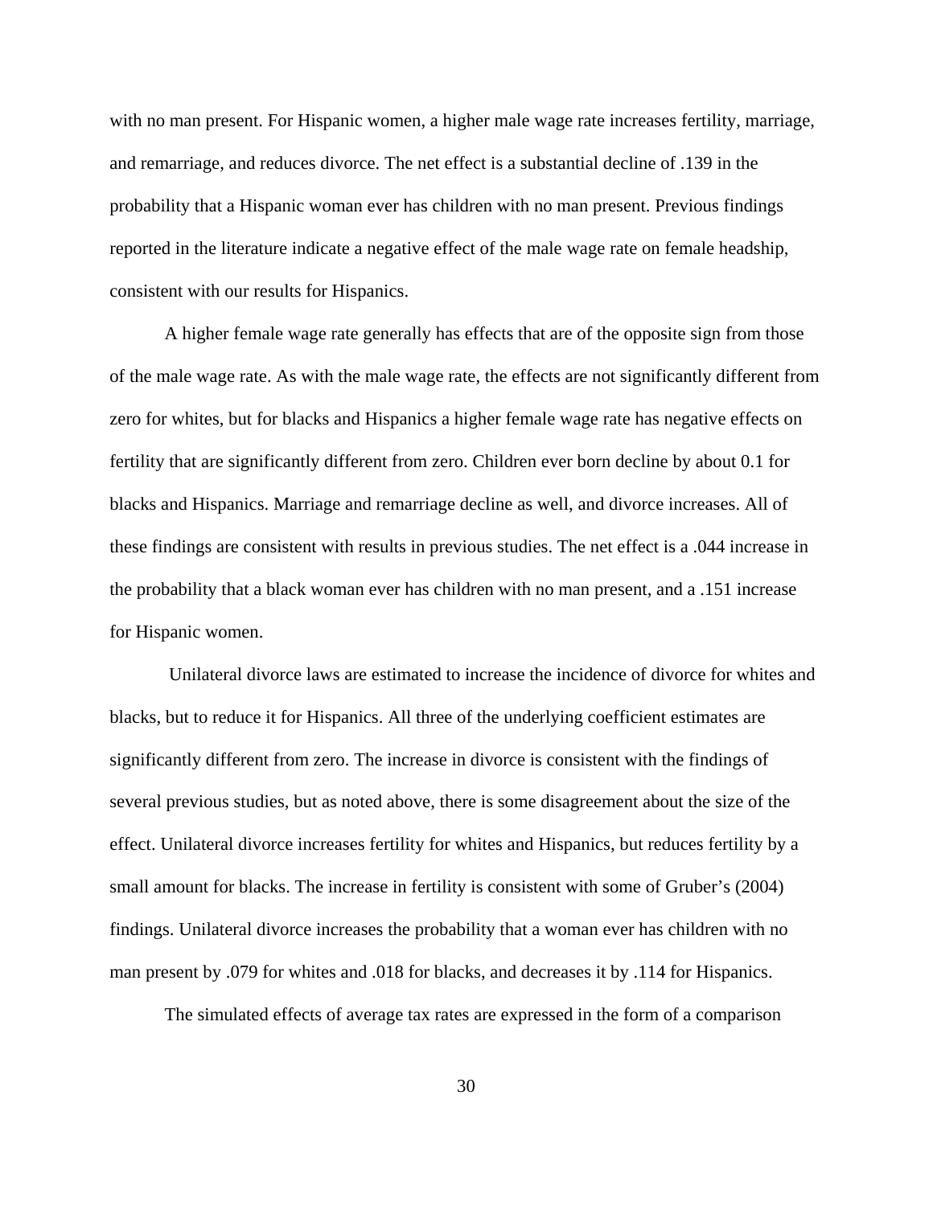with no man present. For Hispanic women, a higher male wage rate increases fertility, marriage, and remarriage, and reduces divorce. The net effect is a substantial decline of .139 in the probability that a Hispanic woman ever has children with no man present. Previous findings reported in the literature indicate a negative effect of the male wage rate on female headship, consistent with our results for Hispanics.

A higher female wage rate generally has effects that are of the opposite sign from those of the male wage rate. As with the male wage rate, the effects are not significantly different from zero for whites, but for blacks and Hispanics a higher female wage rate has negative effects on fertility that are significantly different from zero. Children ever born decline by about 0.1 for blacks and Hispanics. Marriage and remarriage decline as well, and divorce increases. All of these findings are consistent with results in previous studies. The net effect is a .044 increase in the probability that a black woman ever has children with no man present, and a .151 increase for Hispanic women.

Unilateral divorce laws are estimated to increase the incidence of divorce for whites and blacks, but to reduce it for Hispanics. All three of the underlying coefficient estimates are significantly different from zero. The increase in divorce is consistent with the findings of several previous studies, but as noted above, there is some disagreement about the size of the effect. Unilateral divorce increases fertility for whites and Hispanics, but reduces fertility by a small amount for blacks. The increase in fertility is consistent with some of Gruber's (2004) findings. Unilateral divorce increases the probability that a woman ever has children with no man present by .079 for whites and .018 for blacks, and decreases it by .114 for Hispanics.

The simulated effects of average tax rates are expressed in the form of a comparison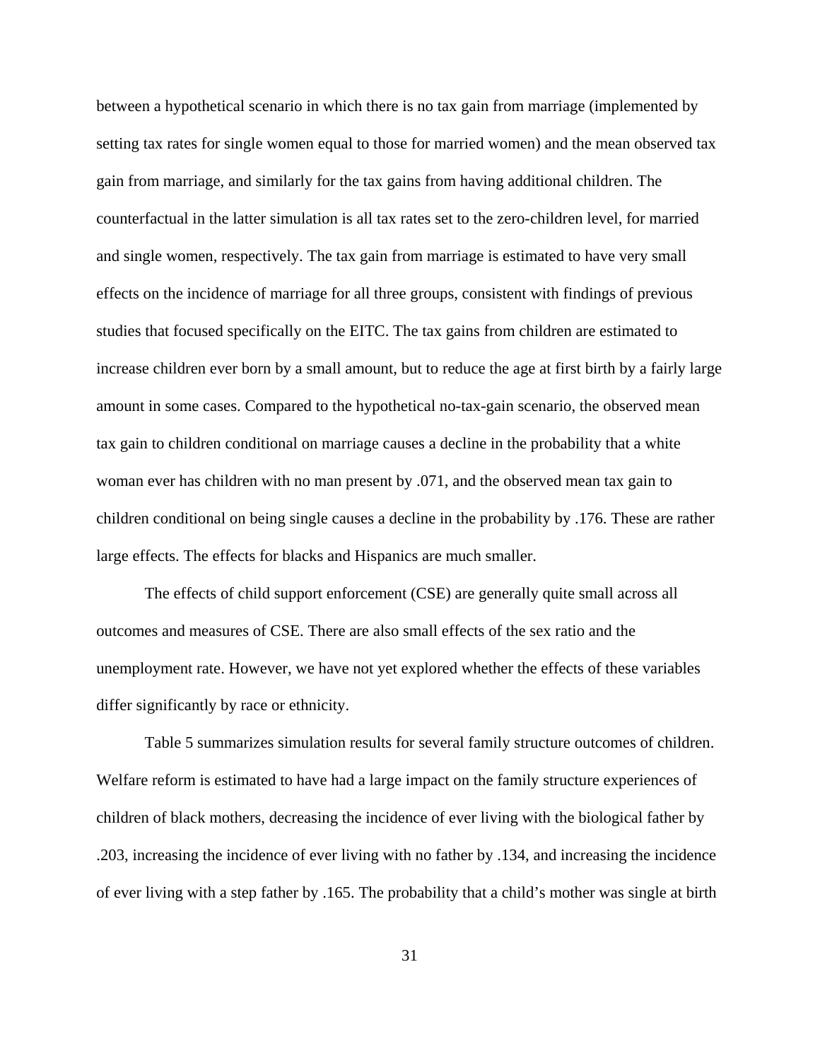between a hypothetical scenario in which there is no tax gain from marriage (implemented by setting tax rates for single women equal to those for married women) and the mean observed tax gain from marriage, and similarly for the tax gains from having additional children. The counterfactual in the latter simulation is all tax rates set to the zero-children level, for married and single women, respectively. The tax gain from marriage is estimated to have very small effects on the incidence of marriage for all three groups, consistent with findings of previous studies that focused specifically on the EITC. The tax gains from children are estimated to increase children ever born by a small amount, but to reduce the age at first birth by a fairly large amount in some cases. Compared to the hypothetical no-tax-gain scenario, the observed mean tax gain to children conditional on marriage causes a decline in the probability that a white woman ever has children with no man present by .071, and the observed mean tax gain to children conditional on being single causes a decline in the probability by .176. These are rather large effects. The effects for blacks and Hispanics are much smaller.

The effects of child support enforcement (CSE) are generally quite small across all outcomes and measures of CSE. There are also small effects of the sex ratio and the unemployment rate. However, we have not yet explored whether the effects of these variables differ significantly by race or ethnicity.

Table 5 summarizes simulation results for several family structure outcomes of children. Welfare reform is estimated to have had a large impact on the family structure experiences of children of black mothers, decreasing the incidence of ever living with the biological father by .203, increasing the incidence of ever living with no father by .134, and increasing the incidence of ever living with a step father by .165. The probability that a child's mother was single at birth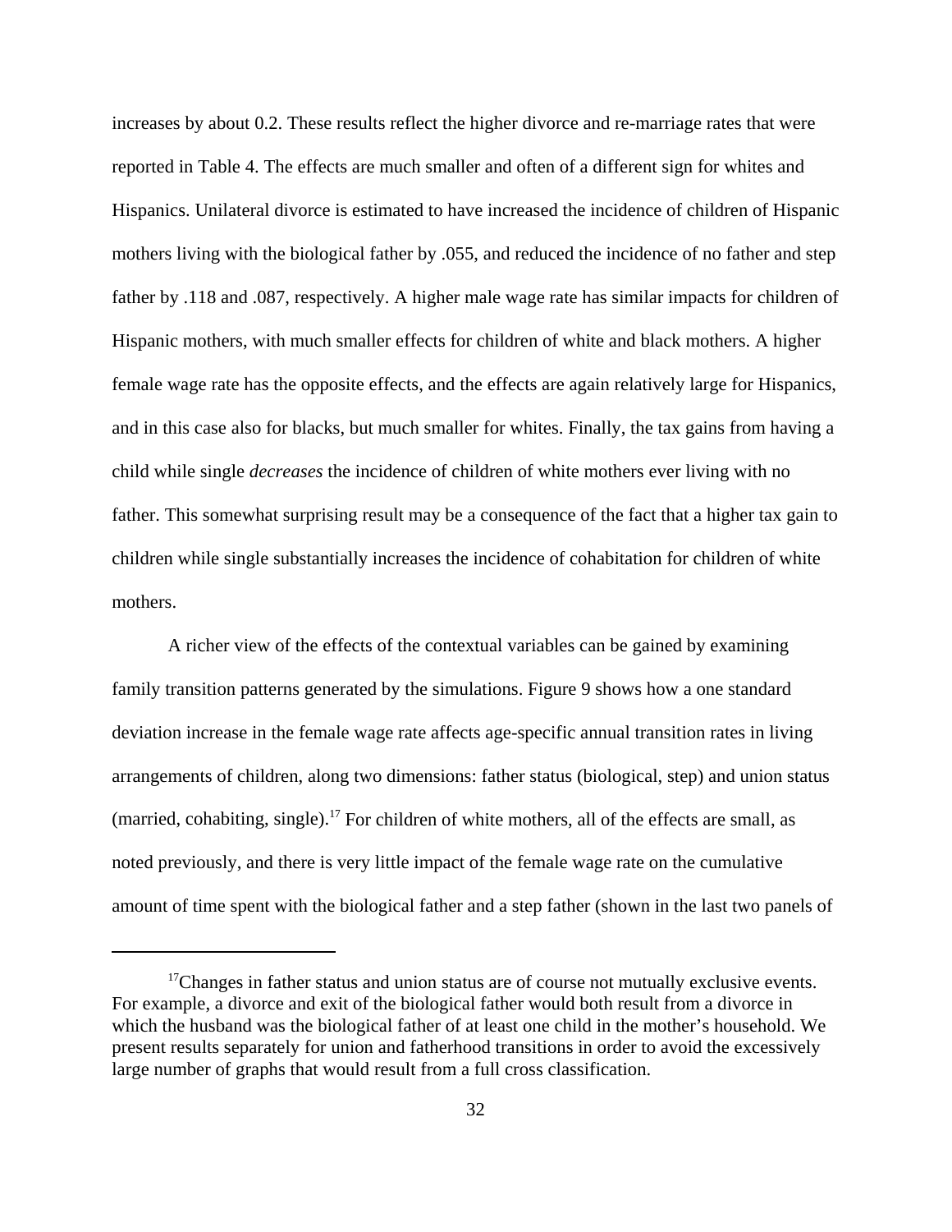increases by about 0.2. These results reflect the higher divorce and re-marriage rates that were reported in Table 4. The effects are much smaller and often of a different sign for whites and Hispanics. Unilateral divorce is estimated to have increased the incidence of children of Hispanic mothers living with the biological father by .055, and reduced the incidence of no father and step father by .118 and .087, respectively. A higher male wage rate has similar impacts for children of Hispanic mothers, with much smaller effects for children of white and black mothers. A higher female wage rate has the opposite effects, and the effects are again relatively large for Hispanics, and in this case also for blacks, but much smaller for whites. Finally, the tax gains from having a child while single *decreases* the incidence of children of white mothers ever living with no father. This somewhat surprising result may be a consequence of the fact that a higher tax gain to children while single substantially increases the incidence of cohabitation for children of white mothers.

A richer view of the effects of the contextual variables can be gained by examining family transition patterns generated by the simulations. Figure 9 shows how a one standard deviation increase in the female wage rate affects age-specific annual transition rates in living arrangements of children, along two dimensions: father status (biological, step) and union status (married, cohabiting, single).[17] For children of white mothers, all of the effects are small, as noted previously, and there is very little impact of the female wage rate on the cumulative amount of time spent with the biological father and a step father (shown in the last two panels of

[17]Changes in father status and union status are of course not mutually exclusive events. For example, a divorce and exit of the biological father would both result from a divorce in which the husband was the biological father of at least one child in the mother's household. We present results separately for union and fatherhood transitions in order to avoid the excessively large number of graphs that would result from a full cross classification.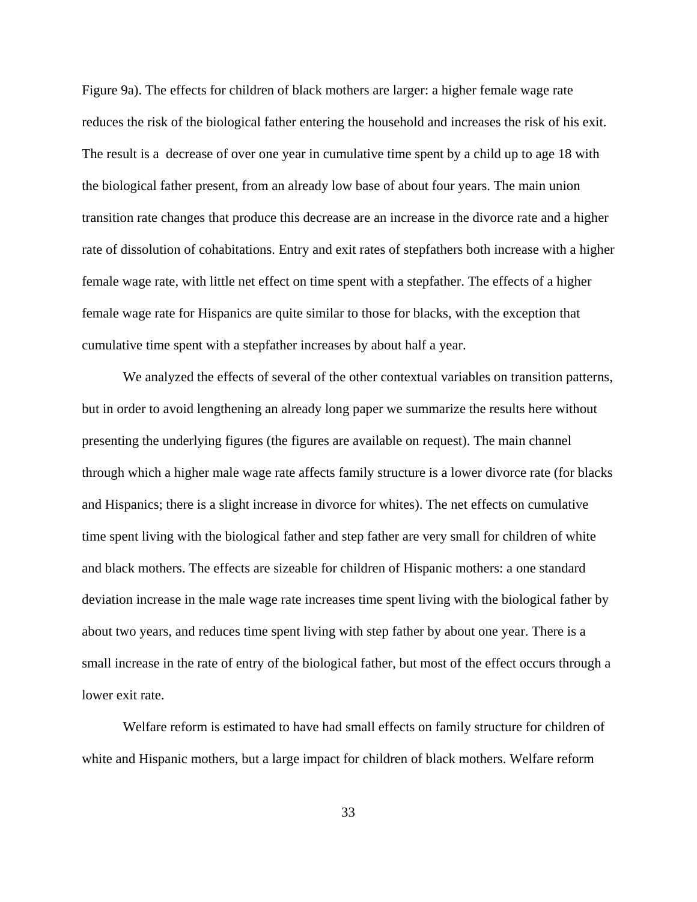Figure 9a). The effects for children of black mothers are larger: a higher female wage rate reduces the risk of the biological father entering the household and increases the risk of his exit. The result is a decrease of over one year in cumulative time spent by a child up to age 18 with the biological father present, from an already low base of about four years. The main union transition rate changes that produce this decrease are an increase in the divorce rate and a higher rate of dissolution of cohabitations. Entry and exit rates of stepfathers both increase with a higher female wage rate, with little net effect on time spent with a stepfather. The effects of a higher female wage rate for Hispanics are quite similar to those for blacks, with the exception that cumulative time spent with a stepfather increases by about half a year.

We analyzed the effects of several of the other contextual variables on transition patterns, but in order to avoid lengthening an already long paper we summarize the results here without presenting the underlying figures (the figures are available on request). The main channel through which a higher male wage rate affects family structure is a lower divorce rate (for blacks and Hispanics; there is a slight increase in divorce for whites). The net effects on cumulative time spent living with the biological father and step father are very small for children of white and black mothers. The effects are sizeable for children of Hispanic mothers: a one standard deviation increase in the male wage rate increases time spent living with the biological father by about two years, and reduces time spent living with step father by about one year. There is a small increase in the rate of entry of the biological father, but most of the effect occurs through a lower exit rate.

Welfare reform is estimated to have had small effects on family structure for children of white and Hispanic mothers, but a large impact for children of black mothers. Welfare reform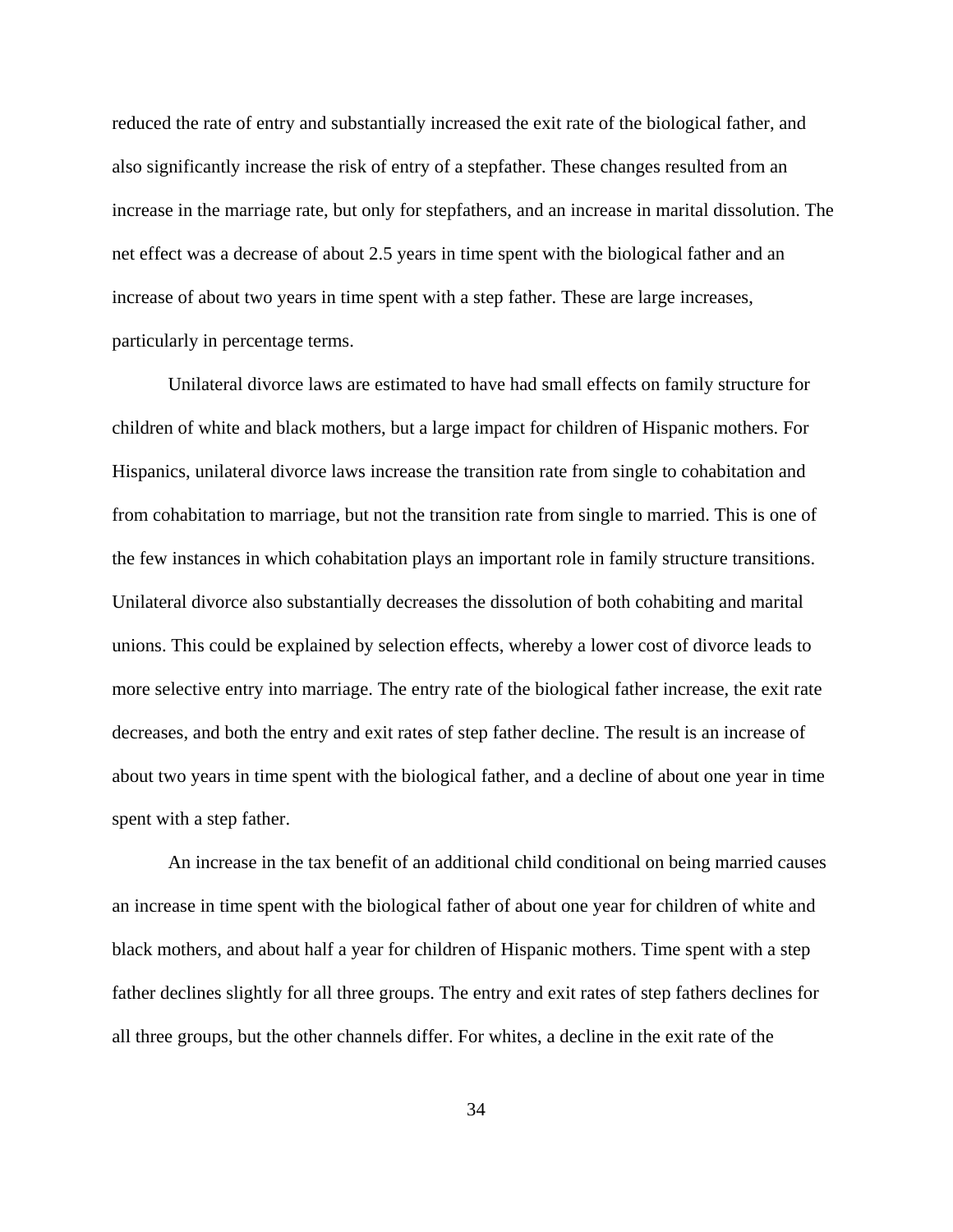reduced the rate of entry and substantially increased the exit rate of the biological father, and also significantly increase the risk of entry of a stepfather. These changes resulted from an increase in the marriage rate, but only for stepfathers, and an increase in marital dissolution. The net effect was a decrease of about 2.5 years in time spent with the biological father and an increase of about two years in time spent with a step father. These are large increases, particularly in percentage terms.

Unilateral divorce laws are estimated to have had small effects on family structure for children of white and black mothers, but a large impact for children of Hispanic mothers. For Hispanics, unilateral divorce laws increase the transition rate from single to cohabitation and from cohabitation to marriage, but not the transition rate from single to married. This is one of the few instances in which cohabitation plays an important role in family structure transitions. Unilateral divorce also substantially decreases the dissolution of both cohabiting and marital unions. This could be explained by selection effects, whereby a lower cost of divorce leads to more selective entry into marriage. The entry rate of the biological father increase, the exit rate decreases, and both the entry and exit rates of step father decline. The result is an increase of about two years in time spent with the biological father, and a decline of about one year in time spent with a step father.

An increase in the tax benefit of an additional child conditional on being married causes an increase in time spent with the biological father of about one year for children of white and black mothers, and about half a year for children of Hispanic mothers. Time spent with a step father declines slightly for all three groups. The entry and exit rates of step fathers declines for all three groups, but the other channels differ. For whites, a decline in the exit rate of the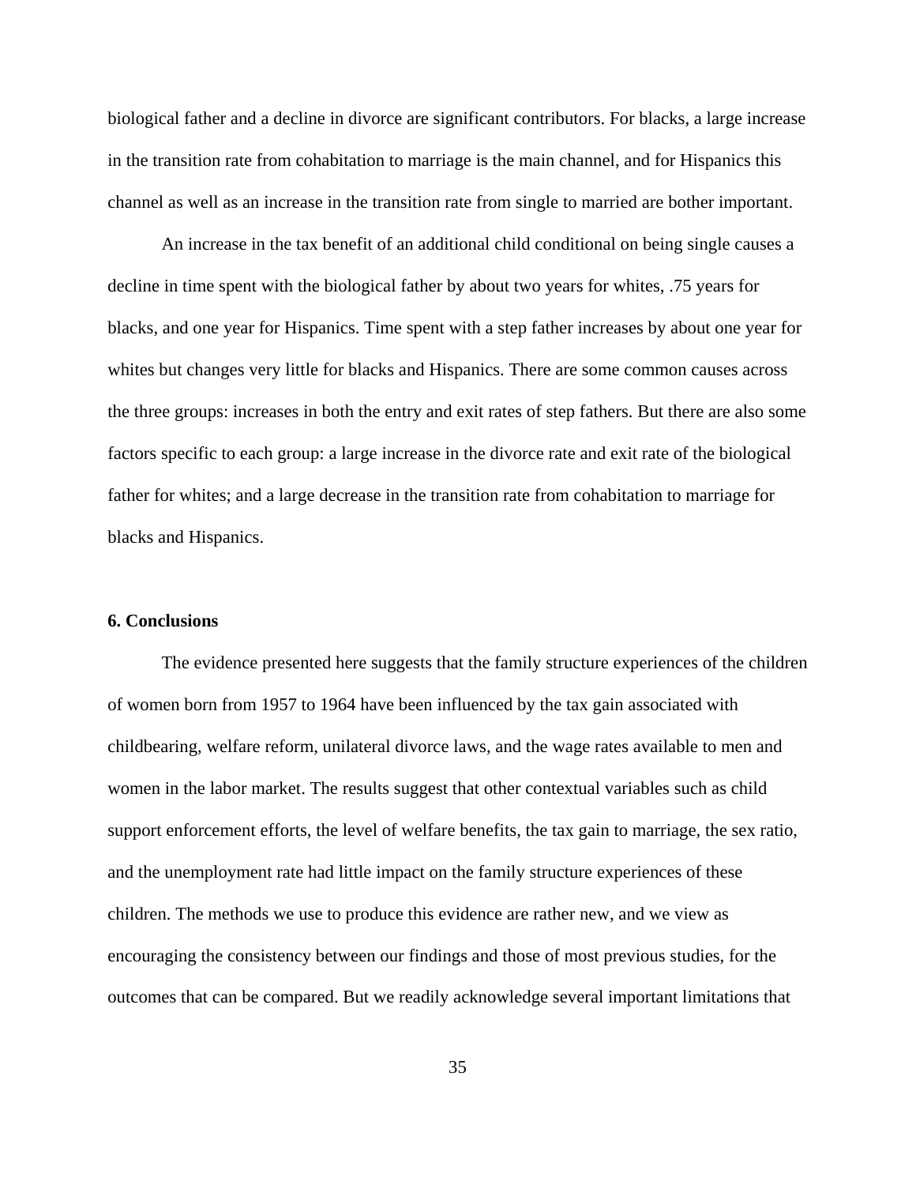biological father and a decline in divorce are significant contributors. For blacks, a large increase in the transition rate from cohabitation to marriage is the main channel, and for Hispanics this channel as well as an increase in the transition rate from single to married are bother important.

An increase in the tax benefit of an additional child conditional on being single causes a decline in time spent with the biological father by about two years for whites, .75 years for blacks, and one year for Hispanics. Time spent with a step father increases by about one year for whites but changes very little for blacks and Hispanics. There are some common causes across the three groups: increases in both the entry and exit rates of step fathers. But there are also some factors specific to each group: a large increase in the divorce rate and exit rate of the biological father for whites; and a large decrease in the transition rate from cohabitation to marriage for blacks and Hispanics.

## 6. Conclusions

The evidence presented here suggests that the family structure experiences of the children of women born from 1957 to 1964 have been influenced by the tax gain associated with childbearing, welfare reform, unilateral divorce laws, and the wage rates available to men and women in the labor market. The results suggest that other contextual variables such as child support enforcement efforts, the level of welfare benefits, the tax gain to marriage, the sex ratio, and the unemployment rate had little impact on the family structure experiences of these children. The methods we use to produce this evidence are rather new, and we view as encouraging the consistency between our findings and those of most previous studies, for the outcomes that can be compared. But we readily acknowledge several important limitations that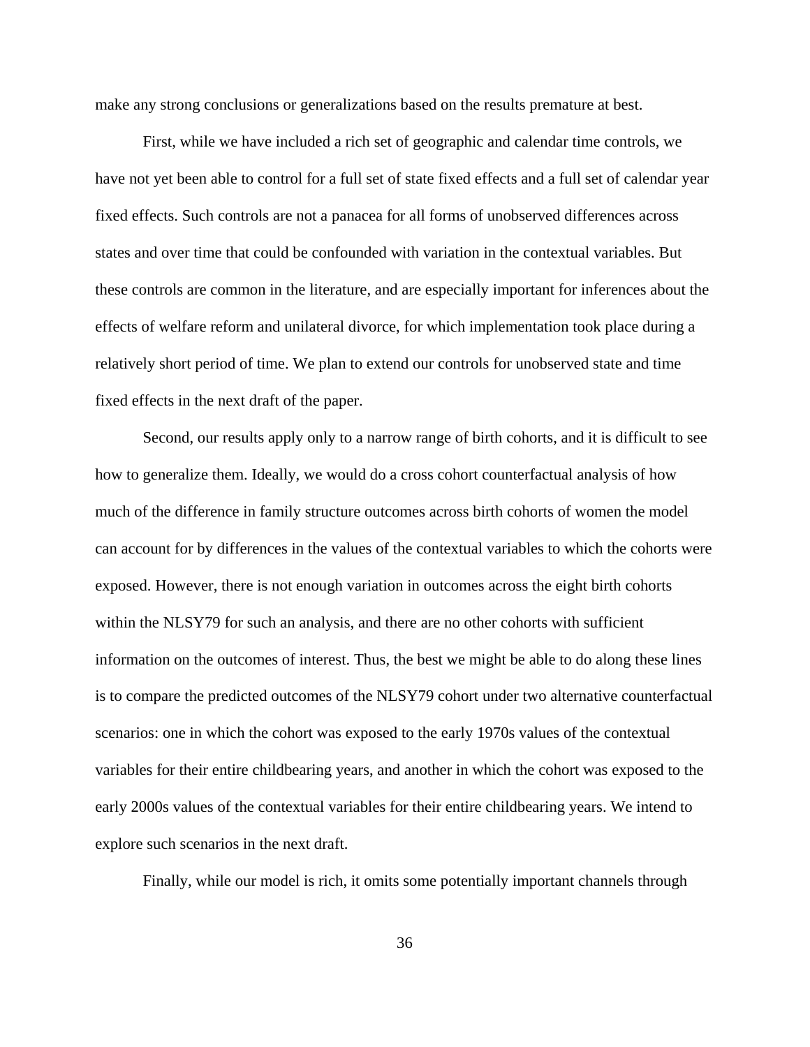make any strong conclusions or generalizations based on the results premature at best.

First, while we have included a rich set of geographic and calendar time controls, we have not yet been able to control for a full set of state fixed effects and a full set of calendar year fixed effects. Such controls are not a panacea for all forms of unobserved differences across states and over time that could be confounded with variation in the contextual variables. But these controls are common in the literature, and are especially important for inferences about the effects of welfare reform and unilateral divorce, for which implementation took place during a relatively short period of time. We plan to extend our controls for unobserved state and time fixed effects in the next draft of the paper.

Second, our results apply only to a narrow range of birth cohorts, and it is difficult to see how to generalize them. Ideally, we would do a cross cohort counterfactual analysis of how much of the difference in family structure outcomes across birth cohorts of women the model can account for by differences in the values of the contextual variables to which the cohorts were exposed. However, there is not enough variation in outcomes across the eight birth cohorts within the NLSY79 for such an analysis, and there are no other cohorts with sufficient information on the outcomes of interest. Thus, the best we might be able to do along these lines is to compare the predicted outcomes of the NLSY79 cohort under two alternative counterfactual scenarios: one in which the cohort was exposed to the early 1970s values of the contextual variables for their entire childbearing years, and another in which the cohort was exposed to the early 2000s values of the contextual variables for their entire childbearing years. We intend to explore such scenarios in the next draft.

Finally, while our model is rich, it omits some potentially important channels through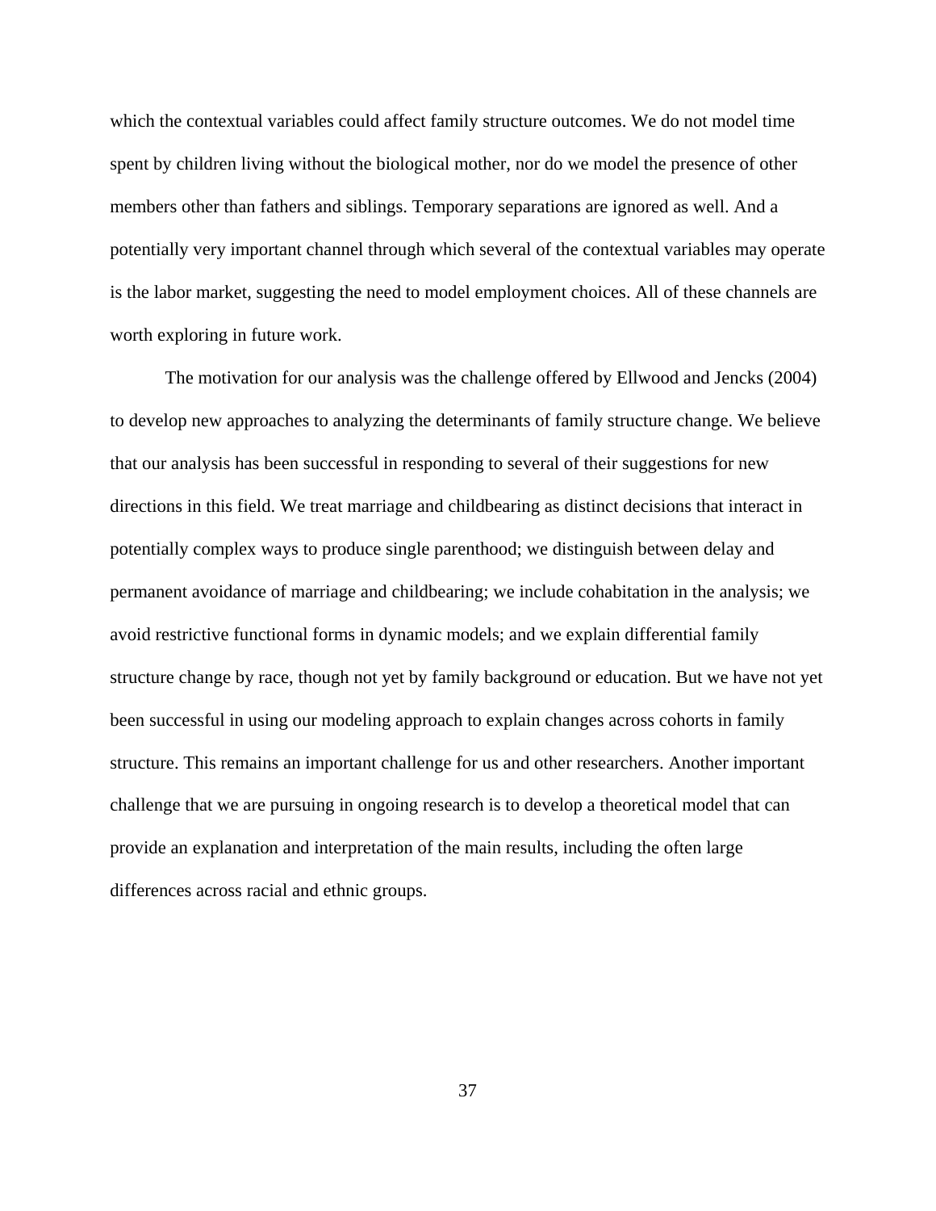which the contextual variables could affect family structure outcomes. We do not model time spent by children living without the biological mother, nor do we model the presence of other members other than fathers and siblings. Temporary separations are ignored as well. And a potentially very important channel through which several of the contextual variables may operate is the labor market, suggesting the need to model employment choices. All of these channels are worth exploring in future work.

The motivation for our analysis was the challenge offered by Ellwood and Jencks (2004) to develop new approaches to analyzing the determinants of family structure change. We believe that our analysis has been successful in responding to several of their suggestions for new directions in this field. We treat marriage and childbearing as distinct decisions that interact in potentially complex ways to produce single parenthood; we distinguish between delay and permanent avoidance of marriage and childbearing; we include cohabitation in the analysis; we avoid restrictive functional forms in dynamic models; and we explain differential family structure change by race, though not yet by family background or education. But we have not yet been successful in using our modeling approach to explain changes across cohorts in family structure. This remains an important challenge for us and other researchers. Another important challenge that we are pursuing in ongoing research is to develop a theoretical model that can provide an explanation and interpretation of the main results, including the often large differences across racial and ethnic groups.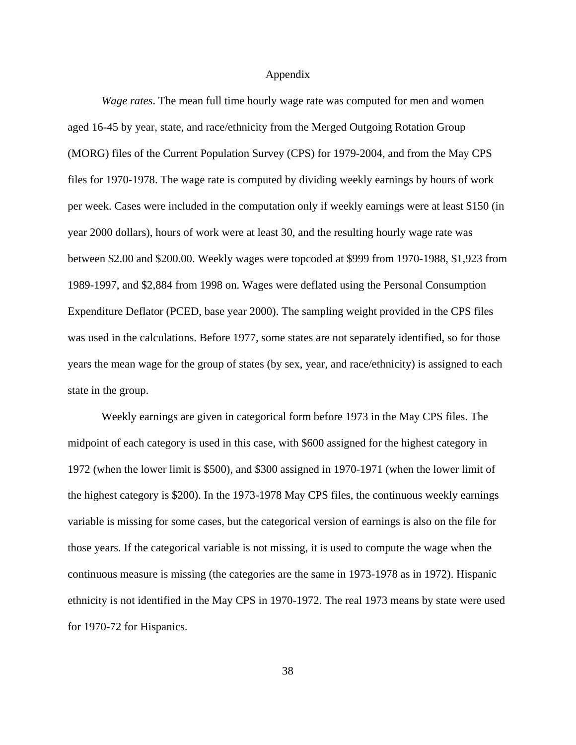# Appendix

*Wage rates*. The mean full time hourly wage rate was computed for men and women aged 16-45 by year, state, and race/ethnicity from the Merged Outgoing Rotation Group (MORG) files of the Current Population Survey (CPS) for 1979-2004, and from the May CPS files for 1970-1978. The wage rate is computed by dividing weekly earnings by hours of work per week. Cases were included in the computation only if weekly earnings were at least $150 (in year 2000 dollars), hours of work were at least 30, and the resulting hourly wage rate was between $2.00 and $200.00. Weekly wages were topcoded at $999 from 1970-1988, $1,923 from 1989-1997, and $2,884 from 1998 on. Wages were deflated using the Personal Consumption Expenditure Deflator (PCED, base year 2000). The sampling weight provided in the CPS files was used in the calculations. Before 1977, some states are not separately identified, so for those years the mean wage for the group of states (by sex, year, and race/ethnicity) is assigned to each state in the group.

Weekly earnings are given in categorical form before 1973 in the May CPS files. The midpoint of each category is used in this case, with $600 assigned for the highest category in 1972 (when the lower limit is $500), and $300 assigned in 1970-1971 (when the lower limit of the highest category is $200). In the 1973-1978 May CPS files, the continuous weekly earnings variable is missing for some cases, but the categorical version of earnings is also on the file for those years. If the categorical variable is not missing, it is used to compute the wage when the continuous measure is missing (the categories are the same in 1973-1978 as in 1972). Hispanic ethnicity is not identified in the May CPS in 1970-1972. The real 1973 means by state were used for 1970-72 for Hispanics.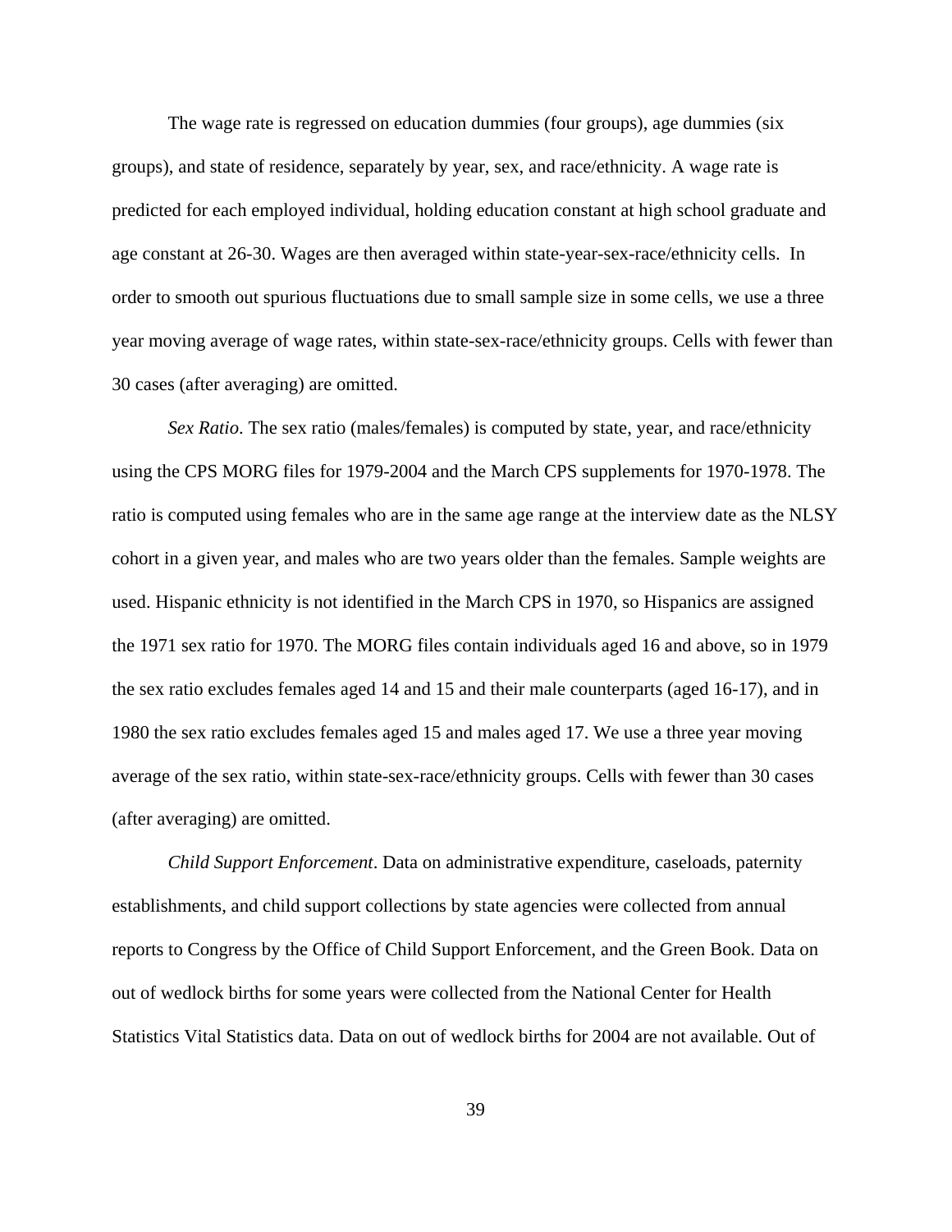The wage rate is regressed on education dummies (four groups), age dummies (six groups), and state of residence, separately by year, sex, and race/ethnicity. A wage rate is predicted for each employed individual, holding education constant at high school graduate and age constant at 26-30. Wages are then averaged within state-year-sex-race/ethnicity cells. In order to smooth out spurious fluctuations due to small sample size in some cells, we use a three year moving average of wage rates, within state-sex-race/ethnicity groups. Cells with fewer than 30 cases (after averaging) are omitted.

*Sex Ratio*. The sex ratio (males/females) is computed by state, year, and race/ethnicity using the CPS MORG files for 1979-2004 and the March CPS supplements for 1970-1978. The ratio is computed using females who are in the same age range at the interview date as the NLSY cohort in a given year, and males who are two years older than the females. Sample weights are used. Hispanic ethnicity is not identified in the March CPS in 1970, so Hispanics are assigned the 1971 sex ratio for 1970. The MORG files contain individuals aged 16 and above, so in 1979 the sex ratio excludes females aged 14 and 15 and their male counterparts (aged 16-17), and in 1980 the sex ratio excludes females aged 15 and males aged 17. We use a three year moving average of the sex ratio, within state-sex-race/ethnicity groups. Cells with fewer than 30 cases (after averaging) are omitted.

*Child Support Enforcement*. Data on administrative expenditure, caseloads, paternity establishments, and child support collections by state agencies were collected from annual reports to Congress by the Office of Child Support Enforcement, and the Green Book. Data on out of wedlock births for some years were collected from the National Center for Health Statistics Vital Statistics data. Data on out of wedlock births for 2004 are not available. Out of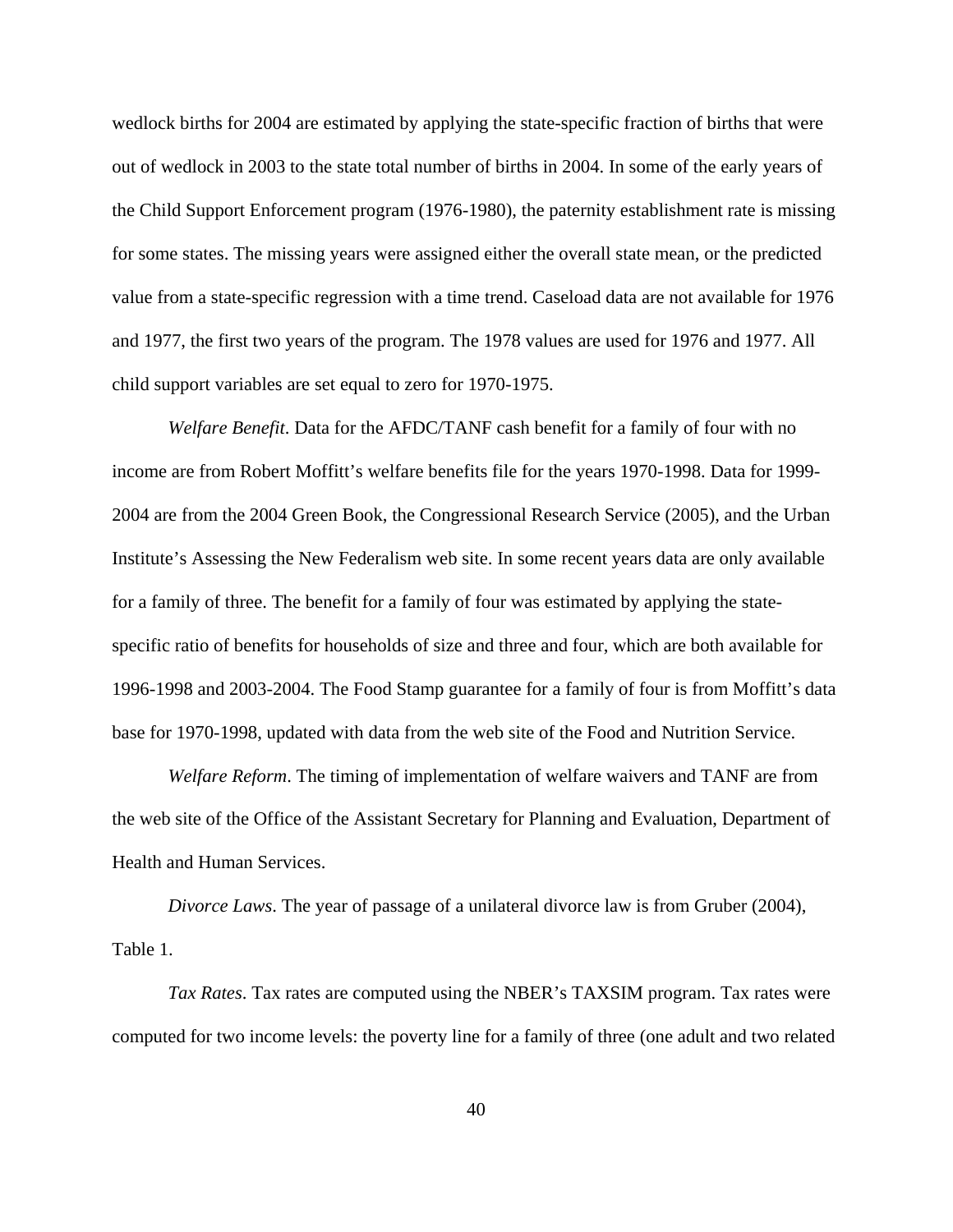wedlock births for 2004 are estimated by applying the state-specific fraction of births that were out of wedlock in 2003 to the state total number of births in 2004. In some of the early years of the Child Support Enforcement program (1976-1980), the paternity establishment rate is missing for some states. The missing years were assigned either the overall state mean, or the predicted value from a state-specific regression with a time trend. Caseload data are not available for 1976 and 1977, the first two years of the program. The 1978 values are used for 1976 and 1977. All child support variables are set equal to zero for 1970-1975.

*Welfare Benefit*. Data for the AFDC/TANF cash benefit for a family of four with no income are from Robert Moffitt's welfare benefits file for the years 1970-1998. Data for 1999-2004 are from the 2004 Green Book, the Congressional Research Service (2005), and the Urban Institute's Assessing the New Federalism web site. In some recent years data are only available for a family of three. The benefit for a family of four was estimated by applying the state-specific ratio of benefits for households of size and three and four, which are both available for 1996-1998 and 2003-2004. The Food Stamp guarantee for a family of four is from Moffitt's data base for 1970-1998, updated with data from the web site of the Food and Nutrition Service.

*Welfare Reform*. The timing of implementation of welfare waivers and TANF are from the web site of the Office of the Assistant Secretary for Planning and Evaluation, Department of Health and Human Services.

*Divorce Laws*. The year of passage of a unilateral divorce law is from Gruber (2004), Table 1.

*Tax Rates*. Tax rates are computed using the NBER's TAXSIM program. Tax rates were computed for two income levels: the poverty line for a family of three (one adult and two related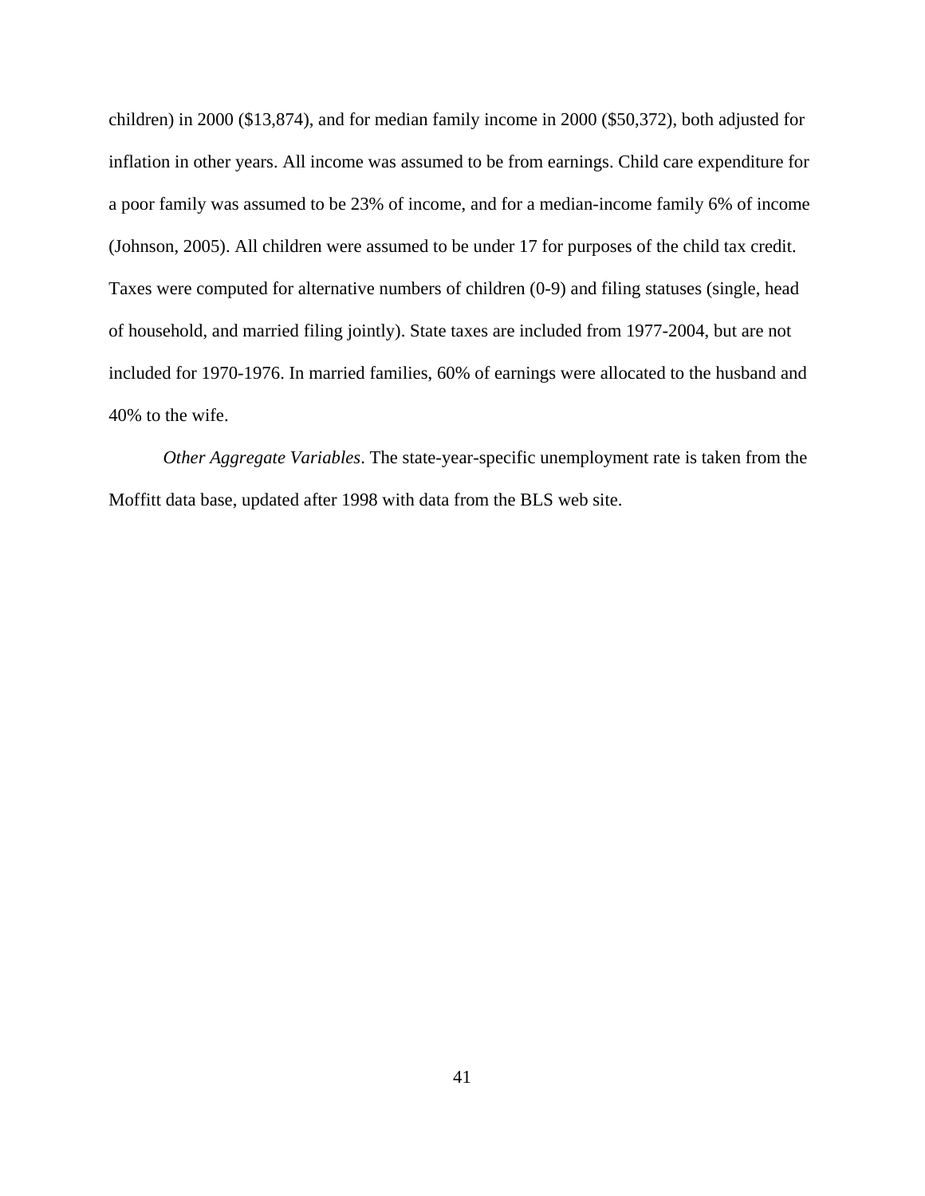children) in 2000 ($13,874), and for median family income in 2000 ($50,372), both adjusted for inflation in other years. All income was assumed to be from earnings. Child care expenditure for a poor family was assumed to be 23% of income, and for a median-income family 6% of income (Johnson, 2005). All children were assumed to be under 17 for purposes of the child tax credit. Taxes were computed for alternative numbers of children (0-9) and filing statuses (single, head of household, and married filing jointly). State taxes are included from 1977-2004, but are not included for 1970-1976. In married families, 60% of earnings were allocated to the husband and 40% to the wife.

*Other Aggregate Variables*. The state-year-specific unemployment rate is taken from the Moffitt data base, updated after 1998 with data from the BLS web site.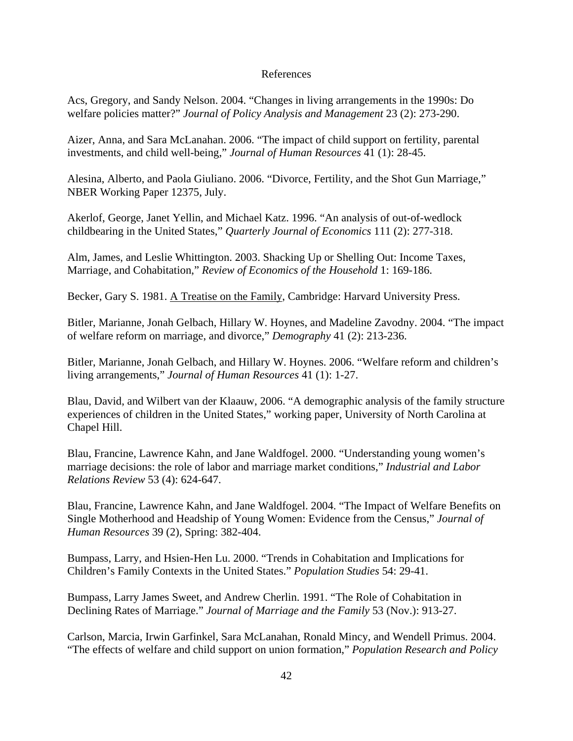# References

Acs, Gregory, and Sandy Nelson. 2004. “Changes in living arrangements in the 1990s: Do welfare policies matter?” *Journal of Policy Analysis and Management* 23 (2): 273-290.

Aizer, Anna, and Sara McLanahan. 2006. “The impact of child support on fertility, parental investments, and child well-being,” *Journal of Human Resources* 41 (1): 28-45.

Alesina, Alberto, and Paola Giuliano. 2006. “Divorce, Fertility, and the Shot Gun Marriage,” NBER Working Paper 12375, July.

Akerlof, George, Janet Yellin, and Michael Katz. 1996. “An analysis of out-of-wedlock childbearing in the United States,” *Quarterly Journal of Economics* 111 (2): 277-318.

Alm, James, and Leslie Whittington. 2003. Shacking Up or Shelling Out: Income Taxes, Marriage, and Cohabitation,” *Review of Economics of the Household* 1: 169-186.

Becker, Gary S. 1981. A Treatise on the Family, Cambridge: Harvard University Press.

Bitler, Marianne, Jonah Gelbach, Hillary W. Hoynes, and Madeline Zavodny. 2004. “The impact of welfare reform on marriage, and divorce,” *Demography* 41 (2): 213-236.

Bitler, Marianne, Jonah Gelbach, and Hillary W. Hoynes. 2006. “Welfare reform and children’s living arrangements,” *Journal of Human Resources* 41 (1): 1-27.

Blau, David, and Wilbert van der Klaauw, 2006. “A demographic analysis of the family structure experiences of children in the United States,” working paper, University of North Carolina at Chapel Hill.

Blau, Francine, Lawrence Kahn, and Jane Waldfogel. 2000. “Understanding young women’s marriage decisions: the role of labor and marriage market conditions,” *Industrial and Labor Relations Review* 53 (4): 624-647.

Blau, Francine, Lawrence Kahn, and Jane Waldfogel. 2004. “The Impact of Welfare Benefits on Single Motherhood and Headship of Young Women: Evidence from the Census,” *Journal of Human Resources* 39 (2), Spring: 382-404.

Bumpass, Larry, and Hsien-Hen Lu. 2000. “Trends in Cohabitation and Implications for Children’s Family Contexts in the United States.” *Population Studies* 54: 29-41.

Bumpass, Larry James Sweet, and Andrew Cherlin. 1991. “The Role of Cohabitation in Declining Rates of Marriage.” *Journal of Marriage and the Family* 53 (Nov.): 913-27.

Carlson, Marcia, Irwin Garfinkel, Sara McLanahan, Ronald Mincy, and Wendell Primus. 2004. “The effects of welfare and child support on union formation,” *Population Research and Policy*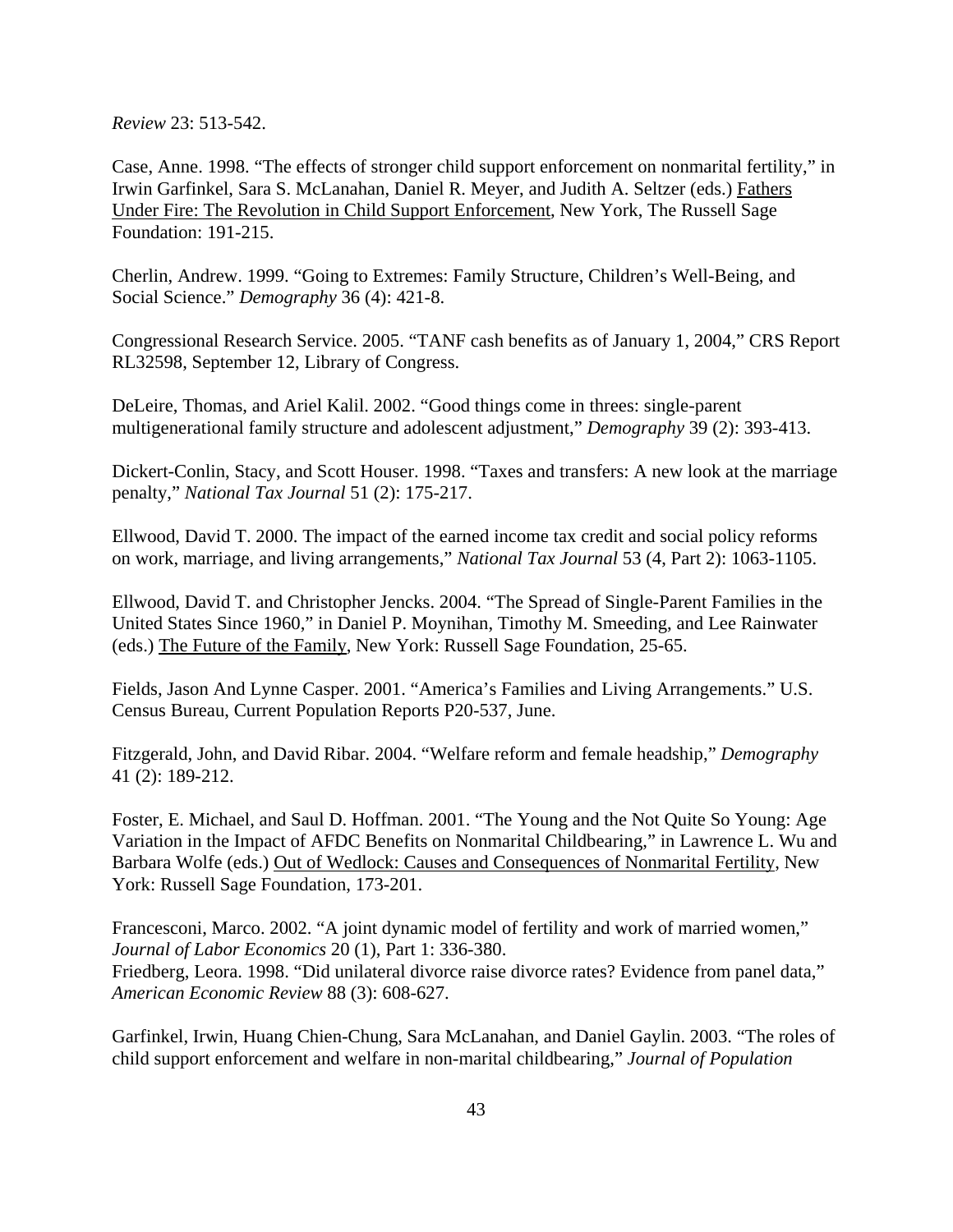*Review* 23: 513-542.

Case, Anne. 1998. “The effects of stronger child support enforcement on nonmarital fertility,” in Irwin Garfinkel, Sara S. McLanahan, Daniel R. Meyer, and Judith A. Seltzer (eds.) Fathers Under Fire: The Revolution in Child Support Enforcement, New York, The Russell Sage Foundation: 191-215.

Cherlin, Andrew. 1999. “Going to Extremes: Family Structure, Children’s Well-Being, and Social Science.” *Demography* 36 (4): 421-8.

Congressional Research Service. 2005. “TANF cash benefits as of January 1, 2004,” CRS Report RL32598, September 12, Library of Congress.

DeLeire, Thomas, and Ariel Kalil. 2002. “Good things come in threes: single-parent multigenerational family structure and adolescent adjustment,” *Demography* 39 (2): 393-413.

Dickert-Conlin, Stacy, and Scott Houser. 1998. “Taxes and transfers: A new look at the marriage penalty,” *National Tax Journal* 51 (2): 175-217.

Ellwood, David T. 2000. The impact of the earned income tax credit and social policy reforms on work, marriage, and living arrangements,” *National Tax Journal* 53 (4, Part 2): 1063-1105.

Ellwood, David T. and Christopher Jencks. 2004. “The Spread of Single-Parent Families in the United States Since 1960,” in Daniel P. Moynihan, Timothy M. Smeeding, and Lee Rainwater (eds.) The Future of the Family, New York: Russell Sage Foundation, 25-65.

Fields, Jason And Lynne Casper. 2001. “America’s Families and Living Arrangements.” U.S. Census Bureau, Current Population Reports P20-537, June.

Fitzgerald, John, and David Ribar. 2004. “Welfare reform and female headship,” *Demography* 41 (2): 189-212.

Foster, E. Michael, and Saul D. Hoffman. 2001. “The Young and the Not Quite So Young: Age Variation in the Impact of AFDC Benefits on Nonmarital Childbearing,” in Lawrence L. Wu and Barbara Wolfe (eds.) Out of Wedlock: Causes and Consequences of Nonmarital Fertility, New York: Russell Sage Foundation, 173-201.

Francesconi, Marco. 2002. “A joint dynamic model of fertility and work of married women,” *Journal of Labor Economics* 20 (1), Part 1: 336-380.

Friedberg, Leora. 1998. “Did unilateral divorce raise divorce rates? Evidence from panel data,” *American Economic Review* 88 (3): 608-627.

Garfinkel, Irwin, Huang Chien-Chung, Sara McLanahan, and Daniel Gaylin. 2003. “The roles of child support enforcement and welfare in non-marital childbearing,” *Journal of Population*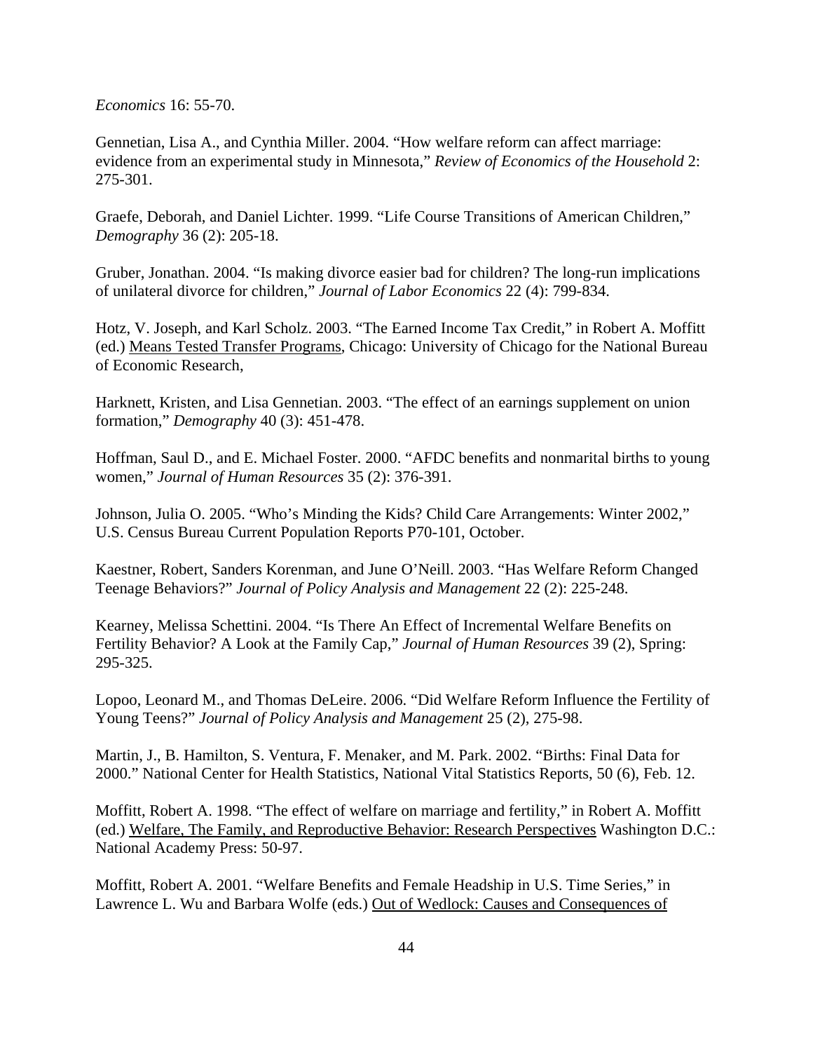*Economics* 16: 55-70.

Gennetian, Lisa A., and Cynthia Miller. 2004. "How welfare reform can affect marriage: evidence from an experimental study in Minnesota," *Review of Economics of the Household* 2: 275-301.

Graefe, Deborah, and Daniel Lichter. 1999. "Life Course Transitions of American Children," *Demography* 36 (2): 205-18.

Gruber, Jonathan. 2004. "Is making divorce easier bad for children? The long-run implications of unilateral divorce for children," *Journal of Labor Economics* 22 (4): 799-834.

Hotz, V. Joseph, and Karl Scholz. 2003. "The Earned Income Tax Credit," in Robert A. Moffitt (ed.) Means Tested Transfer Programs, Chicago: University of Chicago for the National Bureau of Economic Research,

Harknett, Kristen, and Lisa Gennetian. 2003. "The effect of an earnings supplement on union formation," *Demography* 40 (3): 451-478.

Hoffman, Saul D., and E. Michael Foster. 2000. "AFDC benefits and nonmarital births to young women," *Journal of Human Resources* 35 (2): 376-391.

Johnson, Julia O. 2005. "Who's Minding the Kids? Child Care Arrangements: Winter 2002," U.S. Census Bureau Current Population Reports P70-101, October.

Kaestner, Robert, Sanders Korenman, and June O'Neill. 2003. "Has Welfare Reform Changed Teenage Behaviors?" *Journal of Policy Analysis and Management* 22 (2): 225-248.

Kearney, Melissa Schettini. 2004. "Is There An Effect of Incremental Welfare Benefits on Fertility Behavior? A Look at the Family Cap," *Journal of Human Resources* 39 (2), Spring: 295-325.

Lopoo, Leonard M., and Thomas DeLeire. 2006. "Did Welfare Reform Influence the Fertility of Young Teens?" *Journal of Policy Analysis and Management* 25 (2), 275-98.

Martin, J., B. Hamilton, S. Ventura, F. Menaker, and M. Park. 2002. "Births: Final Data for 2000." National Center for Health Statistics, National Vital Statistics Reports, 50 (6), Feb. 12.

Moffitt, Robert A. 1998. "The effect of welfare on marriage and fertility," in Robert A. Moffitt (ed.) Welfare, The Family, and Reproductive Behavior: Research Perspectives Washington D.C.: National Academy Press: 50-97.

Moffitt, Robert A. 2001. "Welfare Benefits and Female Headship in U.S. Time Series," in Lawrence L. Wu and Barbara Wolfe (eds.) Out of Wedlock: Causes and Consequences of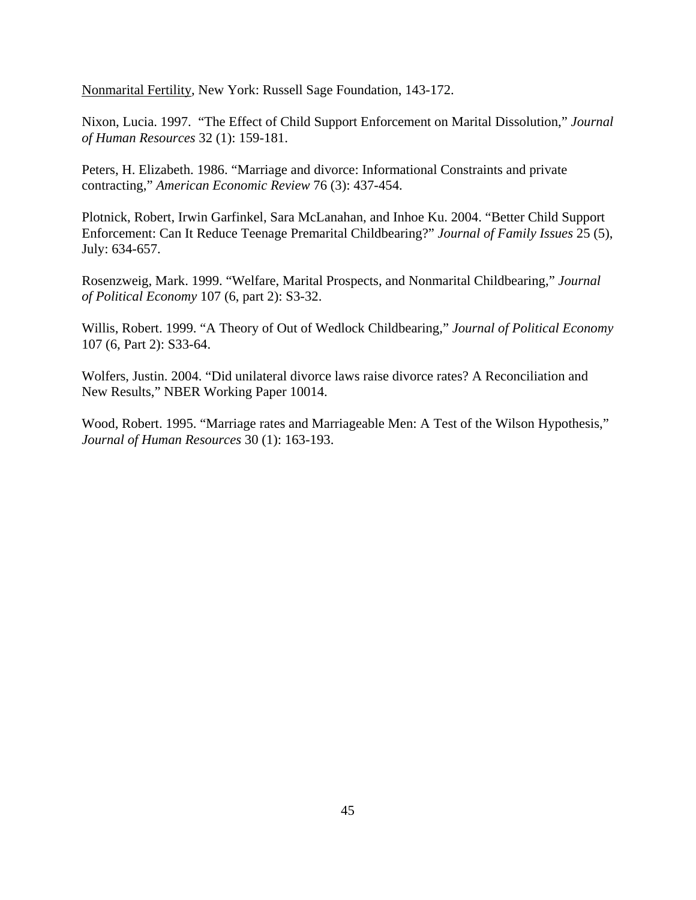<u>Nonmarital Fertility</u>, New York: Russell Sage Foundation, 143-172.

Nixon, Lucia. 1997. "The Effect of Child Support Enforcement on Marital Dissolution," *Journal of Human Resources* 32 (1): 159-181.

Peters, H. Elizabeth. 1986. "Marriage and divorce: Informational Constraints and private contracting," *American Economic Review* 76 (3): 437-454.

Plotnick, Robert, Irwin Garfinkel, Sara McLanahan, and Inhoe Ku. 2004. "Better Child Support Enforcement: Can It Reduce Teenage Premarital Childbearing?" *Journal of Family Issues* 25 (5), July: 634-657.

Rosenzweig, Mark. 1999. "Welfare, Marital Prospects, and Nonmarital Childbearing," *Journal of Political Economy* 107 (6, part 2): S3-32.

Willis, Robert. 1999. "A Theory of Out of Wedlock Childbearing," *Journal of Political Economy* 107 (6, Part 2): S33-64.

Wolfers, Justin. 2004. "Did unilateral divorce laws raise divorce rates? A Reconciliation and New Results," NBER Working Paper 10014.

Wood, Robert. 1995. "Marriage rates and Marriageable Men: A Test of the Wilson Hypothesis," *Journal of Human Resources* 30 (1): 163-193.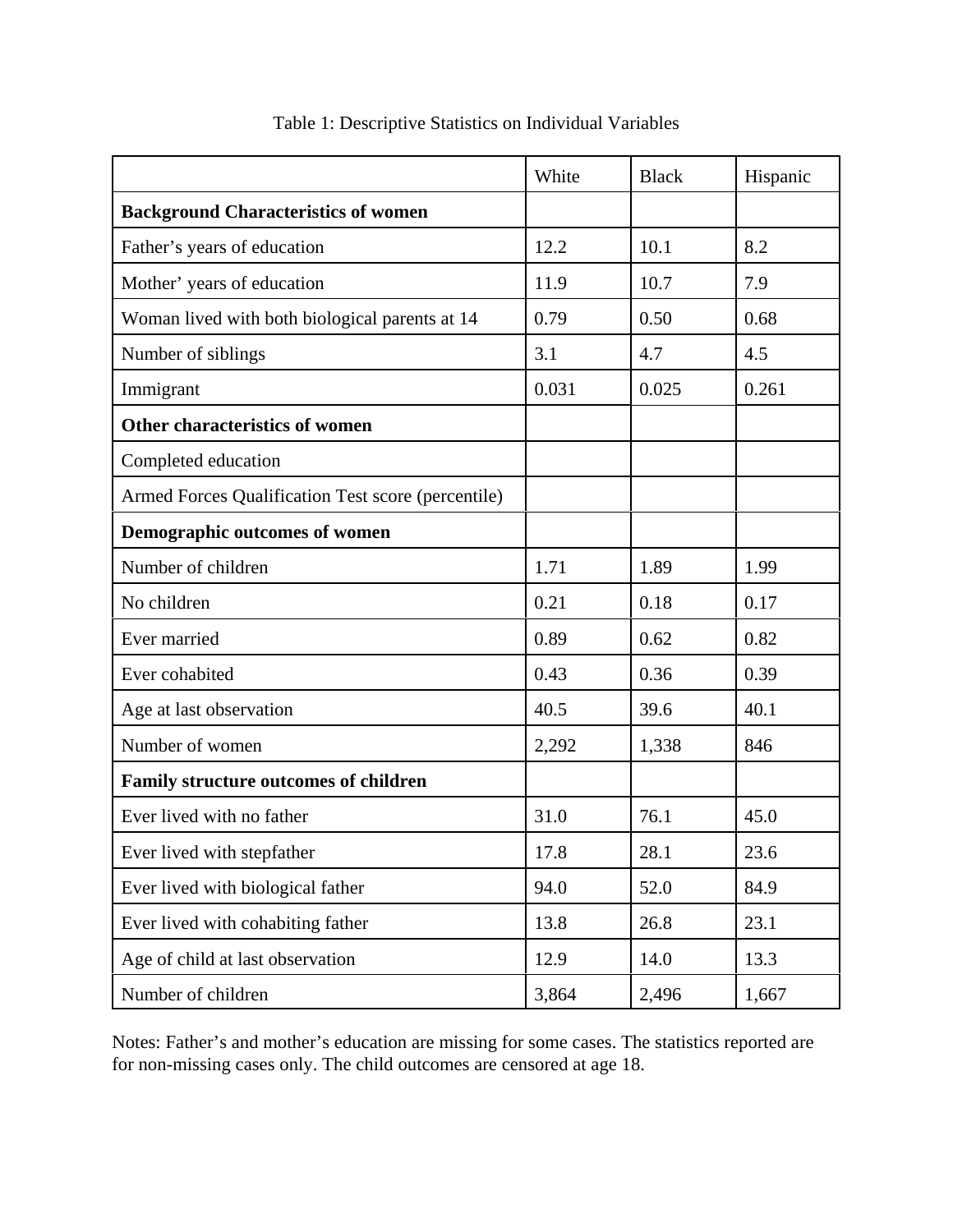Table 1: Descriptive Statistics on Individual Variables

| | White | Black | Hispanic |
|---|---|---|---|
| **Background Characteristics of women** | | | |
| Father's years of education | 12.2 | 10.1 | 8.2 |
| Mother' years of education | 11.9 | 10.7 | 7.9 |
| Woman lived with both biological parents at 14 | 0.79 | 0.50 | 0.68 |
| Number of siblings | 3.1 | 4.7 | 4.5 |
| Immigrant | 0.031 | 0.025 | 0.261 |
| **Other characteristics of women** | | | |
| Completed education | | | |
| Armed Forces Qualification Test score (percentile) | | | |
| **Demographic outcomes of women** | | | |
| Number of children | 1.71 | 1.89 | 1.99 |
| No children | 0.21 | 0.18 | 0.17 |
| Ever married | 0.89 | 0.62 | 0.82 |
| Ever cohabited | 0.43 | 0.36 | 0.39 |
| Age at last observation | 40.5 | 39.6 | 40.1 |
| Number of women | 2,292 | 1,338 | 846 |
| **Family structure outcomes of children** | | | |
| Ever lived with no father | 31.0 | 76.1 | 45.0 |
| Ever lived with stepfather | 17.8 | 28.1 | 23.6 |
| Ever lived with biological father | 94.0 | 52.0 | 84.9 |
| Ever lived with cohabiting father | 13.8 | 26.8 | 23.1 |
| Age of child at last observation | 12.9 | 14.0 | 13.3 |
| Number of children | 3,864 | 2,496 | 1,667 |

Notes: Father's and mother's education are missing for some cases. The statistics reported are for non-missing cases only. The child outcomes are censored at age 18.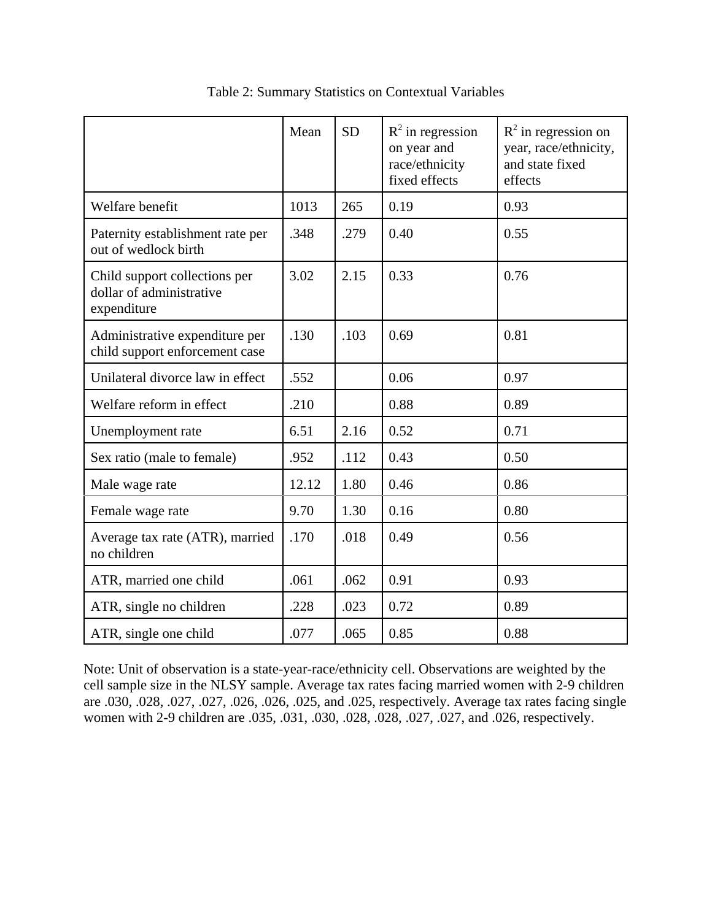Table 2: Summary Statistics on Contextual Variables

| | Mean | SD | $R^2$ in regression on year and race/ethnicity fixed effects | $R^2$ in regression on year, race/ethnicity, and state fixed effects |
|---|---|---|---|---|
| Welfare benefit | 1013 | 265 | 0.19 | 0.93 |
| Paternity establishment rate per out of wedlock birth | .348 | .279 | 0.40 | 0.55 |
| Child support collections per dollar of administrative expenditure | 3.02 | 2.15 | 0.33 | 0.76 |
| Administrative expenditure per child support enforcement case | .130 | .103 | 0.69 | 0.81 |
| Unilateral divorce law in effect | .552 | | 0.06 | 0.97 |
| Welfare reform in effect | .210 | | 0.88 | 0.89 |
| Unemployment rate | 6.51 | 2.16 | 0.52 | 0.71 |
| Sex ratio (male to female) | .952 | .112 | 0.43 | 0.50 |
| Male wage rate | 12.12 | 1.80 | 0.46 | 0.86 |
| Female wage rate | 9.70 | 1.30 | 0.16 | 0.80 |
| Average tax rate (ATR), married no children | .170 | .018 | 0.49 | 0.56 |
| ATR, married one child | .061 | .062 | 0.91 | 0.93 |
| ATR, single no children | .228 | .023 | 0.72 | 0.89 |
| ATR, single one child | .077 | .065 | 0.85 | 0.88 |

Note: Unit of observation is a state-year-race/ethnicity cell. Observations are weighted by the cell sample size in the NLSY sample. Average tax rates facing married women with 2-9 children are .030, .028, .027, .027, .026, .026, .025, and .025, respectively. Average tax rates facing single women with 2-9 children are .035, .031, .030, .028, .028, .027, .027, and .026, respectively.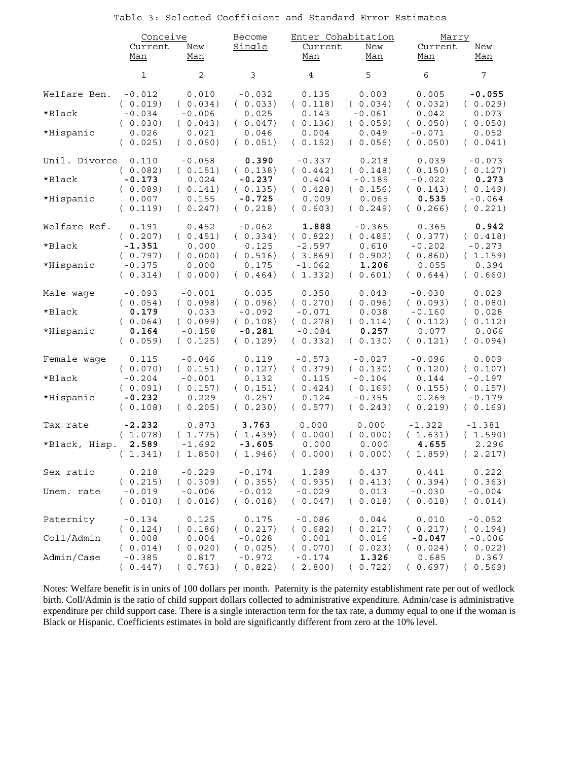Table 3: Selected Coefficient and Standard Error Estimates

| | Conceive | | Become | Enter Cohabitation | | Marry | |
|---|---|---|---|---|---|---|---|
| | Current Man | New Man | Single | Current Man | New Man | Current Man | New Man |
| | 1 | 2 | 3 | 4 | 5 | 6 | 7 |
| Welfare Ben. | -0.012 | 0.010 | -0.032 | 0.135 | 0.003 | 0.005 | **-0.055** |
| | ( 0.019) | ( 0.034) | ( 0.033) | ( 0.118) | ( 0.034) | ( 0.032) | ( 0.029) |
| *Black | -0.034 | -0.006 | 0.025 | 0.143 | -0.061 | 0.042 | 0.073 |
| | ( 0.030) | ( 0.043) | ( 0.047) | ( 0.136) | ( 0.059) | ( 0.050) | ( 0.050) |
| *Hispanic | 0.026 | 0.021 | 0.046 | 0.004 | 0.049 | -0.071 | 0.052 |
| | ( 0.025) | ( 0.050) | ( 0.051) | ( 0.152) | ( 0.056) | ( 0.050) | ( 0.041) |
| Unil. Divorce | 0.110 | -0.058 | **0.390** | -0.337 | 0.218 | 0.039 | -0.073 |
| | ( 0.082) | ( 0.151) | ( 0.138) | ( 0.442) | ( 0.148) | ( 0.150) | ( 0.127) |
| *Black | **-0.173** | 0.024 | **-0.237** | 0.404 | -0.185 | -0.022 | **0.273** |
| | ( 0.089) | ( 0.141) | ( 0.135) | ( 0.428) | ( 0.156) | ( 0.143) | ( 0.149) |
| *Hispanic | 0.007 | 0.155 | **-0.725** | 0.009 | 0.065 | **0.535** | -0.064 |
| | ( 0.119) | ( 0.247) | ( 0.218) | ( 0.603) | ( 0.249) | ( 0.266) | ( 0.221) |
| Welfare Ref. | 0.191 | 0.452 | -0.062 | **1.888** | -0.365 | 0.365 | **0.942** |
| | ( 0.207) | ( 0.451) | ( 0.334) | ( 0.822) | ( 0.485) | ( 0.377) | ( 0.418) |
| *Black | **-1.351** | 0.000 | 0.125 | -2.597 | 0.610 | -0.202 | -0.273 |
| | ( 0.797) | ( 0.000) | ( 0.516) | ( 3.869) | ( 0.902) | ( 0.860) | ( 1.159) |
| *Hispanic | -0.375 | 0.000 | 0.175 | -1.062 | **1.206** | 0.055 | 0.394 |
| | ( 0.314) | ( 0.000) | ( 0.464) | ( 1.332) | ( 0.601) | ( 0.644) | ( 0.660) |
| Male wage | -0.093 | -0.001 | 0.035 | 0.350 | 0.043 | -0.030 | 0.029 |
| | ( 0.054) | ( 0.098) | ( 0.096) | ( 0.270) | ( 0.096) | ( 0.093) | ( 0.080) |
| *Black | **0.179** | 0.033 | -0.092 | -0.071 | 0.038 | -0.160 | 0.028 |
| | ( 0.064) | ( 0.099) | ( 0.108) | ( 0.278) | ( 0.114) | ( 0.112) | ( 0.112) |
| *Hispanic | **0.164** | -0.158 | **-0.281** | -0.084 | **0.257** | 0.077 | 0.066 |
| | ( 0.059) | ( 0.125) | ( 0.129) | ( 0.332) | ( 0.130) | ( 0.121) | ( 0.094) |
| Female wage | 0.115 | -0.046 | 0.119 | -0.573 | -0.027 | -0.096 | 0.009 |
| | ( 0.070) | ( 0.151) | ( 0.127) | ( 0.379) | ( 0.130) | ( 0.120) | ( 0.107) |
| *Black | -0.204 | -0.001 | 0.132 | 0.115 | -0.104 | 0.144 | -0.197 |
| | ( 0.091) | ( 0.157) | ( 0.151) | ( 0.424) | ( 0.169) | ( 0.155) | ( 0.157) |
| *Hispanic | **-0.232** | 0.229 | 0.257 | 0.124 | -0.355 | 0.269 | -0.179 |
| | ( 0.108) | ( 0.205) | ( 0.230) | ( 0.577) | ( 0.243) | ( 0.219) | ( 0.169) |
| Tax rate | **-2.232** | 0.873 | **3.763** | 0.000 | 0.000 | -1.322 | -1.381 |
| | ( 1.078) | ( 1.775) | ( 1.439) | ( 0.000) | ( 0.000) | ( 1.631) | ( 1.590) |
| *Black, Hisp. | **2.589** | -1.692 | **-3.605** | 0.000 | 0.000 | **4.655** | 2.296 |
| | ( 1.341) | ( 1.850) | ( 1.946) | ( 0.000) | ( 0.000) | ( 1.859) | ( 2.217) |
| Sex ratio | 0.218 | -0.229 | -0.174 | 1.289 | 0.437 | 0.441 | 0.222 |
| | ( 0.215) | ( 0.309) | ( 0.355) | ( 0.935) | ( 0.413) | ( 0.394) | ( 0.363) |
| Unem. rate | -0.019 | -0.006 | -0.012 | -0.029 | 0.013 | -0.030 | -0.004 |
| | ( 0.010) | ( 0.016) | ( 0.018) | ( 0.047) | ( 0.018) | ( 0.018) | ( 0.014) |
| Paternity | -0.134 | 0.125 | 0.175 | -0.086 | 0.044 | 0.010 | -0.052 |
| | ( 0.124) | ( 0.186) | ( 0.217) | ( 0.682) | ( 0.217) | ( 0.217) | ( 0.194) |
| Coll/Admin | 0.008 | 0.004 | -0.028 | 0.001 | 0.016 | **-0.047** | -0.006 |
| | ( 0.014) | ( 0.020) | ( 0.025) | ( 0.070) | ( 0.023) | ( 0.024) | ( 0.022) |
| Admin/Case | -0.385 | 0.817 | -0.972 | -0.174 | **1.326** | 0.685 | 0.367 |
| | ( 0.447) | ( 0.763) | ( 0.822) | ( 2.800) | ( 0.722) | ( 0.697) | ( 0.569) |

Notes: Welfare benefit is in units of 100 dollars per month. Paternity is the paternity establishment rate per out of wedlock birth. Coll/Admin is the ratio of child support dollars collected to administrative expenditure. Admin/case is administrative expenditure per child support case. There is a single interaction term for the tax rate, a dummy equal to one if the woman is Black or Hispanic. Coefficients estimates in bold are significantly different from zero at the 10% level.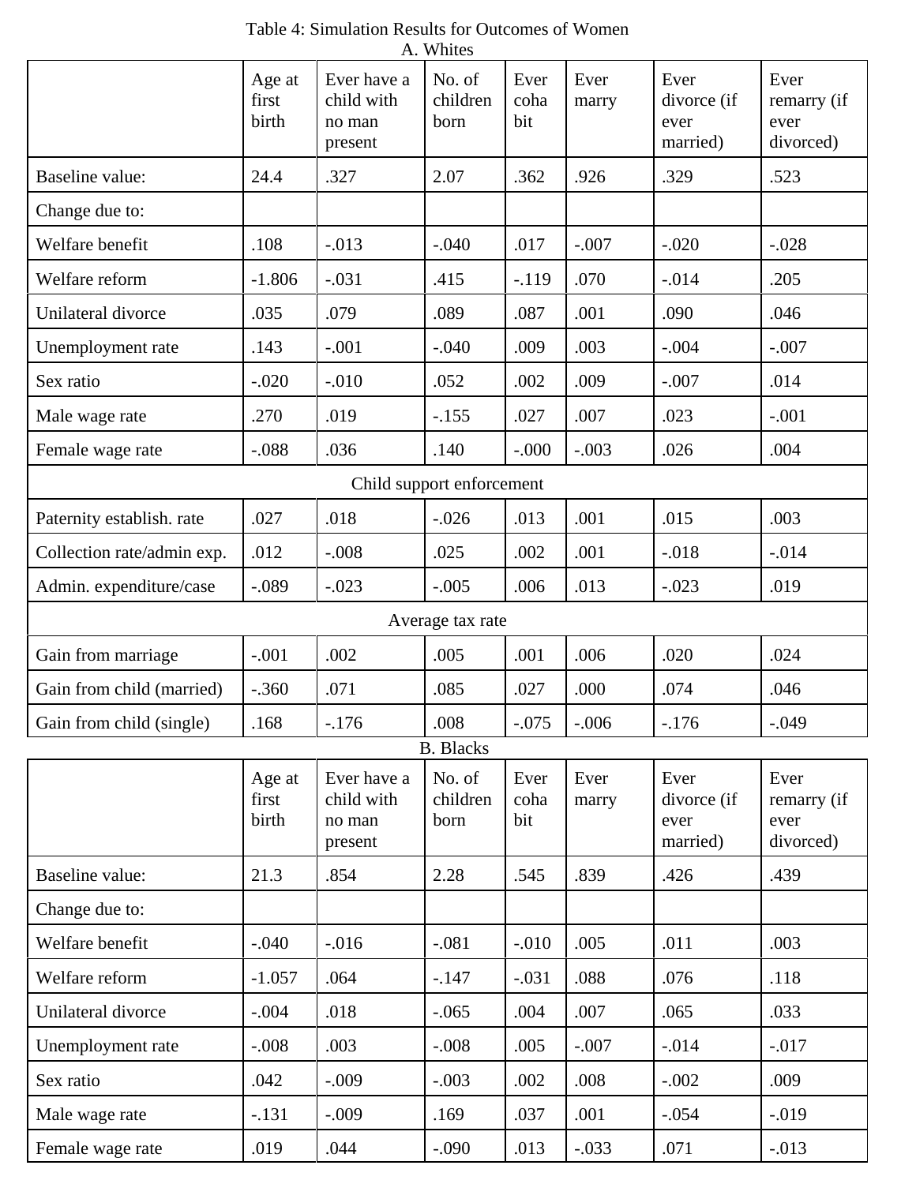Table 4: Simulation Results for Outcomes of Women

A. Whites

| | Age at first birth | Ever have a child with no man present | No. of children born | Ever cohabit | Ever marry | Ever divorce (if ever married) | Ever remarry (if ever divorced) |
|---|---|---|---|---|---|---|---|
| Baseline value: | 24.4 | .327 | 2.07 | .362 | .926 | .329 | .523 |
| Change due to: | | | | | | | |
| Welfare benefit | .108 | -.013 | -.040 | .017 | -.007 | -.020 | -.028 |
| Welfare reform | -1.806 | -.031 | .415 | -.119 | .070 | -.014 | .205 |
| Unilateral divorce | .035 | .079 | .089 | .087 | .001 | .090 | .046 |
| Unemployment rate | .143 | -.001 | -.040 | .009 | .003 | -.004 | -.007 |
| Sex ratio | -.020 | -.010 | .052 | .002 | .009 | -.007 | .014 |
| Male wage rate | .270 | .019 | -.155 | .027 | .007 | .023 | -.001 |
| Female wage rate | -.088 | .036 | .140 | -.000 | -.003 | .026 | .004 |
| Child support enforcement | | | | | | | |
| Paternity establish. rate | .027 | .018 | -.026 | .013 | .001 | .015 | .003 |
| Collection rate/admin exp. | .012 | -.008 | .025 | .002 | .001 | -.018 | -.014 |
| Admin. expenditure/case | -.089 | -.023 | -.005 | .006 | .013 | -.023 | .019 |
| Average tax rate | | | | | | | |
| Gain from marriage | -.001 | .002 | .005 | .001 | .006 | .020 | .024 |
| Gain from child (married) | -.360 | .071 | .085 | .027 | .000 | .074 | .046 |
| Gain from child (single) | .168 | -.176 | .008 | -.075 | -.006 | -.176 | -.049 |

B. Blacks

| | Age at first birth | Ever have a child with no man present | No. of children born | Ever cohabit | Ever marry | Ever divorce (if ever married) | Ever remarry (if ever divorced) |
|---|---|---|---|---|---|---|---|
| Baseline value: | 21.3 | .854 | 2.28 | .545 | .839 | .426 | .439 |
| Change due to: | | | | | | | |
| Welfare benefit | -.040 | -.016 | -.081 | -.010 | .005 | .011 | .003 |
| Welfare reform | -1.057 | .064 | -.147 | -.031 | .088 | .076 | .118 |
| Unilateral divorce | -.004 | .018 | -.065 | .004 | .007 | .065 | .033 |
| Unemployment rate | -.008 | .003 | -.008 | .005 | -.007 | -.014 | -.017 |
| Sex ratio | .042 | -.009 | -.003 | .002 | .008 | -.002 | .009 |
| Male wage rate | -.131 | -.009 | .169 | .037 | .001 | -.054 | -.019 |
| Female wage rate | .019 | .044 | -.090 | .013 | -.033 | .071 | -.013 |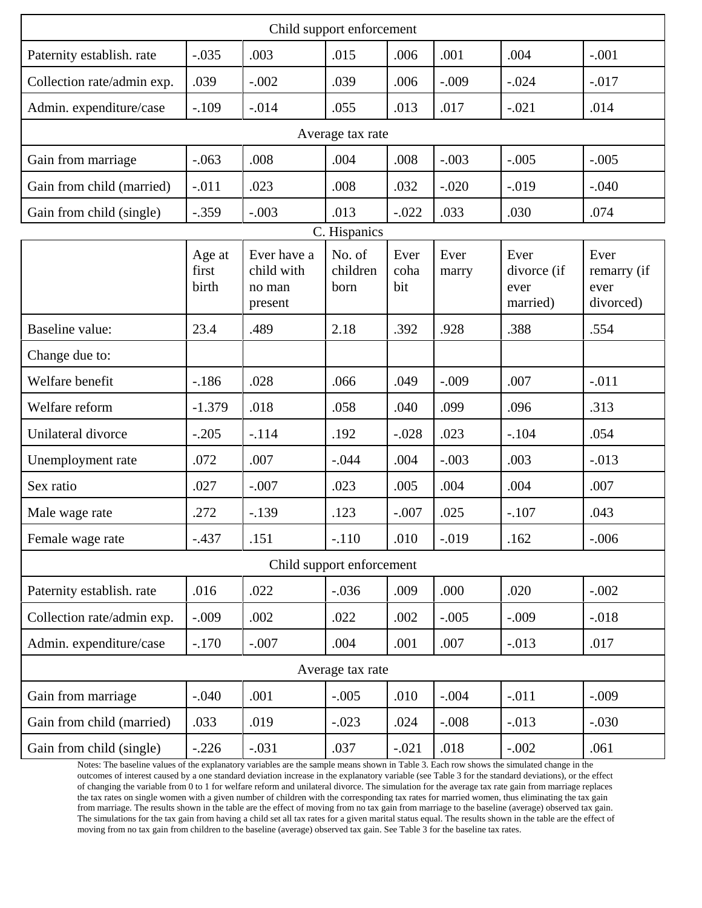| Child support enforcement | | | | | | | |
|---|---|---|---|---|---|---|---|
| Paternity establish. rate | -.035 | .003 | .015 | .006 | .001 | .004 | -.001 |
| Collection rate/admin exp. | .039 | -.002 | .039 | .006 | -.009 | -.024 | -.017 |
| Admin. expenditure/case | -.109 | -.014 | .055 | .013 | .017 | -.021 | .014 |
| **Average tax rate** | | | | | | | |
| Gain from marriage | -.063 | .008 | .004 | .008 | -.003 | -.005 | -.005 |
| Gain from child (married) | -.011 | .023 | .008 | .032 | -.020 | -.019 | -.040 |
| Gain from child (single) | -.359 | -.003 | .013 | -.022 | .033 | .030 | .074 |

C. Hispanics

| | Age at first birth | Ever have a child with no man present | No. of children born | Ever cohabit | Ever marry | Ever divorce (if ever married) | Ever remarry (if ever divorced) |
|---|---|---|---|---|---|---|---|
| Baseline value: | 23.4 | .489 | 2.18 | .392 | .928 | .388 | .554 |
| Change due to: | | | | | | | |
| Welfare benefit | -.186 | .028 | .066 | .049 | -.009 | .007 | -.011 |
| Welfare reform | -1.379 | .018 | .058 | .040 | .099 | .096 | .313 |
| Unilateral divorce | -.205 | -.114 | .192 | -.028 | .023 | -.104 | .054 |
| Unemployment rate | .072 | .007 | -.044 | .004 | -.003 | .003 | -.013 |
| Sex ratio | .027 | -.007 | .023 | .005 | .004 | .004 | .007 |
| Male wage rate | .272 | -.139 | .123 | -.007 | .025 | -.107 | .043 |
| Female wage rate | -.437 | .151 | -.110 | .010 | -.019 | .162 | -.006 |
| **Child support enforcement** | | | | | | | |
| Paternity establish. rate | .016 | .022 | -.036 | .009 | .000 | .020 | -.002 |
| Collection rate/admin exp. | -.009 | .002 | .022 | .002 | -.005 | -.009 | -.018 |
| Admin. expenditure/case | -.170 | -.007 | .004 | .001 | .007 | -.013 | .017 |
| **Average tax rate** | | | | | | | |
| Gain from marriage | -.040 | .001 | -.005 | .010 | -.004 | -.011 | -.009 |
| Gain from child (married) | .033 | .019 | -.023 | .024 | -.008 | -.013 | -.030 |
| Gain from child (single) | -.226 | -.031 | .037 | -.021 | .018 | -.002 | .061 |

Notes: The baseline values of the explanatory variables are the sample means shown in Table 3. Each row shows the simulated change in the outcomes of interest caused by a one standard deviation increase in the explanatory variable (see Table 3 for the standard deviations), or the effect of changing the variable from 0 to 1 for welfare reform and unilateral divorce. The simulation for the average tax rate gain from marriage replaces the tax rates on single women with a given number of children with the corresponding tax rates for married women, thus eliminating the tax gain from marriage. The results shown in the table are the effect of moving from no tax gain from marriage to the baseline (average) observed tax gain. The simulations for the tax gain from having a child set all tax rates for a given marital status equal. The results shown in the table are the effect of moving from no tax gain from children to the baseline (average) observed tax gain. See Table 3 for the baseline tax rates.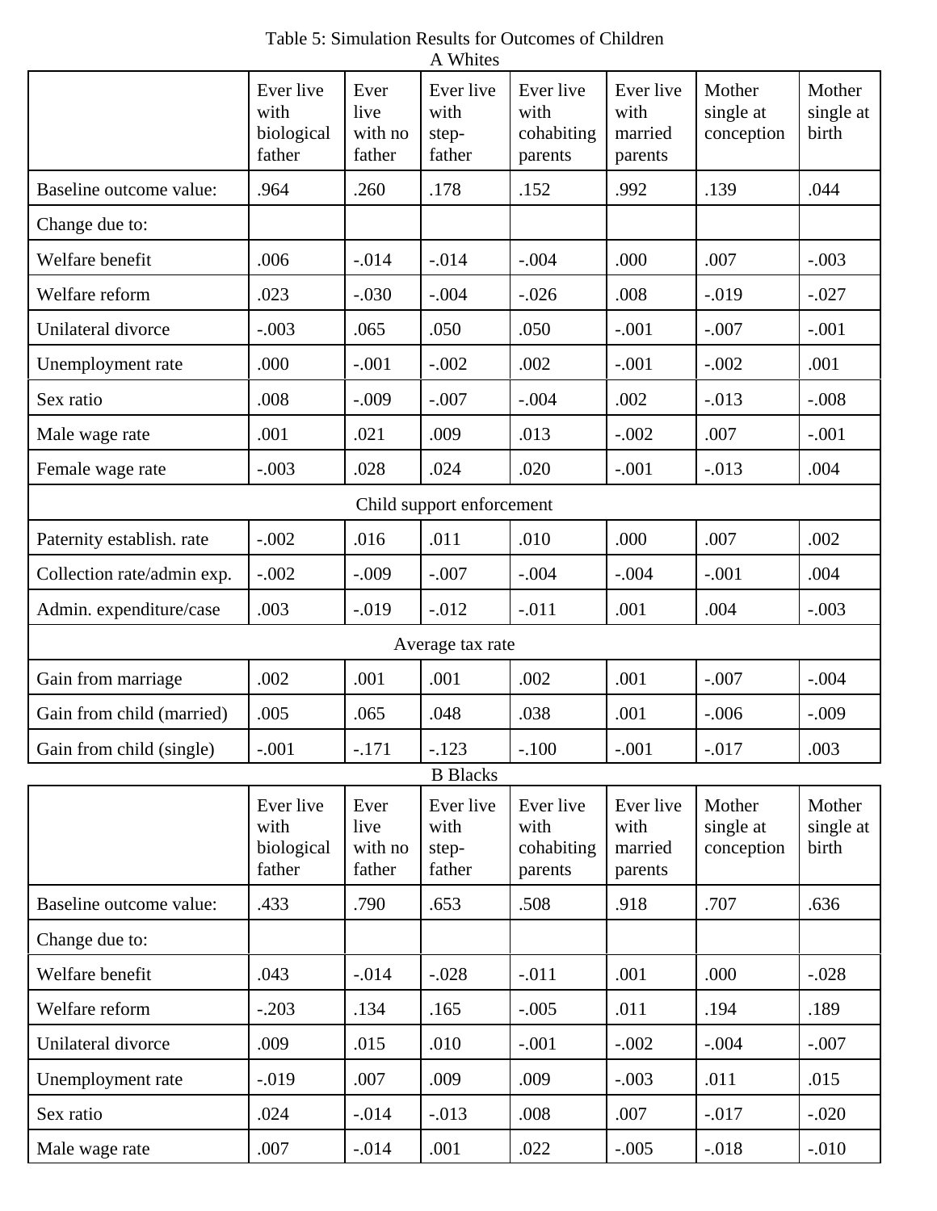Table 5: Simulation Results for Outcomes of Children

A Whites

| | Ever live with biological father | Ever live with no father | Ever live with step-father | Ever live with cohabiting parents | Ever live with married parents | Mother single at conception | Mother single at birth |
|---|---|---|---|---|---|---|---|
| Baseline outcome value: | .964 | .260 | .178 | .152 | .992 | .139 | .044 |
| Change due to: | | | | | | | |
| Welfare benefit | .006 | -.014 | -.014 | -.004 | .000 | .007 | -.003 |
| Welfare reform | .023 | -.030 | -.004 | -.026 | .008 | -.019 | -.027 |
| Unilateral divorce | -.003 | .065 | .050 | .050 | -.001 | -.007 | -.001 |
| Unemployment rate | .000 | -.001 | -.002 | .002 | -.001 | -.002 | .001 |
| Sex ratio | .008 | -.009 | -.007 | -.004 | .002 | -.013 | -.008 |
| Male wage rate | .001 | .021 | .009 | .013 | -.002 | .007 | -.001 |
| Female wage rate | -.003 | .028 | .024 | .020 | -.001 | -.013 | .004 |
| Child support enforcement | | | | | | | |
| Paternity establish. rate | -.002 | .016 | .011 | .010 | .000 | .007 | .002 |
| Collection rate/admin exp. | -.002 | -.009 | -.007 | -.004 | -.004 | -.001 | .004 |
| Admin. expenditure/case | .003 | -.019 | -.012 | -.011 | .001 | .004 | -.003 |
| Average tax rate | | | | | | | |
| Gain from marriage | .002 | .001 | .001 | .002 | .001 | -.007 | -.004 |
| Gain from child (married) | .005 | .065 | .048 | .038 | .001 | -.006 | -.009 |
| Gain from child (single) | -.001 | -.171 | -.123 | -.100 | -.001 | -.017 | .003 |

B Blacks

| | Ever live with biological father | Ever live with no father | Ever live with step-father | Ever live with cohabiting parents | Ever live with married parents | Mother single at conception | Mother single at birth |
|---|---|---|---|---|---|---|---|
| Baseline outcome value: | .433 | .790 | .653 | .508 | .918 | .707 | .636 |
| Change due to: | | | | | | | |
| Welfare benefit | .043 | -.014 | -.028 | -.011 | .001 | .000 | -.028 |
| Welfare reform | -.203 | .134 | .165 | -.005 | .011 | .194 | .189 |
| Unilateral divorce | .009 | .015 | .010 | -.001 | -.002 | -.004 | -.007 |
| Unemployment rate | -.019 | .007 | .009 | .009 | -.003 | .011 | .015 |
| Sex ratio | .024 | -.014 | -.013 | .008 | .007 | -.017 | -.020 |
| Male wage rate | .007 | -.014 | .001 | .022 | -.005 | -.018 | -.010 |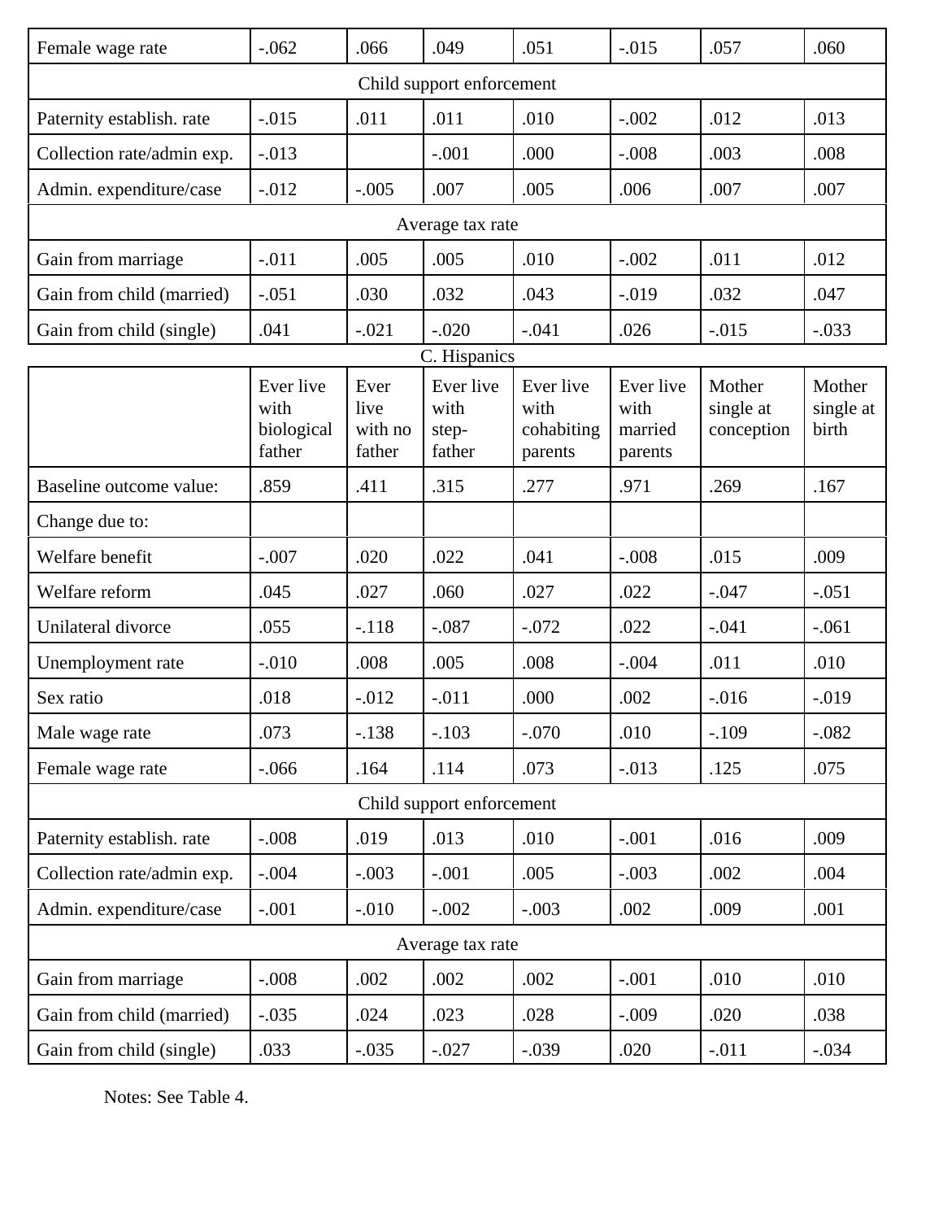| Female wage rate | -.062 | .066 | .049 | .051 | -.015 | .057 | .060 |
|---|---|---|---|---|---|---|---|
| Child support enforcement | | | | | | | |
| Paternity establish. rate | -.015 | .011 | .011 | .010 | -.002 | .012 | .013 |
| Collection rate/admin exp. | -.013 | | -.001 | .000 | -.008 | .003 | .008 |
| Admin. expenditure/case | -.012 | -.005 | .007 | .005 | .006 | .007 | .007 |
| Average tax rate | | | | | | | |
| Gain from marriage | -.011 | .005 | .005 | .010 | -.002 | .011 | .012 |
| Gain from child (married) | -.051 | .030 | .032 | .043 | -.019 | .032 | .047 |
| Gain from child (single) | .041 | -.021 | -.020 | -.041 | .026 | -.015 | -.033 |

C. Hispanics

| | Ever live with biological father | Ever live with no father | Ever live with step-father | Ever live with cohabiting parents | Ever live with married parents | Mother single at conception | Mother single at birth |
|---|---|---|---|---|---|---|---|
| Baseline outcome value: | .859 | .411 | .315 | .277 | .971 | .269 | .167 |
| Change due to: | | | | | | | |
| Welfare benefit | -.007 | .020 | .022 | .041 | -.008 | .015 | .009 |
| Welfare reform | .045 | .027 | .060 | .027 | .022 | -.047 | -.051 |
| Unilateral divorce | .055 | -.118 | -.087 | -.072 | .022 | -.041 | -.061 |
| Unemployment rate | -.010 | .008 | .005 | .008 | -.004 | .011 | .010 |
| Sex ratio | .018 | -.012 | -.011 | .000 | .002 | -.016 | -.019 |
| Male wage rate | .073 | -.138 | -.103 | -.070 | .010 | -.109 | -.082 |
| Female wage rate | -.066 | .164 | .114 | .073 | -.013 | .125 | .075 |
| Child support enforcement | | | | | | | |
| Paternity establish. rate | -.008 | .019 | .013 | .010 | -.001 | .016 | .009 |
| Collection rate/admin exp. | -.004 | -.003 | -.001 | .005 | -.003 | .002 | .004 |
| Admin. expenditure/case | -.001 | -.010 | -.002 | -.003 | .002 | .009 | .001 |
| Average tax rate | | | | | | | |
| Gain from marriage | -.008 | .002 | .002 | .002 | -.001 | .010 | .010 |
| Gain from child (married) | -.035 | .024 | .023 | .028 | -.009 | .020 | .038 |
| Gain from child (single) | .033 | -.035 | -.027 | -.039 | .020 | -.011 | -.034 |

Notes: See Table 4.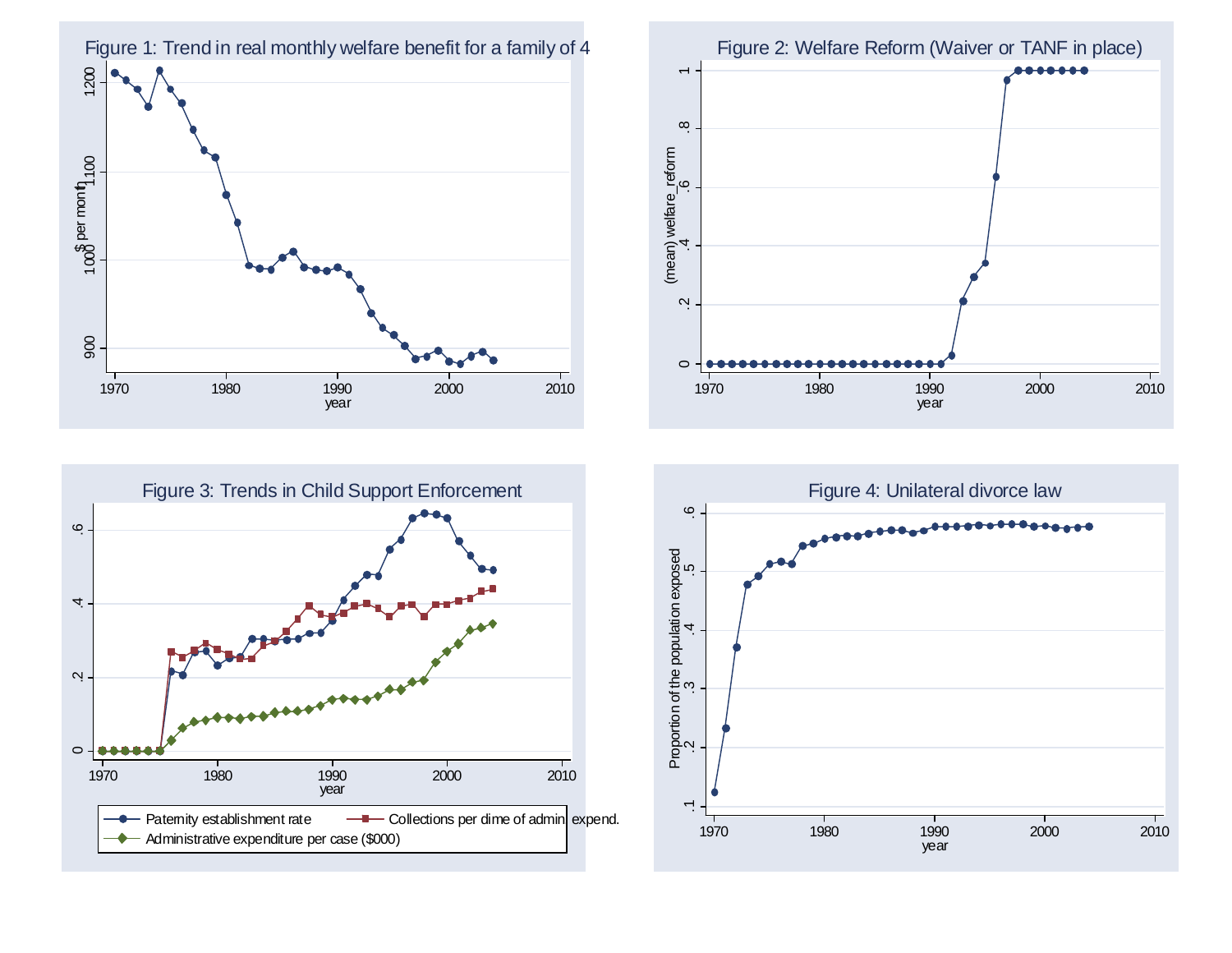Figure 1: Trend in real monthly welfare benefit for a family of 4

Figure 2: Welfare Reform (Waiver or TANF in place)

Figure 3: Trends in Child Support Enforcement

Figure 4: Unilateral divorce law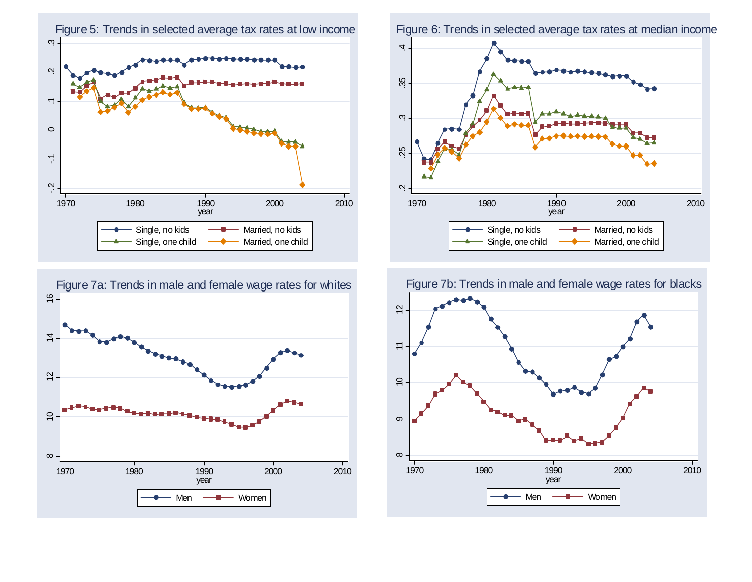Figure 5: Trends in selected average tax rates at low income

Figure 6: Trends in selected average tax rates at median income

Figure 7a: Trends in male and female wage rates for whites

Figure 7b: Trends in male and female wage rates for blacks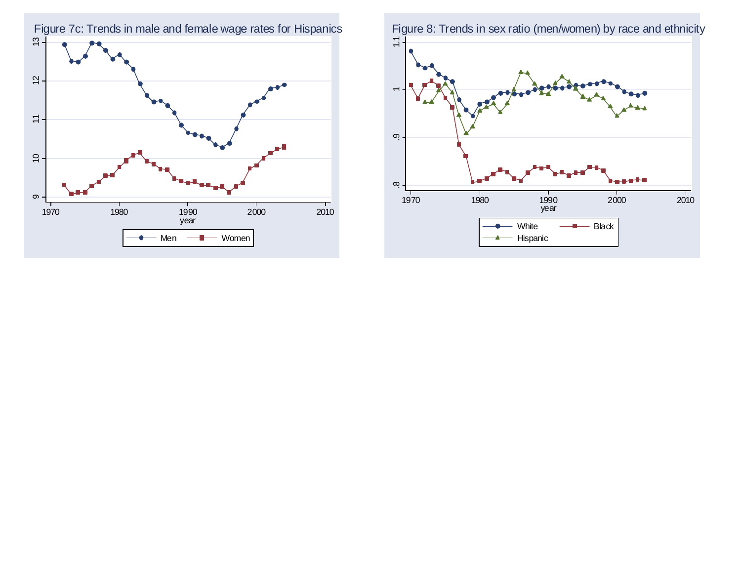Figure 7c: Trends in male and female wage rates for Hispanics

Figure 8: Trends in sex ratio (men/women) by race and ethnicity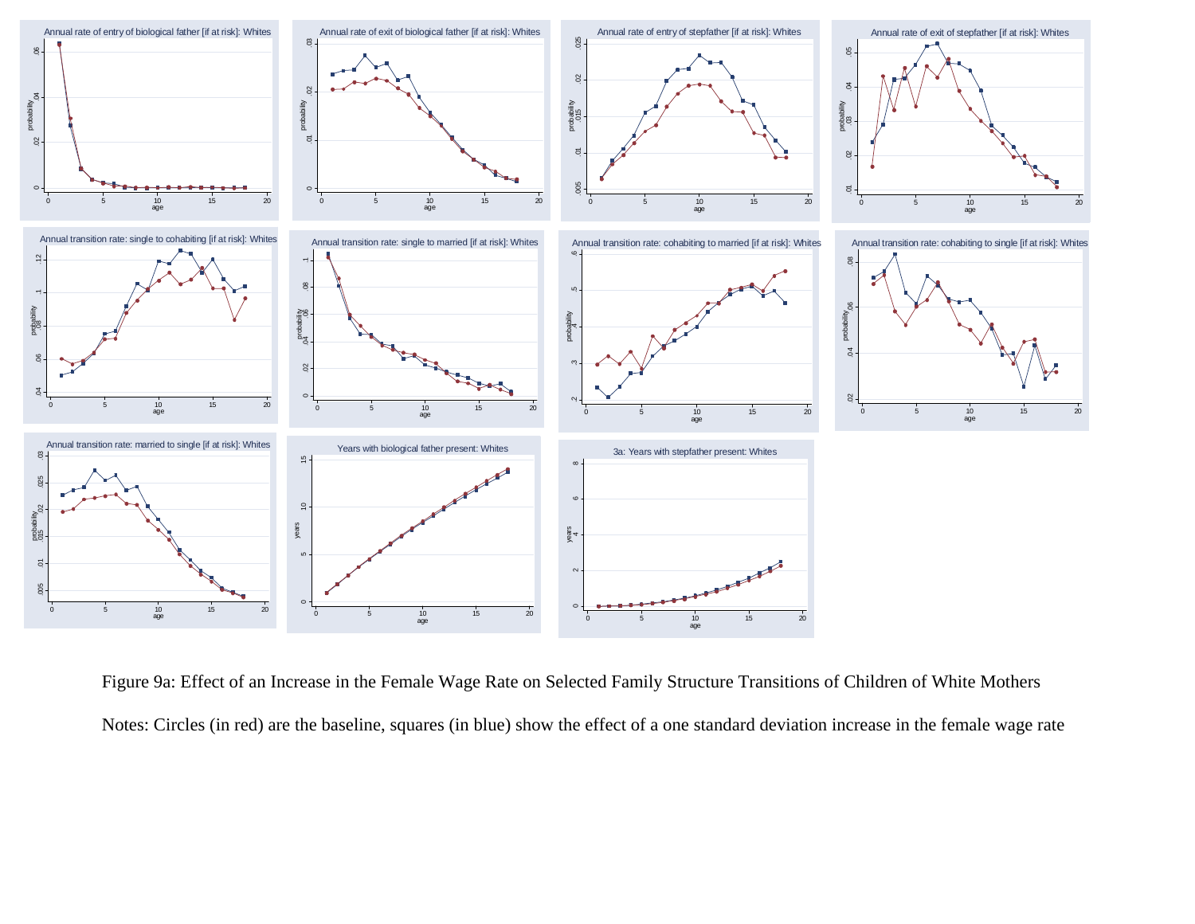Figure 9a: Effect of an Increase in the Female Wage Rate on Selected Family Structure Transitions of Children of White Mothers

Notes: Circles (in red) are the baseline, squares (in blue) show the effect of a one standard deviation increase in the female wage rate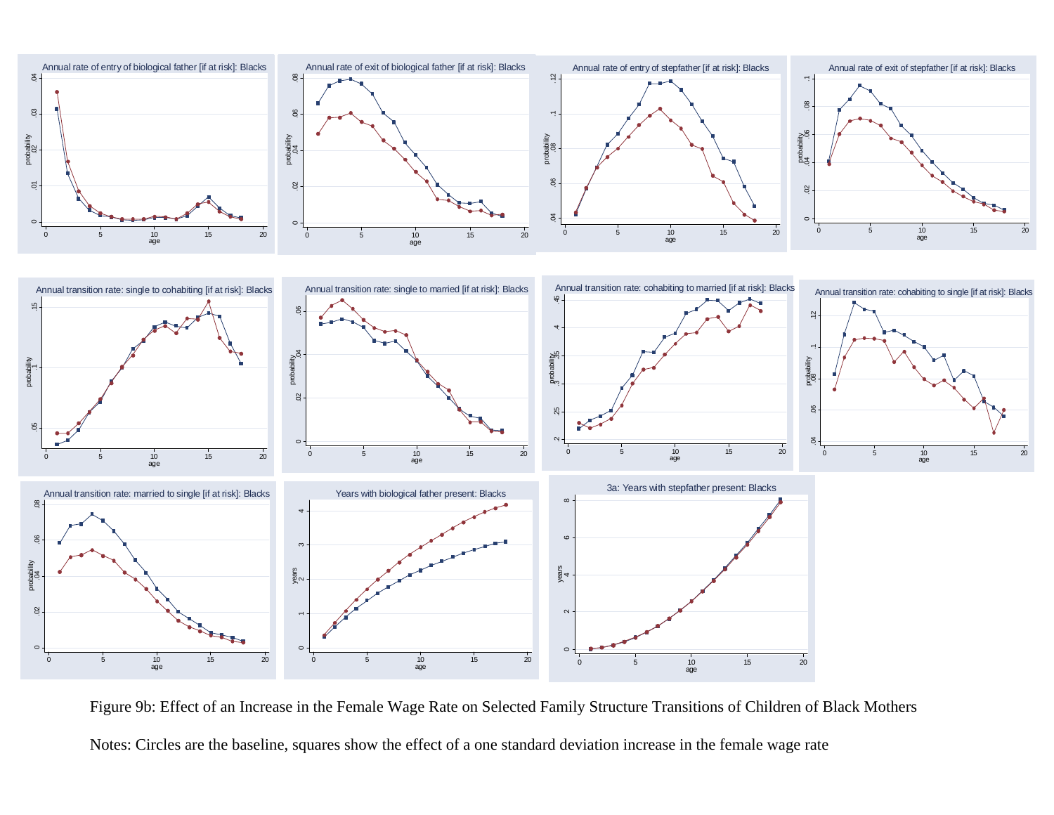Annual rate of entry of biological father [if at risk]: Blacks

Annual rate of exit of biological father [if at risk]: Blacks

Annual rate of entry of stepfather [if at risk]: Blacks

Annual rate of exit of stepfather [if at risk]: Blacks

Annual transition rate: single to cohabiting [if at risk]: Blacks

Annual transition rate: single to married [if at risk]: Blacks

Annual transition rate: cohabiting to married [if at risk]: Blacks

Annual transition rate: cohabiting to single [if at risk]: Blacks

Annual transition rate: married to single [if at risk]: Blacks

Years with biological father present: Blacks

3a: Years with stepfather present: Blacks

Figure 9b: Effect of an Increase in the Female Wage Rate on Selected Family Structure Transitions of Children of Black Mothers

Notes: Circles are the baseline, squares show the effect of a one standard deviation increase in the female wage rate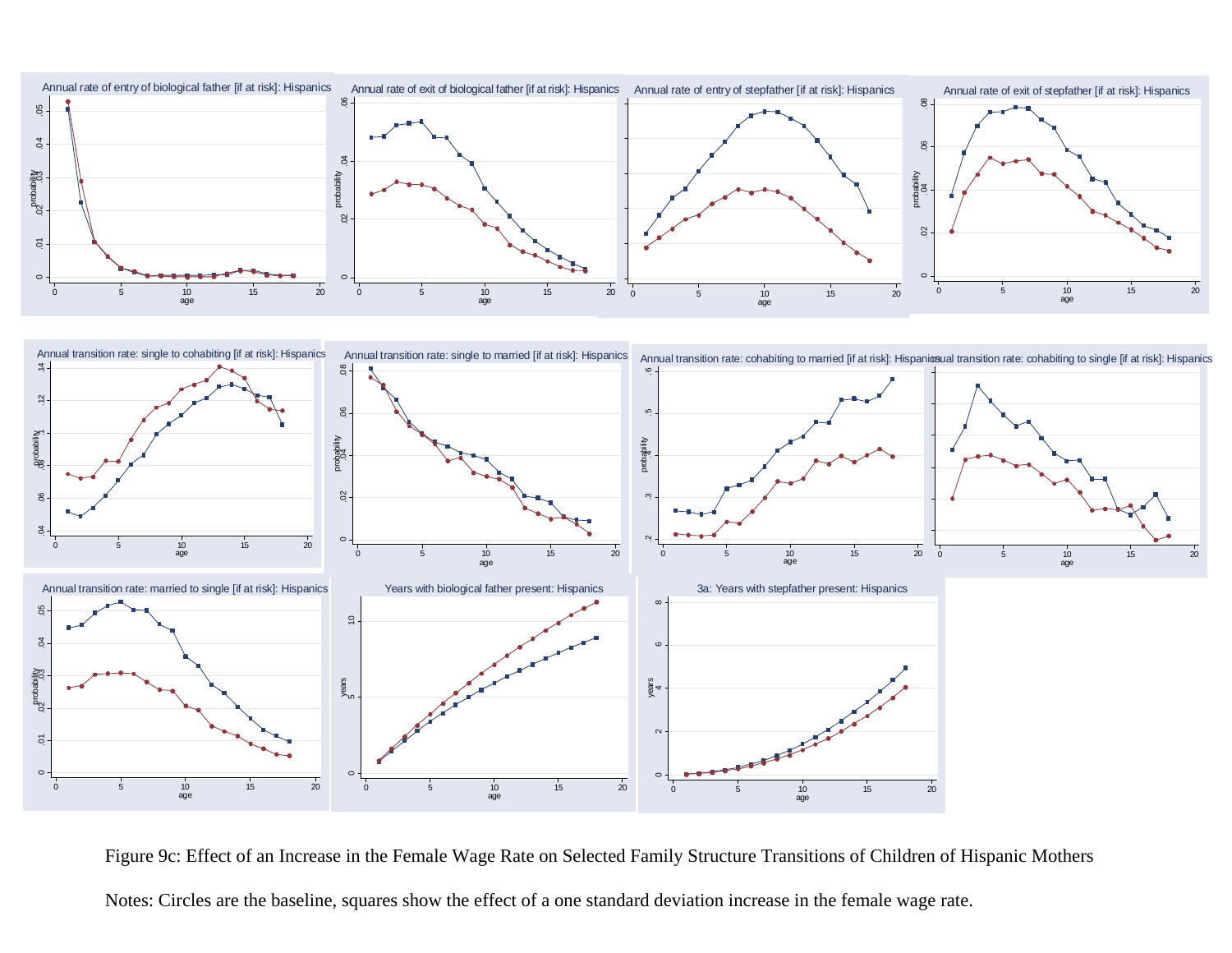Annual rate of entry of biological father [if at risk]: Hispanics

probability

0 .01 .02 .03 .04 .05

age

0 5 10 15 20

Annual rate of exit of biological father [if at risk]: Hispanics

probability

0 .02 .04 .06

age

0 5 10 15 20

Annual rate of entry of stepfather [if at risk]: Hispanics

age

0 5 10 15 20

Annual rate of exit of stepfather [if at risk]: Hispanics

probability

0 .02 .04 .06 .08

age

0 5 10 15 20

Annual transition rate: single to cohabiting [if at risk]: Hispanics

probability

.04 .06 .08 .1 .12 .14

age

0 5 10 15 20

Annual transition rate: single to married [if at risk]: Hispanics

probability

0 .02 .04 .06 .08

age

0 5 10 15 20

Annual transition rate: cohabiting to married [if at risk]: Hispanics

probability

.2 .3 .4 .5 .6

age

0 5 10 15 20

Annual transition rate: cohabiting to single [if at risk]: Hispanics

age

0 5 10 15 20

Annual transition rate: married to single [if at risk]: Hispanics

probability

0 .01 .02 .03 .04 .05

age

0 5 10 15 20

Years with biological father present: Hispanics

years

0 5 10

age

0 5 10 15 20

3a: Years with stepfather present: Hispanics

years

0 2 4 6 8

age

0 5 10 15 20

Figure 9c: Effect of an Increase in the Female Wage Rate on Selected Family Structure Transitions of Children of Hispanic Mothers

Notes: Circles are the baseline, squares show the effect of a one standard deviation increase in the female wage rate.